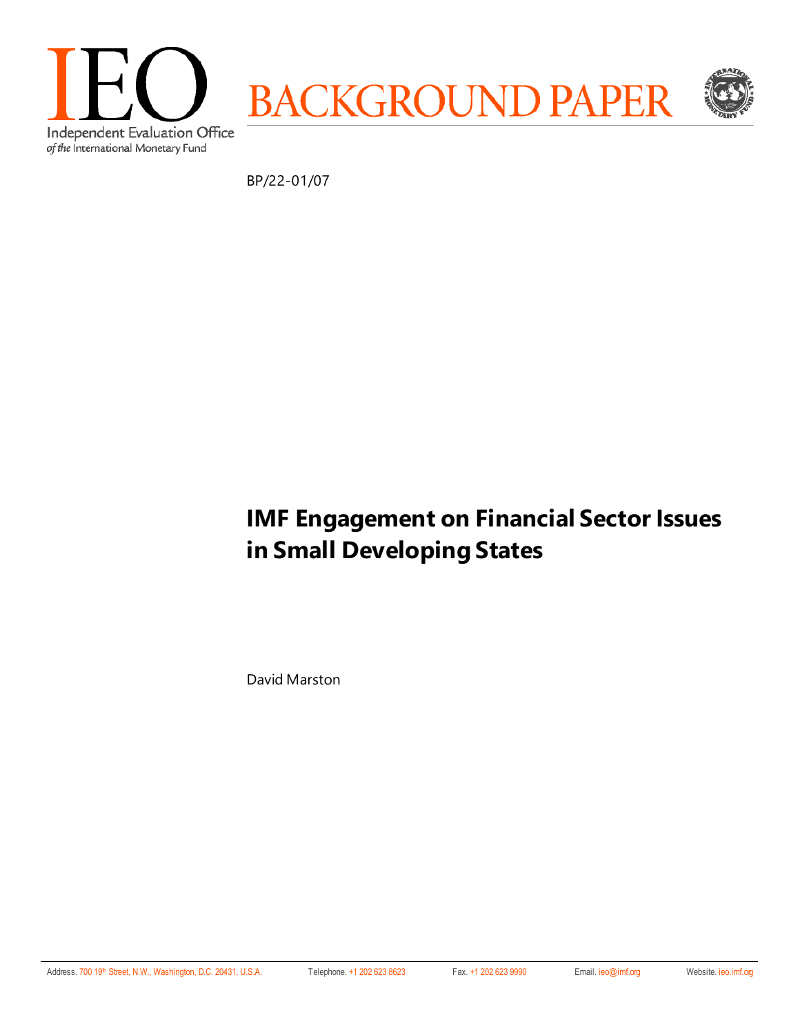IEO

Independent Evaluation Office
*of the* International Monetary Fund

BACKGROUND PAPER

BP/22-01/07

# IMF Engagement on Financial Sector Issues in Small Developing States

David Marston

Address. 700 19th Street, N.W., Washington, D.C. 20431, U.S.A. Telephone. +1 202 623 8623 Fax. +1 202 623 9990 Email. ieo@imf.org Website. ieo.imf.org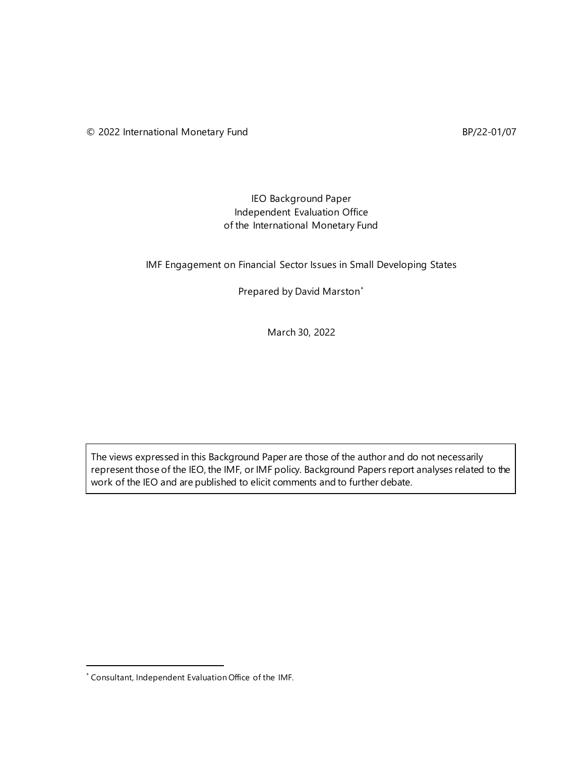© 2022 International Monetary Fund BP/22-01/07

IEO Background Paper
Independent Evaluation Office
of the International Monetary Fund

# IMF Engagement on Financial Sector Issues in Small Developing States

Prepared by David Marston*

March 30, 2022

> The views expressed in this Background Paper are those of the author and do not necessarily represent those of the IEO, the IMF, or IMF policy. Background Papers report analyses related to the work of the IEO and are published to elicit comments and to further debate.

---

* Consultant, Independent Evaluation Office of the IMF.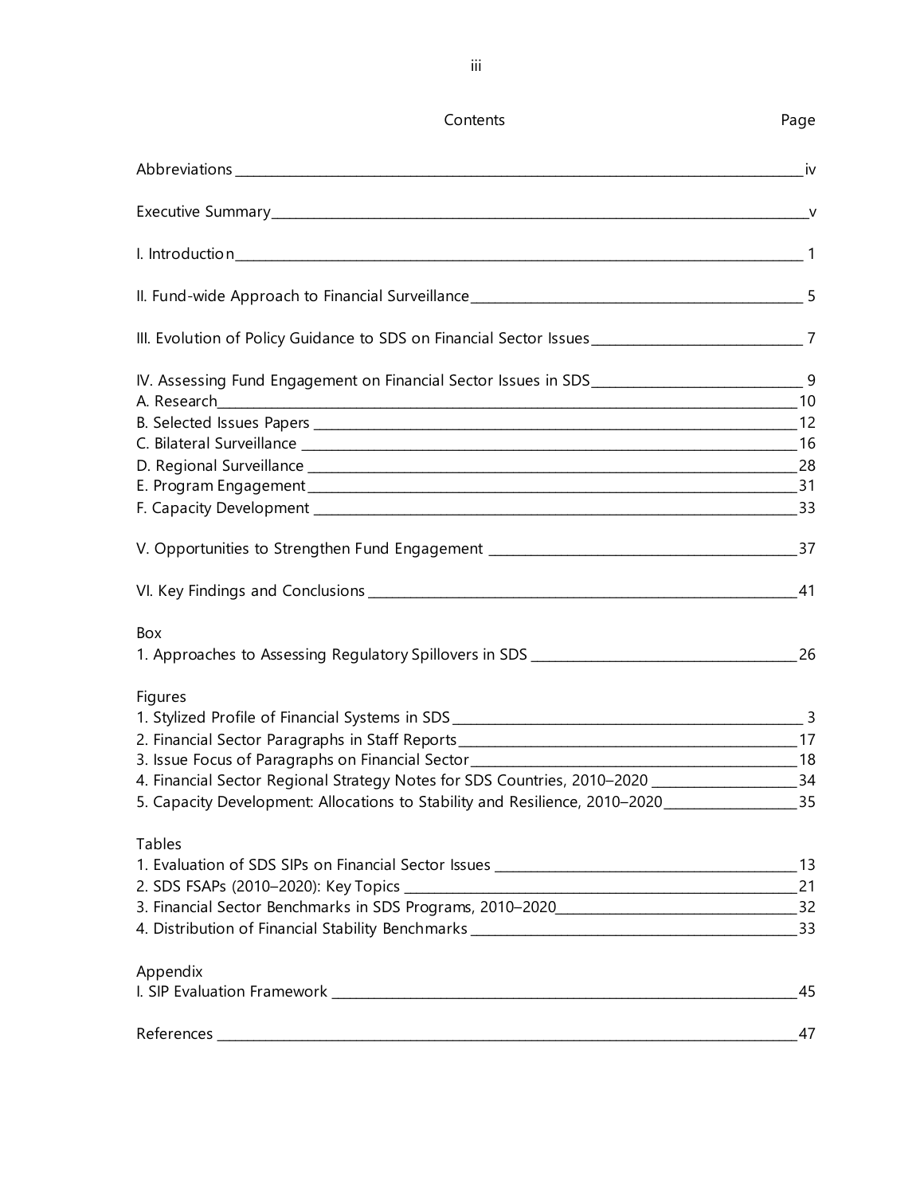# Contents

| | Page |
|---|---|
| Abbreviations | iv |
| Executive Summary | v |
| I. Introduction | 1 |
| II. Fund-wide Approach to Financial Surveillance | 5 |
| III. Evolution of Policy Guidance to SDS on Financial Sector Issues | 7 |
| IV. Assessing Fund Engagement on Financial Sector Issues in SDS | 9 |
| A. Research | 10 |
| B. Selected Issues Papers | 12 |
| C. Bilateral Surveillance | 16 |
| D. Regional Surveillance | 28 |
| E. Program Engagement | 31 |
| F. Capacity Development | 33 |
| V. Opportunities to Strengthen Fund Engagement | 37 |
| VI. Key Findings and Conclusions | 41 |
| **Box** | |
| 1. Approaches to Assessing Regulatory Spillovers in SDS | 26 |
| **Figures** | |
| 1. Stylized Profile of Financial Systems in SDS | 3 |
| 2. Financial Sector Paragraphs in Staff Reports | 17 |
| 3. Issue Focus of Paragraphs on Financial Sector | 18 |
| 4. Financial Sector Regional Strategy Notes for SDS Countries, 2010–2020 | 34 |
| 5. Capacity Development: Allocations to Stability and Resilience, 2010–2020 | 35 |
| **Tables** | |
| 1. Evaluation of SDS SIPs on Financial Sector Issues | 13 |
| 2. SDS FSAPs (2010–2020): Key Topics | 21 |
| 3. Financial Sector Benchmarks in SDS Programs, 2010–2020 | 32 |
| 4. Distribution of Financial Stability Benchmarks | 33 |
| **Appendix** | |
| I. SIP Evaluation Framework | 45 |
| References | 47 |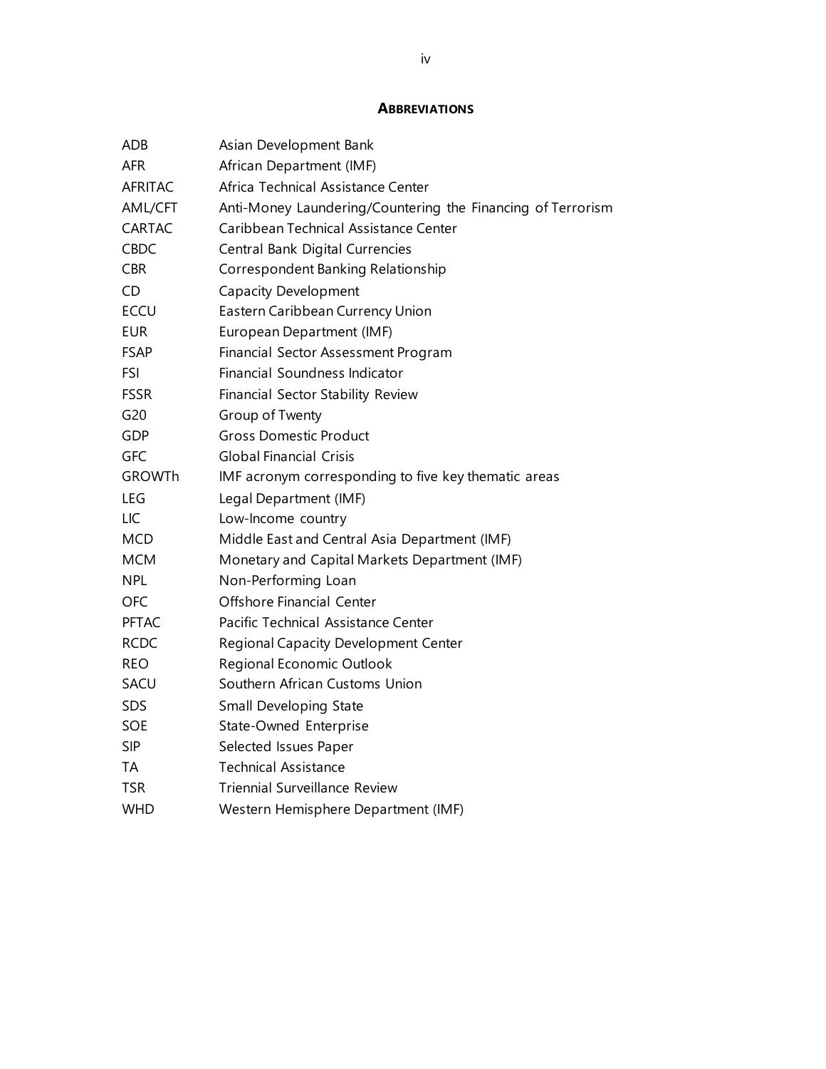## ABBREVIATIONS

| | |
|---|---|
| ADB | Asian Development Bank |
| AFR | African Department (IMF) |
| AFRITAC | Africa Technical Assistance Center |
| AML/CFT | Anti-Money Laundering/Countering the Financing of Terrorism |
| CARTAC | Caribbean Technical Assistance Center |
| CBDC | Central Bank Digital Currencies |
| CBR | Correspondent Banking Relationship |
| CD | Capacity Development |
| ECCU | Eastern Caribbean Currency Union |
| EUR | European Department (IMF) |
| FSAP | Financial Sector Assessment Program |
| FSI | Financial Soundness Indicator |
| FSSR | Financial Sector Stability Review |
| G20 | Group of Twenty |
| GDP | Gross Domestic Product |
| GFC | Global Financial Crisis |
| GROWTh | IMF acronym corresponding to five key thematic areas |
| LEG | Legal Department (IMF) |
| LIC | Low-Income country |
| MCD | Middle East and Central Asia Department (IMF) |
| MCM | Monetary and Capital Markets Department (IMF) |
| NPL | Non-Performing Loan |
| OFC | Offshore Financial Center |
| PFTAC | Pacific Technical Assistance Center |
| RCDC | Regional Capacity Development Center |
| REO | Regional Economic Outlook |
| SACU | Southern African Customs Union |
| SDS | Small Developing State |
| SOE | State-Owned Enterprise |
| SIP | Selected Issues Paper |
| TA | Technical Assistance |
| TSR | Triennial Surveillance Review |
| WHD | Western Hemisphere Department (IMF) |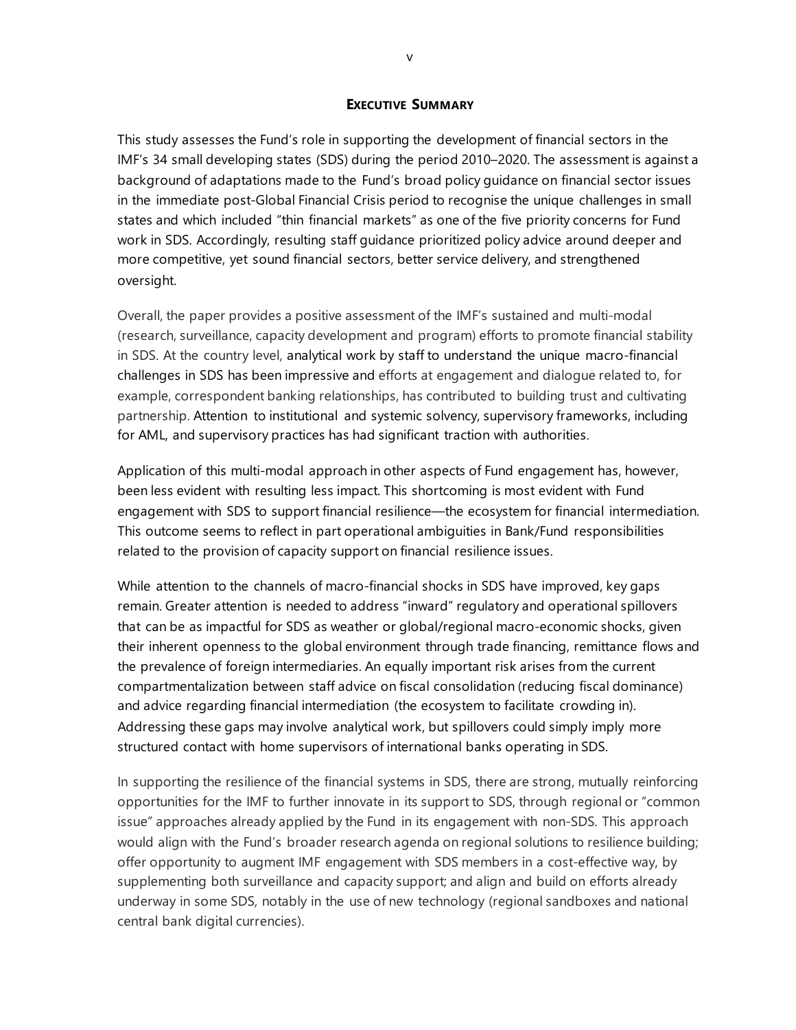## EXECUTIVE SUMMARY

This study assesses the Fund's role in supporting the development of financial sectors in the IMF's 34 small developing states (SDS) during the period 2010–2020. The assessment is against a background of adaptations made to the Fund's broad policy guidance on financial sector issues in the immediate post-Global Financial Crisis period to recognise the unique challenges in small states and which included "thin financial markets" as one of the five priority concerns for Fund work in SDS. Accordingly, resulting staff guidance prioritized policy advice around deeper and more competitive, yet sound financial sectors, better service delivery, and strengthened oversight.

Overall, the paper provides a positive assessment of the IMF's sustained and multi-modal (research, surveillance, capacity development and program) efforts to promote financial stability in SDS. At the country level, analytical work by staff to understand the unique macro-financial challenges in SDS has been impressive and efforts at engagement and dialogue related to, for example, correspondent banking relationships, has contributed to building trust and cultivating partnership. Attention to institutional and systemic solvency, supervisory frameworks, including for AML, and supervisory practices has had significant traction with authorities.

Application of this multi-modal approach in other aspects of Fund engagement has, however, been less evident with resulting less impact. This shortcoming is most evident with Fund engagement with SDS to support financial resilience—the ecosystem for financial intermediation. This outcome seems to reflect in part operational ambiguities in Bank/Fund responsibilities related to the provision of capacity support on financial resilience issues.

While attention to the channels of macro-financial shocks in SDS have improved, key gaps remain. Greater attention is needed to address "inward" regulatory and operational spillovers that can be as impactful for SDS as weather or global/regional macro-economic shocks, given their inherent openness to the global environment through trade financing, remittance flows and the prevalence of foreign intermediaries. An equally important risk arises from the current compartmentalization between staff advice on fiscal consolidation (reducing fiscal dominance) and advice regarding financial intermediation (the ecosystem to facilitate crowding in). Addressing these gaps may involve analytical work, but spillovers could simply imply more structured contact with home supervisors of international banks operating in SDS.

In supporting the resilience of the financial systems in SDS, there are strong, mutually reinforcing opportunities for the IMF to further innovate in its support to SDS, through regional or "common issue" approaches already applied by the Fund in its engagement with non-SDS. This approach would align with the Fund's broader research agenda on regional solutions to resilience building; offer opportunity to augment IMF engagement with SDS members in a cost-effective way, by supplementing both surveillance and capacity support; and align and build on efforts already underway in some SDS, notably in the use of new technology (regional sandboxes and national central bank digital currencies).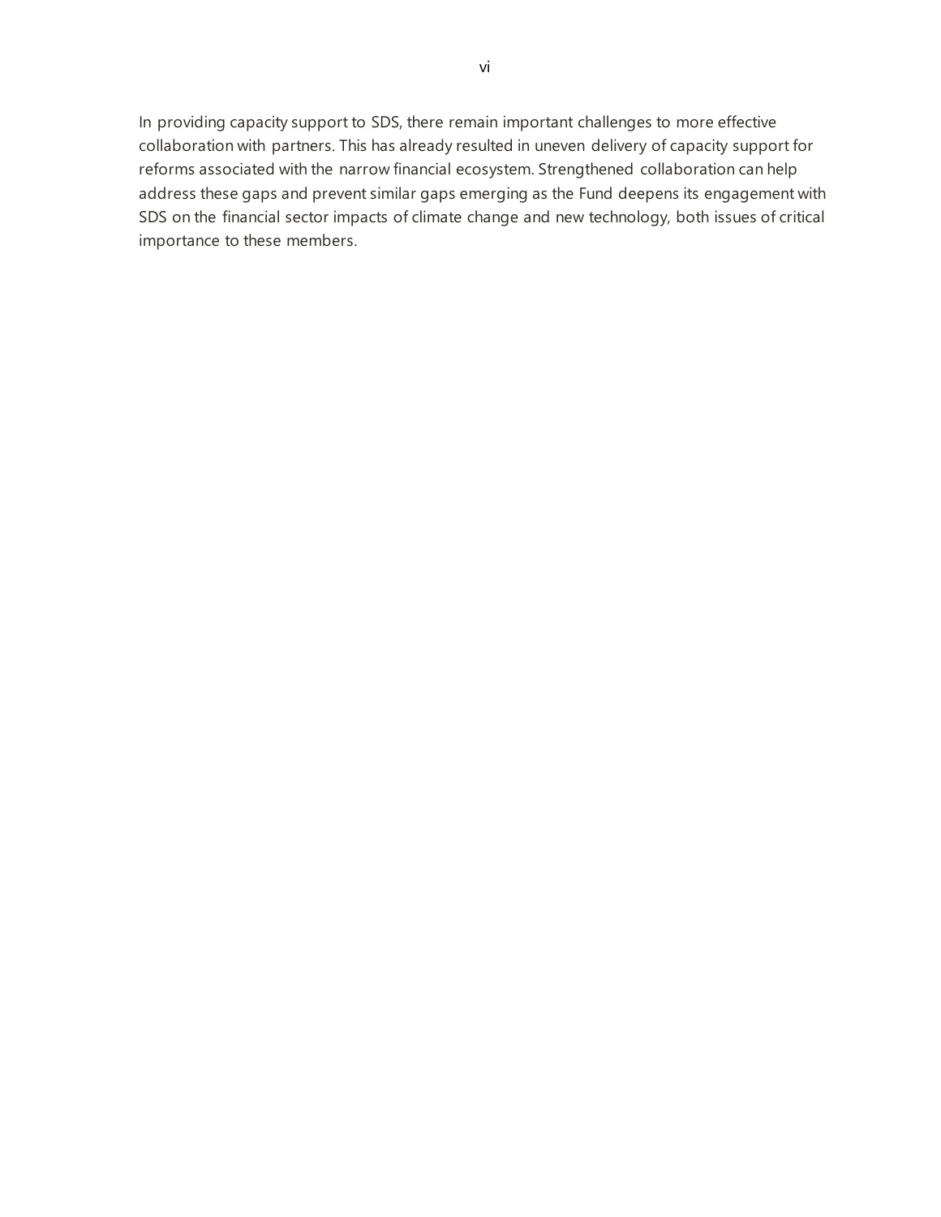In providing capacity support to SDS, there remain important challenges to more effective collaboration with partners. This has already resulted in uneven delivery of capacity support for reforms associated with the narrow financial ecosystem. Strengthened collaboration can help address these gaps and prevent similar gaps emerging as the Fund deepens its engagement with SDS on the financial sector impacts of climate change and new technology, both issues of critical importance to these members.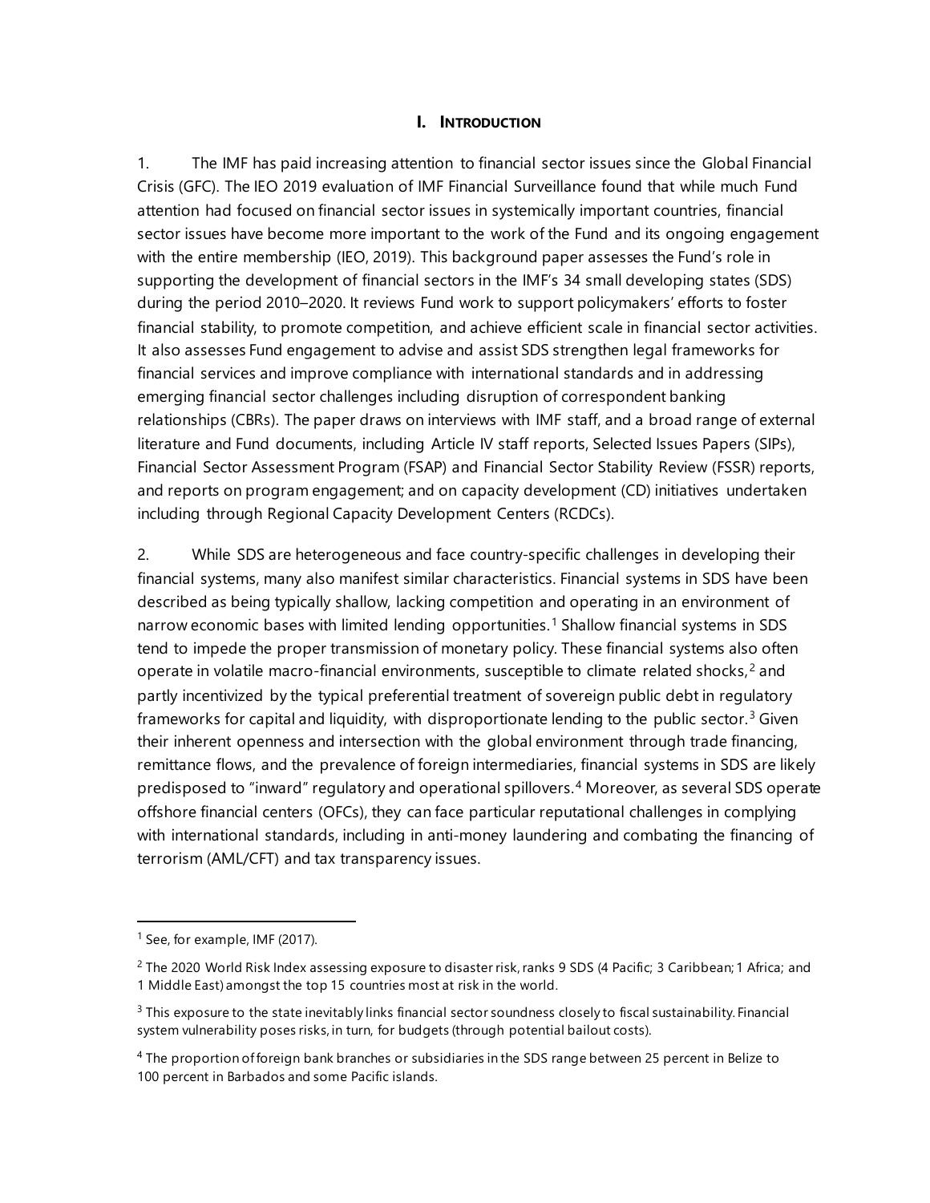# I. Introduction

1. The IMF has paid increasing attention to financial sector issues since the Global Financial Crisis (GFC). The IEO 2019 evaluation of IMF Financial Surveillance found that while much Fund attention had focused on financial sector issues in systemically important countries, financial sector issues have become more important to the work of the Fund and its ongoing engagement with the entire membership (IEO, 2019). This background paper assesses the Fund's role in supporting the development of financial sectors in the IMF's 34 small developing states (SDS) during the period 2010–2020. It reviews Fund work to support policymakers' efforts to foster financial stability, to promote competition, and achieve efficient scale in financial sector activities. It also assesses Fund engagement to advise and assist SDS strengthen legal frameworks for financial services and improve compliance with international standards and in addressing emerging financial sector challenges including disruption of correspondent banking relationships (CBRs). The paper draws on interviews with IMF staff, and a broad range of external literature and Fund documents, including Article IV staff reports, Selected Issues Papers (SIPs), Financial Sector Assessment Program (FSAP) and Financial Sector Stability Review (FSSR) reports, and reports on program engagement; and on capacity development (CD) initiatives undertaken including through Regional Capacity Development Centers (RCDCs).

2. While SDS are heterogeneous and face country-specific challenges in developing their financial systems, many also manifest similar characteristics. Financial systems in SDS have been described as being typically shallow, lacking competition and operating in an environment of narrow economic bases with limited lending opportunities.[1] Shallow financial systems in SDS tend to impede the proper transmission of monetary policy. These financial systems also often operate in volatile macro-financial environments, susceptible to climate related shocks,[2] and partly incentivized by the typical preferential treatment of sovereign public debt in regulatory frameworks for capital and liquidity, with disproportionate lending to the public sector.[3] Given their inherent openness and intersection with the global environment through trade financing, remittance flows, and the prevalence of foreign intermediaries, financial systems in SDS are likely predisposed to "inward" regulatory and operational spillovers.[4] Moreover, as several SDS operate offshore financial centers (OFCs), they can face particular reputational challenges in complying with international standards, including in anti-money laundering and combating the financing of terrorism (AML/CFT) and tax transparency issues.

---

[1] See, for example, IMF (2017).

[2] The 2020 World Risk Index assessing exposure to disaster risk, ranks 9 SDS (4 Pacific; 3 Caribbean; 1 Africa; and 1 Middle East) amongst the top 15 countries most at risk in the world.

[3] This exposure to the state inevitably links financial sector soundness closely to fiscal sustainability. Financial system vulnerability poses risks, in turn, for budgets (through potential bailout costs).

[4] The proportion of foreign bank branches or subsidiaries in the SDS range between 25 percent in Belize to 100 percent in Barbados and some Pacific islands.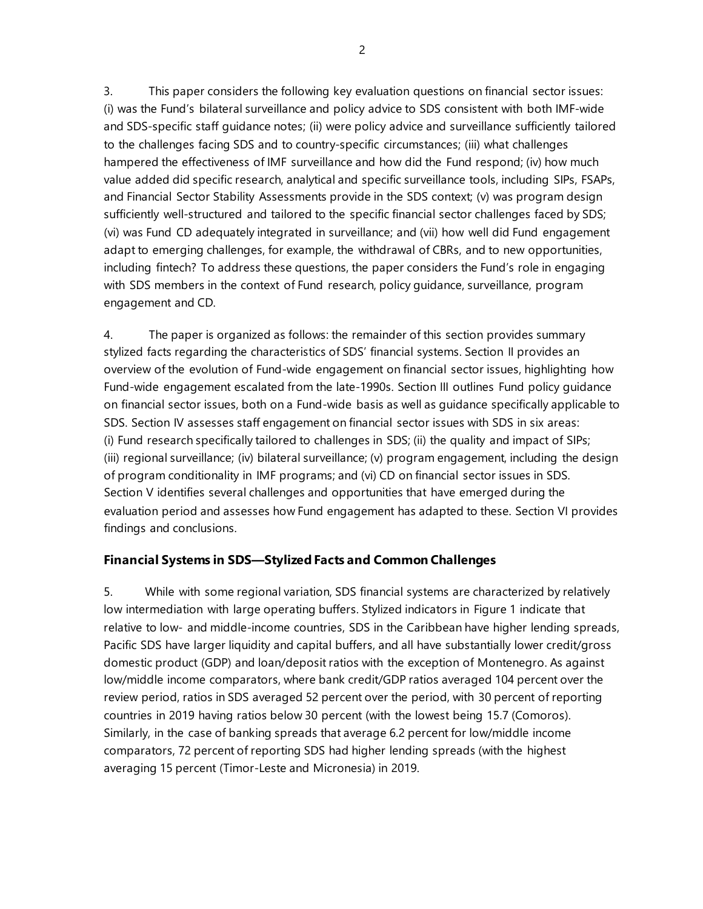3. This paper considers the following key evaluation questions on financial sector issues: (i) was the Fund's bilateral surveillance and policy advice to SDS consistent with both IMF-wide and SDS-specific staff guidance notes; (ii) were policy advice and surveillance sufficiently tailored to the challenges facing SDS and to country-specific circumstances; (iii) what challenges hampered the effectiveness of IMF surveillance and how did the Fund respond; (iv) how much value added did specific research, analytical and specific surveillance tools, including SIPs, FSAPs, and Financial Sector Stability Assessments provide in the SDS context; (v) was program design sufficiently well-structured and tailored to the specific financial sector challenges faced by SDS; (vi) was Fund CD adequately integrated in surveillance; and (vii) how well did Fund engagement adapt to emerging challenges, for example, the withdrawal of CBRs, and to new opportunities, including fintech? To address these questions, the paper considers the Fund's role in engaging with SDS members in the context of Fund research, policy guidance, surveillance, program engagement and CD.

4. The paper is organized as follows: the remainder of this section provides summary stylized facts regarding the characteristics of SDS' financial systems. Section II provides an overview of the evolution of Fund-wide engagement on financial sector issues, highlighting how Fund-wide engagement escalated from the late-1990s. Section III outlines Fund policy guidance on financial sector issues, both on a Fund-wide basis as well as guidance specifically applicable to SDS. Section IV assesses staff engagement on financial sector issues with SDS in six areas: (i) Fund research specifically tailored to challenges in SDS; (ii) the quality and impact of SIPs; (iii) regional surveillance; (iv) bilateral surveillance; (v) program engagement, including the design of program conditionality in IMF programs; and (vi) CD on financial sector issues in SDS. Section V identifies several challenges and opportunities that have emerged during the evaluation period and assesses how Fund engagement has adapted to these. Section VI provides findings and conclusions.

### Financial Systems in SDS—Stylized Facts and Common Challenges

5. While with some regional variation, SDS financial systems are characterized by relatively low intermediation with large operating buffers. Stylized indicators in Figure 1 indicate that relative to low- and middle-income countries, SDS in the Caribbean have higher lending spreads, Pacific SDS have larger liquidity and capital buffers, and all have substantially lower credit/gross domestic product (GDP) and loan/deposit ratios with the exception of Montenegro. As against low/middle income comparators, where bank credit/GDP ratios averaged 104 percent over the review period, ratios in SDS averaged 52 percent over the period, with 30 percent of reporting countries in 2019 having ratios below 30 percent (with the lowest being 15.7 (Comoros). Similarly, in the case of banking spreads that average 6.2 percent for low/middle income comparators, 72 percent of reporting SDS had higher lending spreads (with the highest averaging 15 percent (Timor-Leste and Micronesia) in 2019.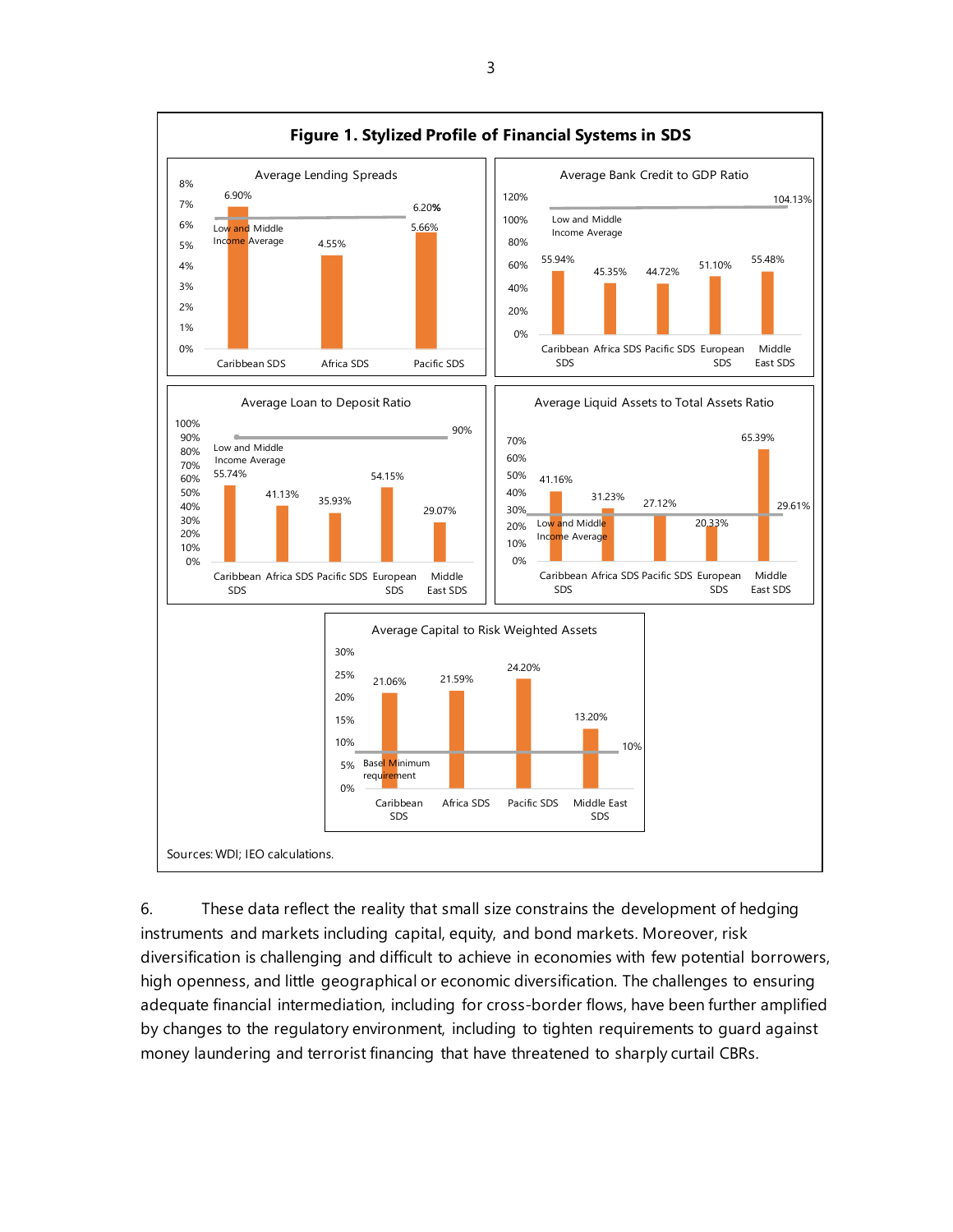**Figure 1. Stylized Profile of Financial Systems in SDS**

Average Lending Spreads

| | Caribbean SDS | Africa SDS | Pacific SDS |
|---|---|---|---|
| Lending spread | 6.90% | 4.55% | 5.66% |
| Low and Middle Income Average | | | 6.20% |

Average Bank Credit to GDP Ratio

| | Caribbean SDS | Africa SDS | Pacific SDS | European SDS | Middle East SDS |
|---|---|---|---|---|---|
| Bank credit to GDP | 55.94% | 45.35% | 44.72% | 51.10% | 55.48% |
| Low and Middle Income Average | | | | | 104.13% |

Average Loan to Deposit Ratio

| | Caribbean SDS | Africa SDS | Pacific SDS | European SDS | Middle East SDS |
|---|---|---|---|---|---|
| Loan to deposit | 55.74% | 41.13% | 35.93% | 54.15% | 29.07% |
| Low and Middle Income Average | | | | | 90% |

Average Liquid Assets to Total Assets Ratio

| | Caribbean SDS | Africa SDS | Pacific SDS | European SDS | Middle East SDS |
|---|---|---|---|---|---|
| Liquid assets to total assets | 41.16% | 31.23% | 27.12% | 20.33% | 65.39% |
| Low and Middle Income Average | | | | | 29.61% |

Average Capital to Risk Weighted Assets

| | Caribbean SDS | Africa SDS | Pacific SDS | Middle East SDS |
|---|---|---|---|---|
| Capital to risk weighted assets | 21.06% | 21.59% | 24.20% | 13.20% |
| Basel Minimum requirement | | | | 10% |

Sources: WDI; IEO calculations.

6. These data reflect the reality that small size constrains the development of hedging instruments and markets including capital, equity, and bond markets. Moreover, risk diversification is challenging and difficult to achieve in economies with few potential borrowers, high openness, and little geographical or economic diversification. The challenges to ensuring adequate financial intermediation, including for cross-border flows, have been further amplified by changes to the regulatory environment, including to tighten requirements to guard against money laundering and terrorist financing that have threatened to sharply curtail CBRs.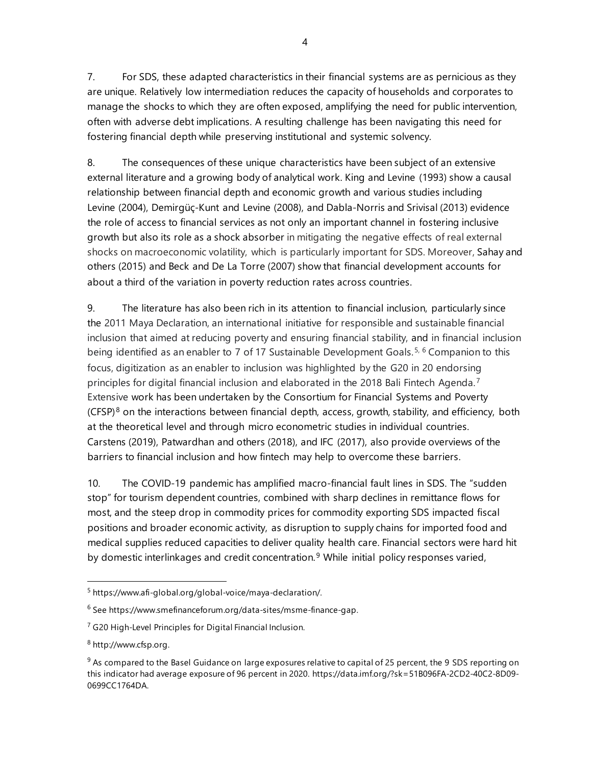7. For SDS, these adapted characteristics in their financial systems are as pernicious as they are unique. Relatively low intermediation reduces the capacity of households and corporates to manage the shocks to which they are often exposed, amplifying the need for public intervention, often with adverse debt implications. A resulting challenge has been navigating this need for fostering financial depth while preserving institutional and systemic solvency.

8. The consequences of these unique characteristics have been subject of an extensive external literature and a growing body of analytical work. King and Levine (1993) show a causal relationship between financial depth and economic growth and various studies including Levine (2004), Demirgüç-Kunt and Levine (2008), and Dabla-Norris and Srivisal (2013) evidence the role of access to financial services as not only an important channel in fostering inclusive growth but also its role as a shock absorber in mitigating the negative effects of real external shocks on macroeconomic volatility, which is particularly important for SDS. Moreover, Sahay and others (2015) and Beck and De La Torre (2007) show that financial development accounts for about a third of the variation in poverty reduction rates across countries.

9. The literature has also been rich in its attention to financial inclusion, particularly since the 2011 Maya Declaration, an international initiative for responsible and sustainable financial inclusion that aimed at reducing poverty and ensuring financial stability, and in financial inclusion being identified as an enabler to 7 of 17 Sustainable Development Goals.[5, 6] Companion to this focus, digitization as an enabler to inclusion was highlighted by the G20 in 20 endorsing principles for digital financial inclusion and elaborated in the 2018 Bali Fintech Agenda.[7] Extensive work has been undertaken by the Consortium for Financial Systems and Poverty (CFSP)[8] on the interactions between financial depth, access, growth, stability, and efficiency, both at the theoretical level and through micro econometric studies in individual countries. Carstens (2019), Patwardhan and others (2018), and IFC (2017), also provide overviews of the barriers to financial inclusion and how fintech may help to overcome these barriers.

10. The COVID-19 pandemic has amplified macro-financial fault lines in SDS. The "sudden stop" for tourism dependent countries, combined with sharp declines in remittance flows for most, and the steep drop in commodity prices for commodity exporting SDS impacted fiscal positions and broader economic activity, as disruption to supply chains for imported food and medical supplies reduced capacities to deliver quality health care. Financial sectors were hard hit by domestic interlinkages and credit concentration.[9] While initial policy responses varied,

---

[5] https://www.afi-global.org/global-voice/maya-declaration/.

[6] See https://www.smefinanceforum.org/data-sites/msme-finance-gap.

[7] G20 High-Level Principles for Digital Financial Inclusion.

[8] http://www.cfsp.org.

[9] As compared to the Basel Guidance on large exposures relative to capital of 25 percent, the 9 SDS reporting on this indicator had average exposure of 96 percent in 2020. https://data.imf.org/?sk=51B096FA-2CD2-40C2-8D09-0699CC1764DA.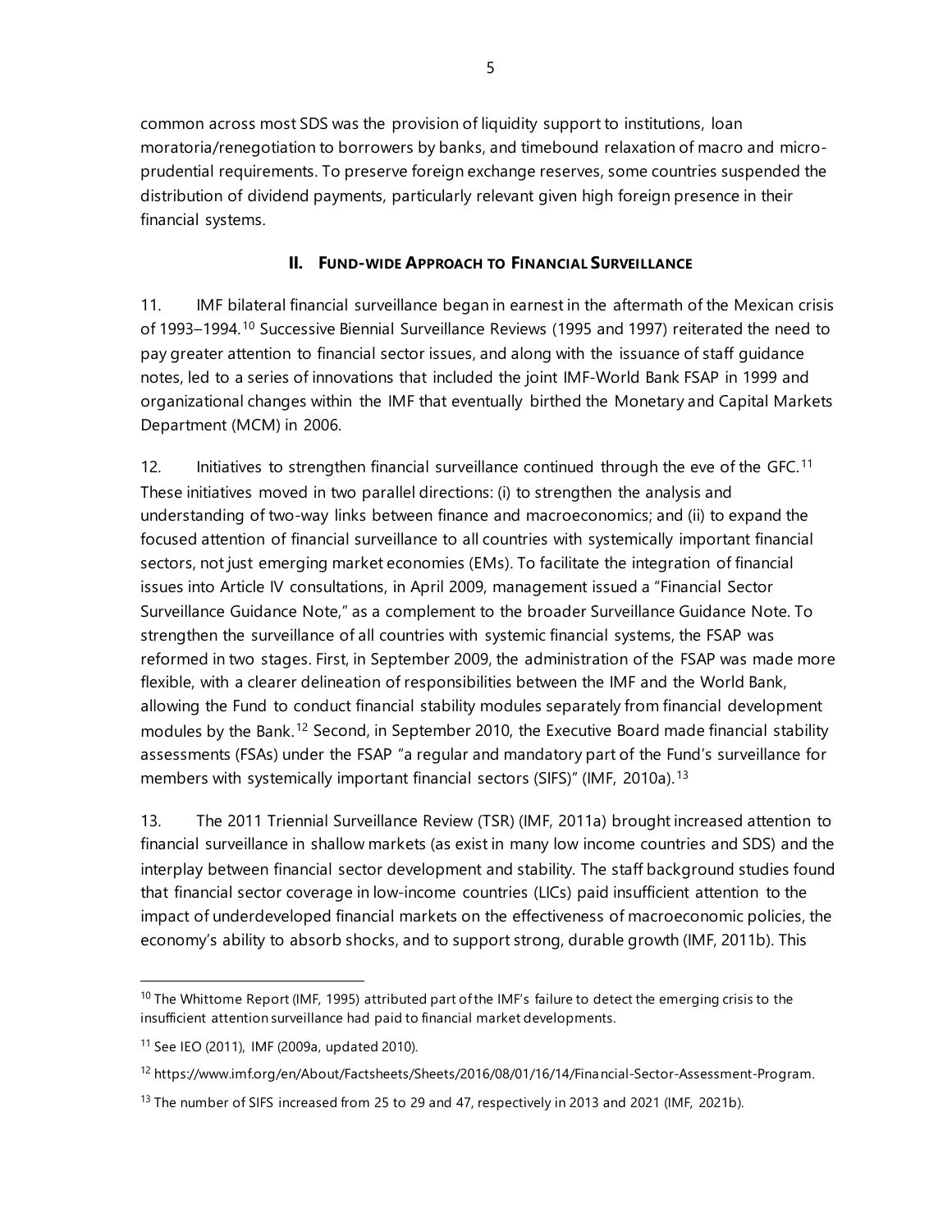common across most SDS was the provision of liquidity support to institutions, loan moratoria/renegotiation to borrowers by banks, and timebound relaxation of macro and micro-prudential requirements. To preserve foreign exchange reserves, some countries suspended the distribution of dividend payments, particularly relevant given high foreign presence in their financial systems.

## II. Fund-wide Approach to Financial Surveillance

11. IMF bilateral financial surveillance began in earnest in the aftermath of the Mexican crisis of 1993–1994.[10] Successive Biennial Surveillance Reviews (1995 and 1997) reiterated the need to pay greater attention to financial sector issues, and along with the issuance of staff guidance notes, led to a series of innovations that included the joint IMF-World Bank FSAP in 1999 and organizational changes within the IMF that eventually birthed the Monetary and Capital Markets Department (MCM) in 2006.

12. Initiatives to strengthen financial surveillance continued through the eve of the GFC.[11] These initiatives moved in two parallel directions: (i) to strengthen the analysis and understanding of two-way links between finance and macroeconomics; and (ii) to expand the focused attention of financial surveillance to all countries with systemically important financial sectors, not just emerging market economies (EMs). To facilitate the integration of financial issues into Article IV consultations, in April 2009, management issued a "Financial Sector Surveillance Guidance Note," as a complement to the broader Surveillance Guidance Note. To strengthen the surveillance of all countries with systemic financial systems, the FSAP was reformed in two stages. First, in September 2009, the administration of the FSAP was made more flexible, with a clearer delineation of responsibilities between the IMF and the World Bank, allowing the Fund to conduct financial stability modules separately from financial development modules by the Bank.[12] Second, in September 2010, the Executive Board made financial stability assessments (FSAs) under the FSAP "a regular and mandatory part of the Fund's surveillance for members with systemically important financial sectors (SIFS)" (IMF, 2010a).[13]

13. The 2011 Triennial Surveillance Review (TSR) (IMF, 2011a) brought increased attention to financial surveillance in shallow markets (as exist in many low income countries and SDS) and the interplay between financial sector development and stability. The staff background studies found that financial sector coverage in low-income countries (LICs) paid insufficient attention to the impact of underdeveloped financial markets on the effectiveness of macroeconomic policies, the economy's ability to absorb shocks, and to support strong, durable growth (IMF, 2011b). This

---

[10] The Whittome Report (IMF, 1995) attributed part of the IMF's failure to detect the emerging crisis to the insufficient attention surveillance had paid to financial market developments.

[11] See IEO (2011), IMF (2009a, updated 2010).

[12] https://www.imf.org/en/About/Factsheets/Sheets/2016/08/01/16/14/Financial-Sector-Assessment-Program.

[13] The number of SIFS increased from 25 to 29 and 47, respectively in 2013 and 2021 (IMF, 2021b).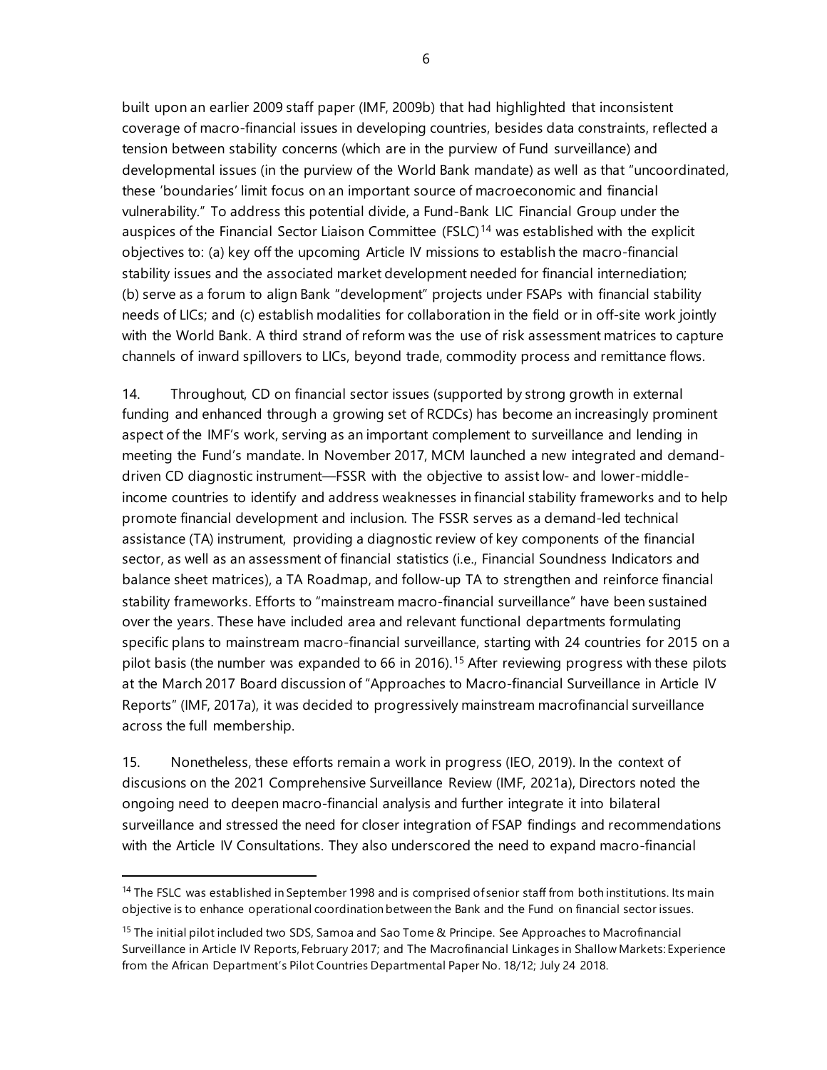built upon an earlier 2009 staff paper (IMF, 2009b) that had highlighted that inconsistent coverage of macro-financial issues in developing countries, besides data constraints, reflected a tension between stability concerns (which are in the purview of Fund surveillance) and developmental issues (in the purview of the World Bank mandate) as well as that "uncoordinated, these 'boundaries' limit focus on an important source of macroeconomic and financial vulnerability." To address this potential divide, a Fund-Bank LIC Financial Group under the auspices of the Financial Sector Liaison Committee (FSLC)[14] was established with the explicit objectives to: (a) key off the upcoming Article IV missions to establish the macro-financial stability issues and the associated market development needed for financial internediation; (b) serve as a forum to align Bank "development" projects under FSAPs with financial stability needs of LICs; and (c) establish modalities for collaboration in the field or in off-site work jointly with the World Bank. A third strand of reform was the use of risk assessment matrices to capture channels of inward spillovers to LICs, beyond trade, commodity process and remittance flows.

14. Throughout, CD on financial sector issues (supported by strong growth in external funding and enhanced through a growing set of RCDCs) has become an increasingly prominent aspect of the IMF's work, serving as an important complement to surveillance and lending in meeting the Fund's mandate. In November 2017, MCM launched a new integrated and demand-driven CD diagnostic instrument—FSSR with the objective to assist low- and lower-middle-income countries to identify and address weaknesses in financial stability frameworks and to help promote financial development and inclusion. The FSSR serves as a demand-led technical assistance (TA) instrument, providing a diagnostic review of key components of the financial sector, as well as an assessment of financial statistics (i.e., Financial Soundness Indicators and balance sheet matrices), a TA Roadmap, and follow-up TA to strengthen and reinforce financial stability frameworks. Efforts to "mainstream macro-financial surveillance" have been sustained over the years. These have included area and relevant functional departments formulating specific plans to mainstream macro-financial surveillance, starting with 24 countries for 2015 on a pilot basis (the number was expanded to 66 in 2016).[15] After reviewing progress with these pilots at the March 2017 Board discussion of "Approaches to Macro-financial Surveillance in Article IV Reports" (IMF, 2017a), it was decided to progressively mainstream macrofinancial surveillance across the full membership.

15. Nonetheless, these efforts remain a work in progress (IEO, 2019). In the context of discusions on the 2021 Comprehensive Surveillance Review (IMF, 2021a), Directors noted the ongoing need to deepen macro-financial analysis and further integrate it into bilateral surveillance and stressed the need for closer integration of FSAP findings and recommendations with the Article IV Consultations. They also underscored the need to expand macro-financial

---

[14] The FSLC was established in September 1998 and is comprised of senior staff from both institutions. Its main objective is to enhance operational coordination between the Bank and the Fund on financial sector issues.

[15] The initial pilot included two SDS, Samoa and Sao Tome & Principe. See Approaches to Macrofinancial Surveillance in Article IV Reports, February 2017; and The Macrofinancial Linkages in Shallow Markets: Experience from the African Department's Pilot Countries Departmental Paper No. 18/12; July 24 2018.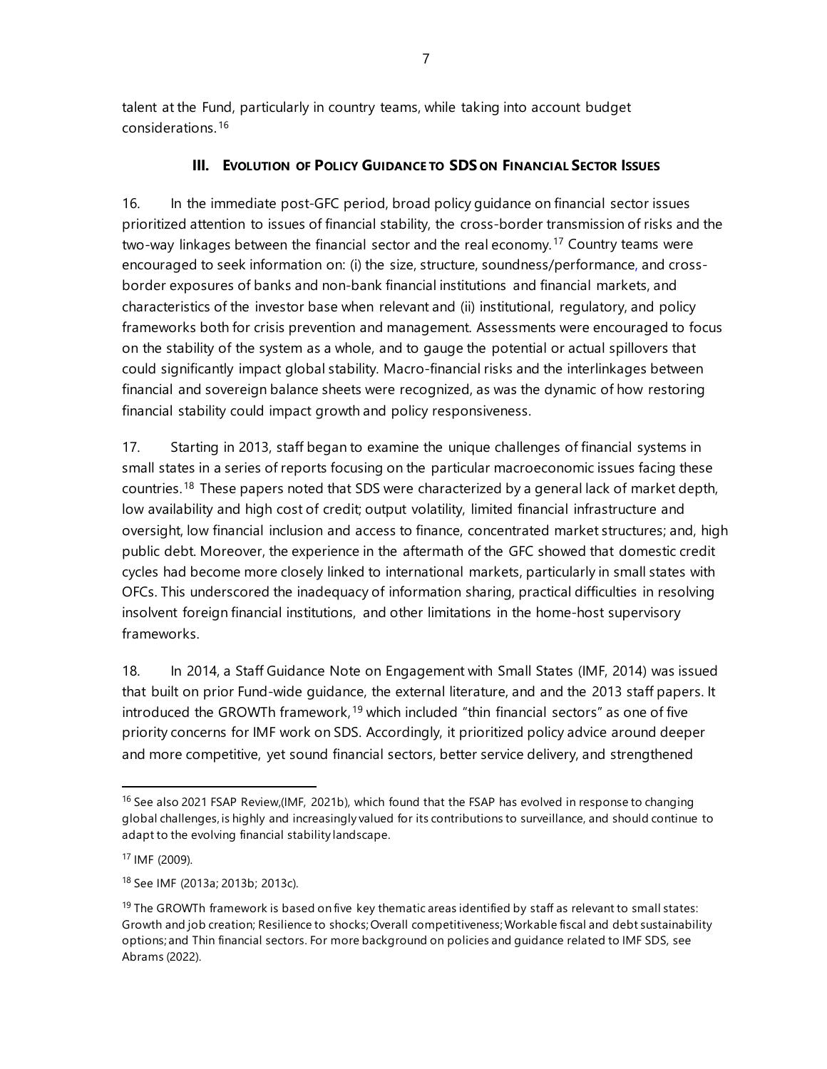talent at the Fund, particularly in country teams, while taking into account budget considerations.[16]

## III. EVOLUTION OF POLICY GUIDANCE TO SDS ON FINANCIAL SECTOR ISSUES

16. In the immediate post-GFC period, broad policy guidance on financial sector issues prioritized attention to issues of financial stability, the cross-border transmission of risks and the two-way linkages between the financial sector and the real economy.[17] Country teams were encouraged to seek information on: (i) the size, structure, soundness/performance, and cross-border exposures of banks and non-bank financial institutions and financial markets, and characteristics of the investor base when relevant and (ii) institutional, regulatory, and policy frameworks both for crisis prevention and management. Assessments were encouraged to focus on the stability of the system as a whole, and to gauge the potential or actual spillovers that could significantly impact global stability. Macro-financial risks and the interlinkages between financial and sovereign balance sheets were recognized, as was the dynamic of how restoring financial stability could impact growth and policy responsiveness.

17. Starting in 2013, staff began to examine the unique challenges of financial systems in small states in a series of reports focusing on the particular macroeconomic issues facing these countries.[18] These papers noted that SDS were characterized by a general lack of market depth, low availability and high cost of credit; output volatility, limited financial infrastructure and oversight, low financial inclusion and access to finance, concentrated market structures; and, high public debt. Moreover, the experience in the aftermath of the GFC showed that domestic credit cycles had become more closely linked to international markets, particularly in small states with OFCs. This underscored the inadequacy of information sharing, practical difficulties in resolving insolvent foreign financial institutions, and other limitations in the home-host supervisory frameworks.

18. In 2014, a Staff Guidance Note on Engagement with Small States (IMF, 2014) was issued that built on prior Fund-wide guidance, the external literature, and and the 2013 staff papers. It introduced the GROWTh framework,[19] which included "thin financial sectors" as one of five priority concerns for IMF work on SDS. Accordingly, it prioritized policy advice around deeper and more competitive, yet sound financial sectors, better service delivery, and strengthened

---

[16] See also 2021 FSAP Review,(IMF, 2021b), which found that the FSAP has evolved in response to changing global challenges, is highly and increasingly valued for its contributions to surveillance, and should continue to adapt to the evolving financial stability landscape.

[17] IMF (2009).

[18] See IMF (2013a; 2013b; 2013c).

[19] The GROWTh framework is based on five key thematic areas identified by staff as relevant to small states: Growth and job creation; Resilience to shocks; Overall competitiveness; Workable fiscal and debt sustainability options; and Thin financial sectors. For more background on policies and guidance related to IMF SDS, see Abrams (2022).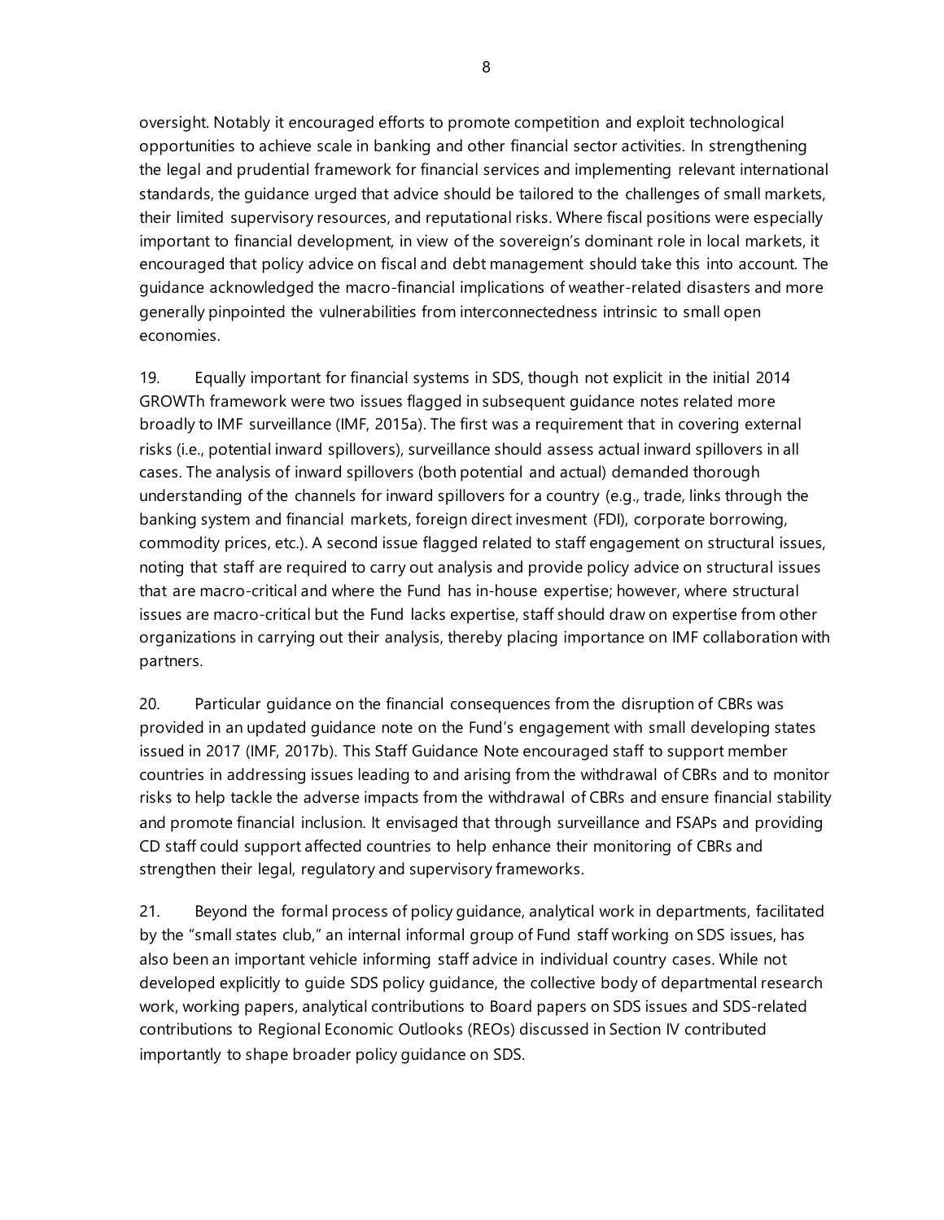oversight. Notably it encouraged efforts to promote competition and exploit technological opportunities to achieve scale in banking and other financial sector activities. In strengthening the legal and prudential framework for financial services and implementing relevant international standards, the guidance urged that advice should be tailored to the challenges of small markets, their limited supervisory resources, and reputational risks. Where fiscal positions were especially important to financial development, in view of the sovereign's dominant role in local markets, it encouraged that policy advice on fiscal and debt management should take this into account. The guidance acknowledged the macro-financial implications of weather-related disasters and more generally pinpointed the vulnerabilities from interconnectedness intrinsic to small open economies.

19. Equally important for financial systems in SDS, though not explicit in the initial 2014 GROWTh framework were two issues flagged in subsequent guidance notes related more broadly to IMF surveillance (IMF, 2015a). The first was a requirement that in covering external risks (i.e., potential inward spillovers), surveillance should assess actual inward spillovers in all cases. The analysis of inward spillovers (both potential and actual) demanded thorough understanding of the channels for inward spillovers for a country (e.g., trade, links through the banking system and financial markets, foreign direct invesment (FDI), corporate borrowing, commodity prices, etc.). A second issue flagged related to staff engagement on structural issues, noting that staff are required to carry out analysis and provide policy advice on structural issues that are macro-critical and where the Fund has in-house expertise; however, where structural issues are macro-critical but the Fund lacks expertise, staff should draw on expertise from other organizations in carrying out their analysis, thereby placing importance on IMF collaboration with partners.

20. Particular guidance on the financial consequences from the disruption of CBRs was provided in an updated guidance note on the Fund's engagement with small developing states issued in 2017 (IMF, 2017b). This Staff Guidance Note encouraged staff to support member countries in addressing issues leading to and arising from the withdrawal of CBRs and to monitor risks to help tackle the adverse impacts from the withdrawal of CBRs and ensure financial stability and promote financial inclusion. It envisaged that through surveillance and FSAPs and providing CD staff could support affected countries to help enhance their monitoring of CBRs and strengthen their legal, regulatory and supervisory frameworks.

21. Beyond the formal process of policy guidance, analytical work in departments, facilitated by the "small states club," an internal informal group of Fund staff working on SDS issues, has also been an important vehicle informing staff advice in individual country cases. While not developed explicitly to guide SDS policy guidance, the collective body of departmental research work, working papers, analytical contributions to Board papers on SDS issues and SDS-related contributions to Regional Economic Outlooks (REOs) discussed in Section IV contributed importantly to shape broader policy guidance on SDS.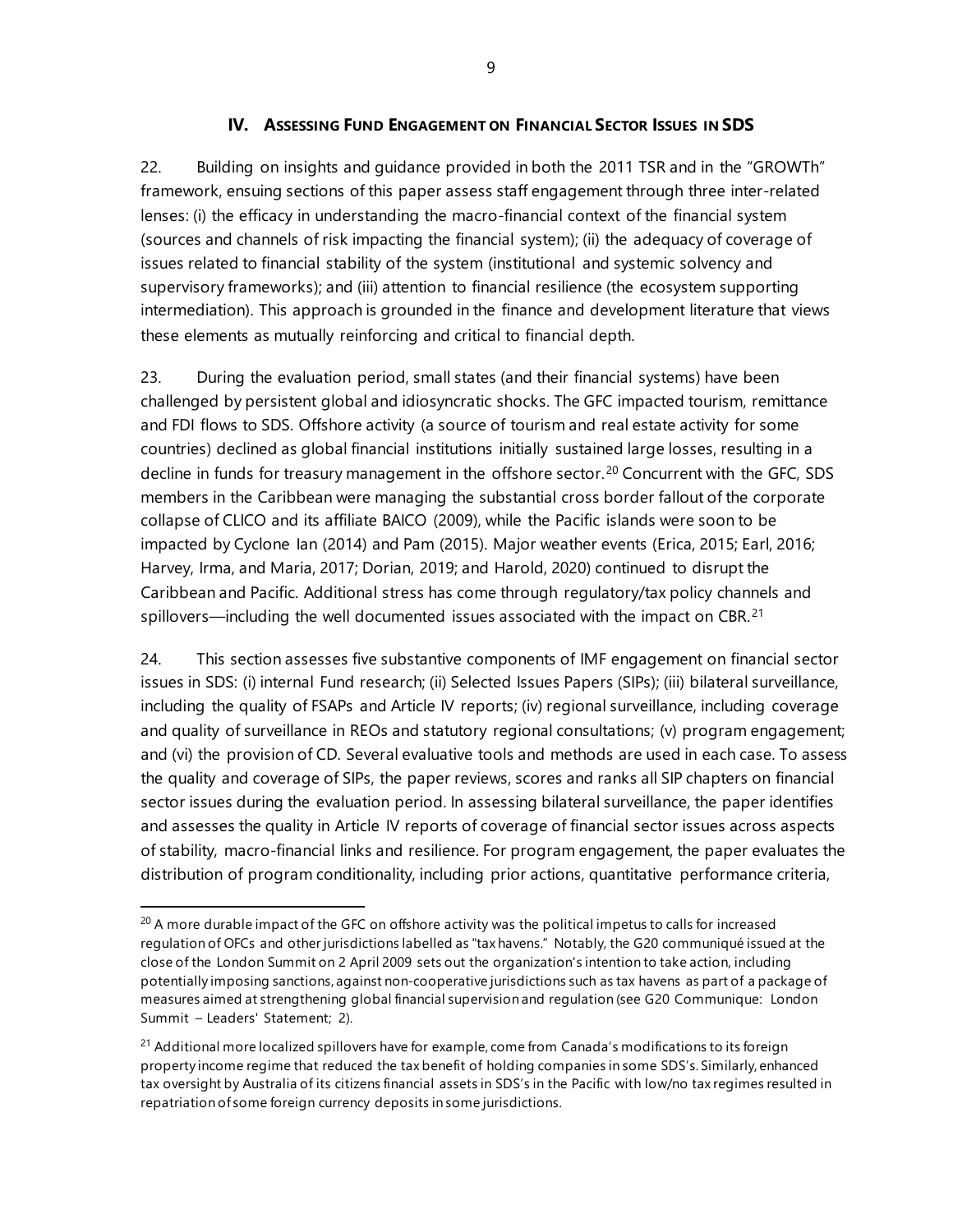## IV. Assessing Fund Engagement on Financial Sector Issues in SDS

22. Building on insights and guidance provided in both the 2011 TSR and in the "GROWTh" framework, ensuing sections of this paper assess staff engagement through three inter-related lenses: (i) the efficacy in understanding the macro-financial context of the financial system (sources and channels of risk impacting the financial system); (ii) the adequacy of coverage of issues related to financial stability of the system (institutional and systemic solvency and supervisory frameworks); and (iii) attention to financial resilience (the ecosystem supporting intermediation). This approach is grounded in the finance and development literature that views these elements as mutually reinforcing and critical to financial depth.

23. During the evaluation period, small states (and their financial systems) have been challenged by persistent global and idiosyncratic shocks. The GFC impacted tourism, remittance and FDI flows to SDS. Offshore activity (a source of tourism and real estate activity for some countries) declined as global financial institutions initially sustained large losses, resulting in a decline in funds for treasury management in the offshore sector.[20] Concurrent with the GFC, SDS members in the Caribbean were managing the substantial cross border fallout of the corporate collapse of CLICO and its affiliate BAICO (2009), while the Pacific islands were soon to be impacted by Cyclone Ian (2014) and Pam (2015). Major weather events (Erica, 2015; Earl, 2016; Harvey, Irma, and Maria, 2017; Dorian, 2019; and Harold, 2020) continued to disrupt the Caribbean and Pacific. Additional stress has come through regulatory/tax policy channels and spillovers—including the well documented issues associated with the impact on CBR.[21]

24. This section assesses five substantive components of IMF engagement on financial sector issues in SDS: (i) internal Fund research; (ii) Selected Issues Papers (SIPs); (iii) bilateral surveillance, including the quality of FSAPs and Article IV reports; (iv) regional surveillance, including coverage and quality of surveillance in REOs and statutory regional consultations; (v) program engagement; and (vi) the provision of CD. Several evaluative tools and methods are used in each case. To assess the quality and coverage of SIPs, the paper reviews, scores and ranks all SIP chapters on financial sector issues during the evaluation period. In assessing bilateral surveillance, the paper identifies and assesses the quality in Article IV reports of coverage of financial sector issues across aspects of stability, macro-financial links and resilience. For program engagement, the paper evaluates the distribution of program conditionality, including prior actions, quantitative performance criteria,

---

[20] A more durable impact of the GFC on offshore activity was the political impetus to calls for increased regulation of OFCs and other jurisdictions labelled as "tax havens." Notably, the G20 communiqué issued at the close of the London Summit on 2 April 2009 sets out the organization's intention to take action, including potentially imposing sanctions, against non-cooperative jurisdictions such as tax havens as part of a package of measures aimed at strengthening global financial supervision and regulation (see G20 Communique: London Summit – Leaders' Statement; 2).

[21] Additional more localized spillovers have for example, come from Canada's modifications to its foreign property income regime that reduced the tax benefit of holding companies in some SDS's. Similarly, enhanced tax oversight by Australia of its citizens financial assets in SDS's in the Pacific with low/no tax regimes resulted in repatriation of some foreign currency deposits in some jurisdictions.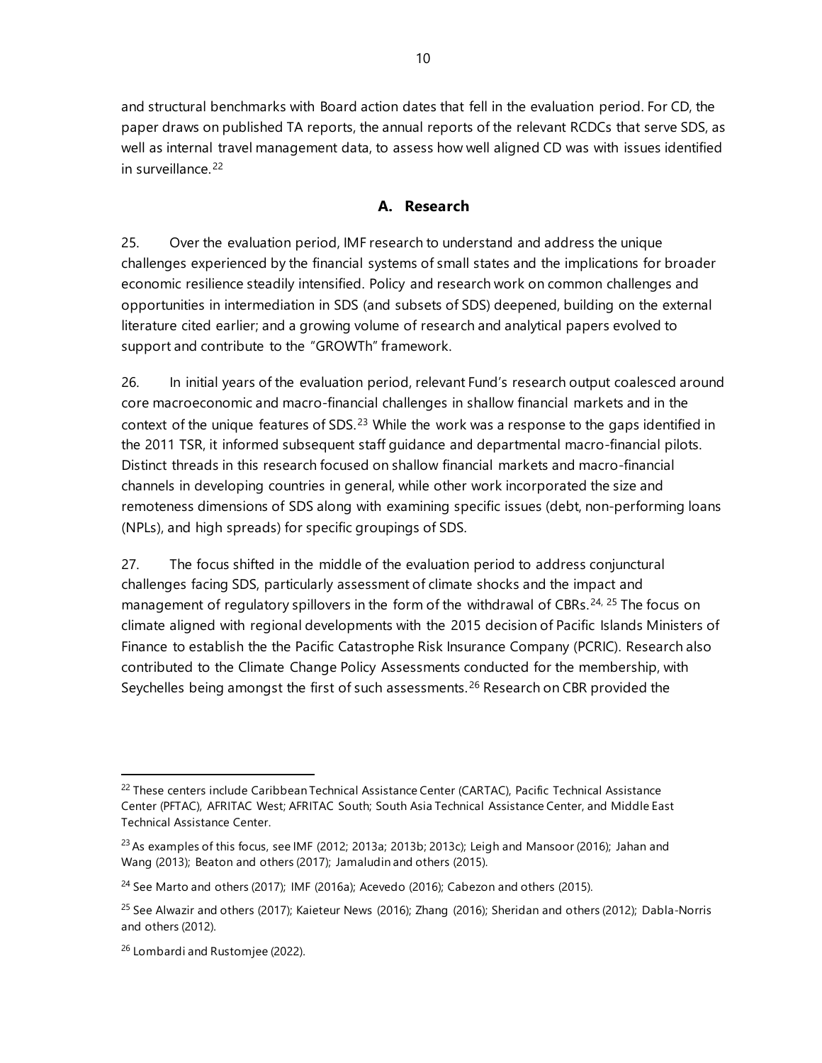and structural benchmarks with Board action dates that fell in the evaluation period. For CD, the paper draws on published TA reports, the annual reports of the relevant RCDCs that serve SDS, as well as internal travel management data, to assess how well aligned CD was with issues identified in surveillance.[22]

## A. Research

25. Over the evaluation period, IMF research to understand and address the unique challenges experienced by the financial systems of small states and the implications for broader economic resilience steadily intensified. Policy and research work on common challenges and opportunities in intermediation in SDS (and subsets of SDS) deepened, building on the external literature cited earlier; and a growing volume of research and analytical papers evolved to support and contribute to the "GROWTh" framework.

26. In initial years of the evaluation period, relevant Fund's research output coalesced around core macroeconomic and macro-financial challenges in shallow financial markets and in the context of the unique features of SDS.[23] While the work was a response to the gaps identified in the 2011 TSR, it informed subsequent staff guidance and departmental macro-financial pilots. Distinct threads in this research focused on shallow financial markets and macro-financial channels in developing countries in general, while other work incorporated the size and remoteness dimensions of SDS along with examining specific issues (debt, non-performing loans (NPLs), and high spreads) for specific groupings of SDS.

27. The focus shifted in the middle of the evaluation period to address conjunctural challenges facing SDS, particularly assessment of climate shocks and the impact and management of regulatory spillovers in the form of the withdrawal of CBRs.[24, 25] The focus on climate aligned with regional developments with the 2015 decision of Pacific Islands Ministers of Finance to establish the the Pacific Catastrophe Risk Insurance Company (PCRIC). Research also contributed to the Climate Change Policy Assessments conducted for the membership, with Seychelles being amongst the first of such assessments.[26] Research on CBR provided the

---

[22] These centers include Caribbean Technical Assistance Center (CARTAC), Pacific Technical Assistance Center (PFTAC), AFRITAC West; AFRITAC South; South Asia Technical Assistance Center, and Middle East Technical Assistance Center.

[23] As examples of this focus, see IMF (2012; 2013a; 2013b; 2013c); Leigh and Mansoor (2016); Jahan and Wang (2013); Beaton and others (2017); Jamaludin and others (2015).

[24] See Marto and others (2017); IMF (2016a); Acevedo (2016); Cabezon and others (2015).

[25] See Alwazir and others (2017); Kaieteur News (2016); Zhang (2016); Sheridan and others (2012); Dabla-Norris and others (2012).

[26] Lombardi and Rustomjee (2022).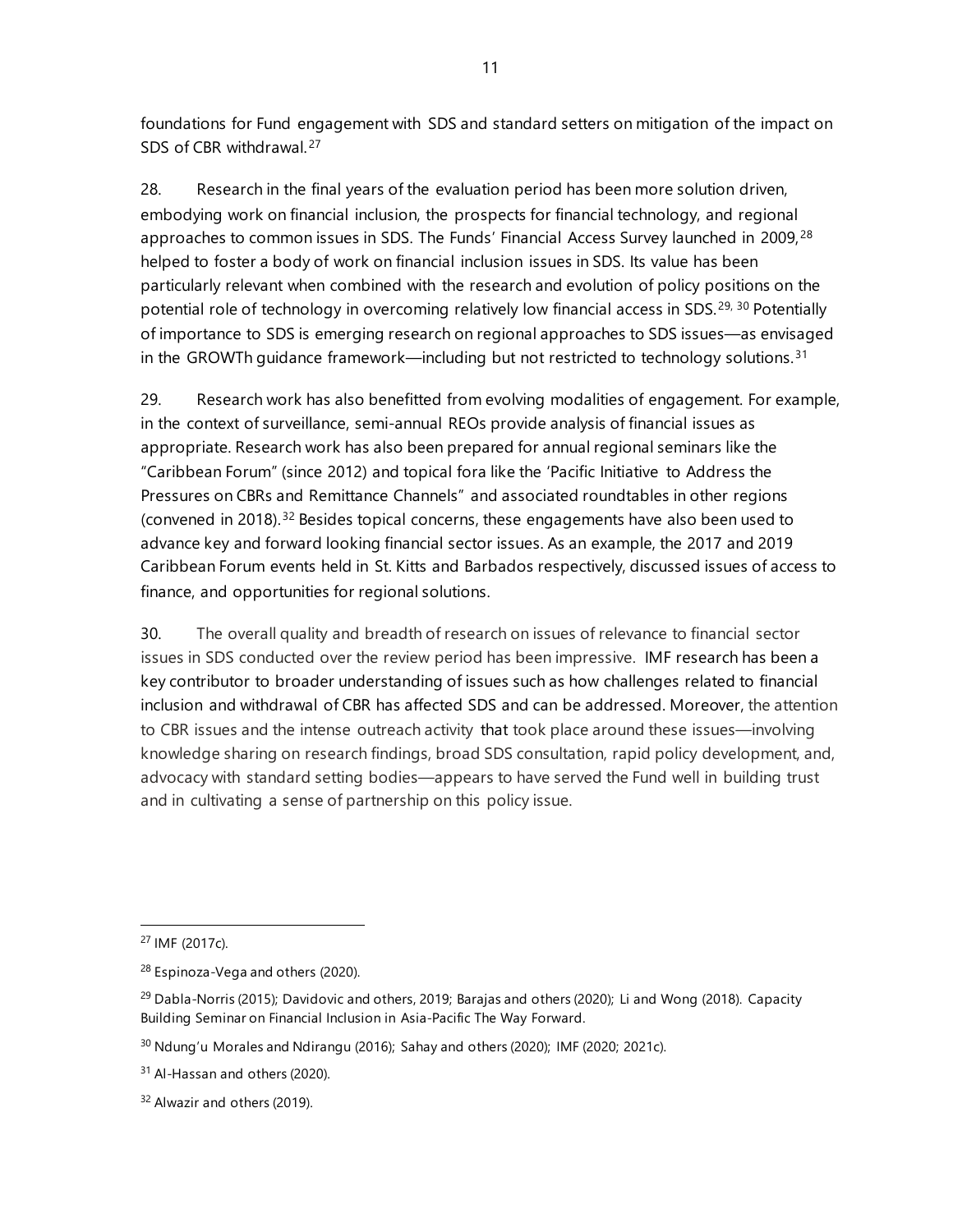foundations for Fund engagement with SDS and standard setters on mitigation of the impact on SDS of CBR withdrawal.[27]

28. Research in the final years of the evaluation period has been more solution driven, embodying work on financial inclusion, the prospects for financial technology, and regional approaches to common issues in SDS. The Funds' Financial Access Survey launched in 2009,[28] helped to foster a body of work on financial inclusion issues in SDS. Its value has been particularly relevant when combined with the research and evolution of policy positions on the potential role of technology in overcoming relatively low financial access in SDS.[29, 30] Potentially of importance to SDS is emerging research on regional approaches to SDS issues—as envisaged in the GROWTh guidance framework—including but not restricted to technology solutions.[31]

29. Research work has also benefitted from evolving modalities of engagement. For example, in the context of surveillance, semi-annual REOs provide analysis of financial issues as appropriate. Research work has also been prepared for annual regional seminars like the "Caribbean Forum" (since 2012) and topical fora like the 'Pacific Initiative to Address the Pressures on CBRs and Remittance Channels" and associated roundtables in other regions (convened in 2018).[32] Besides topical concerns, these engagements have also been used to advance key and forward looking financial sector issues. As an example, the 2017 and 2019 Caribbean Forum events held in St. Kitts and Barbados respectively, discussed issues of access to finance, and opportunities for regional solutions.

30. The overall quality and breadth of research on issues of relevance to financial sector issues in SDS conducted over the review period has been impressive. IMF research has been a key contributor to broader understanding of issues such as how challenges related to financial inclusion and withdrawal of CBR has affected SDS and can be addressed. Moreover, the attention to CBR issues and the intense outreach activity that took place around these issues—involving knowledge sharing on research findings, broad SDS consultation, rapid policy development, and, advocacy with standard setting bodies—appears to have served the Fund well in building trust and in cultivating a sense of partnership on this policy issue.

---

[27] IMF (2017c).

[28] Espinoza-Vega and others (2020).

[29] Dabla-Norris (2015); Davidovic and others, 2019; Barajas and others (2020); Li and Wong (2018). Capacity Building Seminar on Financial Inclusion in Asia-Pacific The Way Forward.

[30] Ndung'u Morales and Ndirangu (2016); Sahay and others (2020); IMF (2020; 2021c).

[31] Al-Hassan and others (2020).

[32] Alwazir and others (2019).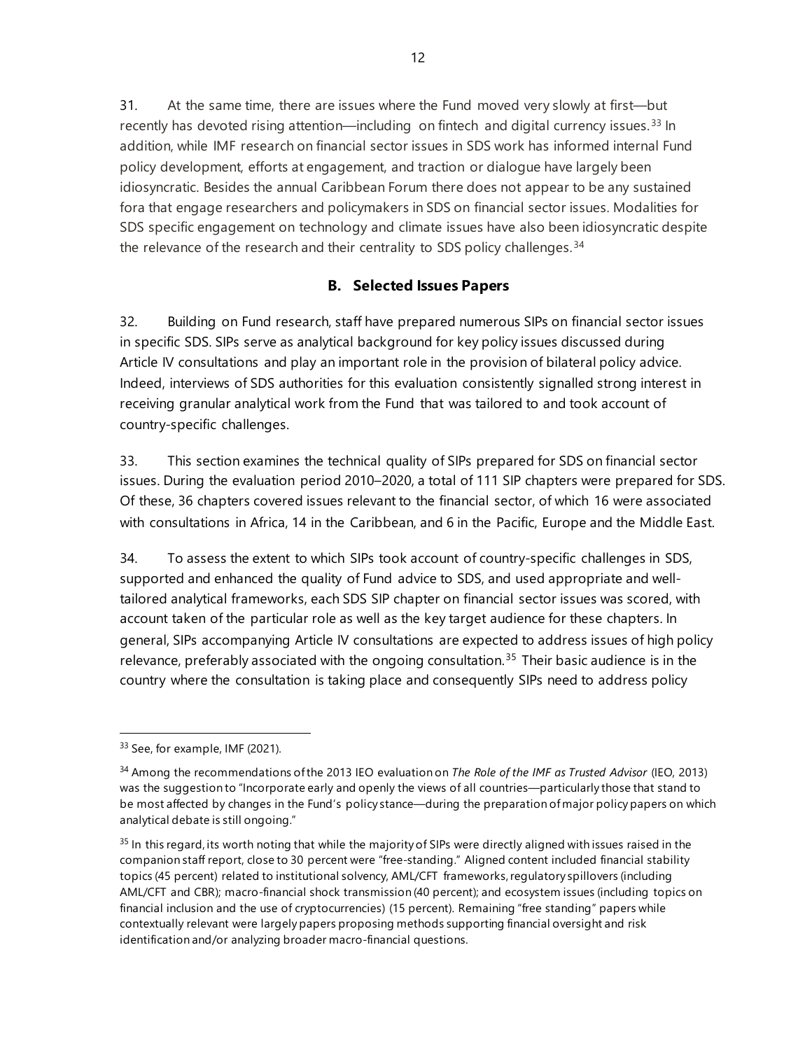31. At the same time, there are issues where the Fund moved very slowly at first—but recently has devoted rising attention—including on fintech and digital currency issues.[33] In addition, while IMF research on financial sector issues in SDS work has informed internal Fund policy development, efforts at engagement, and traction or dialogue have largely been idiosyncratic. Besides the annual Caribbean Forum there does not appear to be any sustained fora that engage researchers and policymakers in SDS on financial sector issues. Modalities for SDS specific engagement on technology and climate issues have also been idiosyncratic despite the relevance of the research and their centrality to SDS policy challenges.[34]

## B. Selected Issues Papers

32. Building on Fund research, staff have prepared numerous SIPs on financial sector issues in specific SDS. SIPs serve as analytical background for key policy issues discussed during Article IV consultations and play an important role in the provision of bilateral policy advice. Indeed, interviews of SDS authorities for this evaluation consistently signalled strong interest in receiving granular analytical work from the Fund that was tailored to and took account of country-specific challenges.

33. This section examines the technical quality of SIPs prepared for SDS on financial sector issues. During the evaluation period 2010–2020, a total of 111 SIP chapters were prepared for SDS. Of these, 36 chapters covered issues relevant to the financial sector, of which 16 were associated with consultations in Africa, 14 in the Caribbean, and 6 in the Pacific, Europe and the Middle East.

34. To assess the extent to which SIPs took account of country-specific challenges in SDS, supported and enhanced the quality of Fund advice to SDS, and used appropriate and well-tailored analytical frameworks, each SDS SIP chapter on financial sector issues was scored, with account taken of the particular role as well as the key target audience for these chapters. In general, SIPs accompanying Article IV consultations are expected to address issues of high policy relevance, preferably associated with the ongoing consultation.[35] Their basic audience is in the country where the consultation is taking place and consequently SIPs need to address policy

---

[33] See, for example, IMF (2021).

[34] Among the recommendations of the 2013 IEO evaluation on *The Role of the IMF as Trusted Advisor* (IEO, 2013) was the suggestion to "Incorporate early and openly the views of all countries—particularly those that stand to be most affected by changes in the Fund's policy stance—during the preparation of major policy papers on which analytical debate is still ongoing."

[35] In this regard, its worth noting that while the majority of SIPs were directly aligned with issues raised in the companion staff report, close to 30 percent were "free-standing." Aligned content included financial stability topics (45 percent) related to institutional solvency, AML/CFT frameworks, regulatory spillovers (including AML/CFT and CBR); macro-financial shock transmission (40 percent); and ecosystem issues (including topics on financial inclusion and the use of cryptocurrencies) (15 percent). Remaining "free standing" papers while contextually relevant were largely papers proposing methods supporting financial oversight and risk identification and/or analyzing broader macro-financial questions.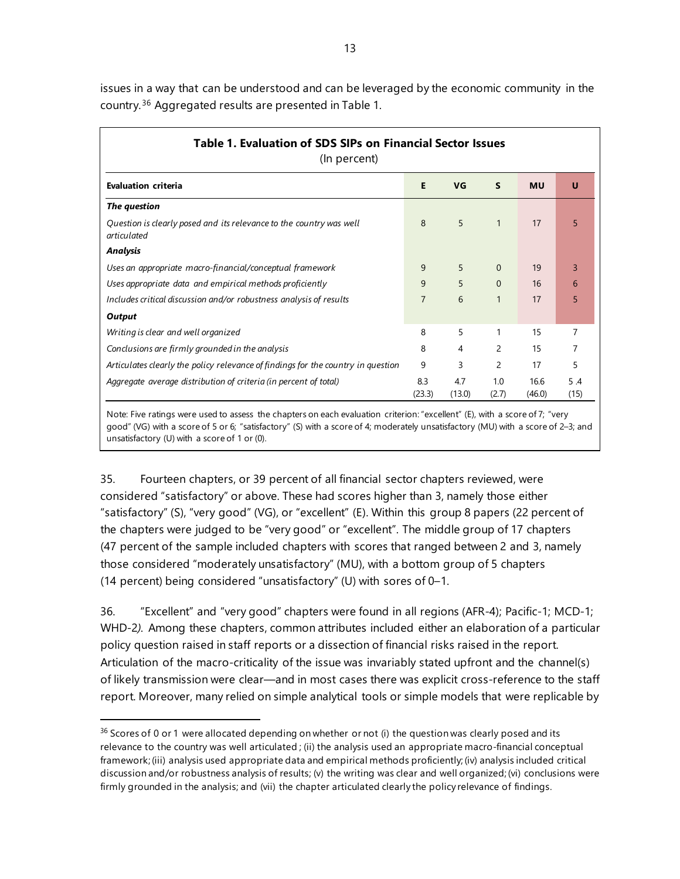issues in a way that can be understood and can be leveraged by the economic community in the country.[36] Aggregated results are presented in Table 1.

**Table 1. Evaluation of SDS SIPs on Financial Sector Issues**
(In percent)

| Evaluation criteria | E | VG | S | MU | U |
|---|---|---|---|---|---|
| ***The question*** | | | | | |
| *Question is clearly posed and its relevance to the country was well articulated* | 8 | 5 | 1 | 17 | 5 |
| ***Analysis*** | | | | | |
| *Uses an appropriate macro-financial/conceptual framework* | 9 | 5 | 0 | 19 | 3 |
| *Uses appropriate data and empirical methods proficiently* | 9 | 5 | 0 | 16 | 6 |
| *Includes critical discussion and/or robustness analysis of results* | 7 | 6 | 1 | 17 | 5 |
| ***Output*** | | | | | |
| *Writing is clear and well organized* | 8 | 5 | 1 | 15 | 7 |
| *Conclusions are firmly grounded in the analysis* | 8 | 4 | 2 | 15 | 7 |
| *Articulates clearly the policy relevance of findings for the country in question* | 9 | 3 | 2 | 17 | 5 |
| *Aggregate average distribution of criteria (in percent of total)* | 8.3 (23.3) | 4.7 (13.0) | 1.0 (2.7) | 16.6 (46.0) | 5 .4 (15) |

Note: Five ratings were used to assess the chapters on each evaluation criterion: "excellent" (E), with a score of 7; "very good" (VG) with a score of 5 or 6; "satisfactory" (S) with a score of 4; moderately unsatisfactory (MU) with a score of 2–3; and unsatisfactory (U) with a score of 1 or (0).

35. Fourteen chapters, or 39 percent of all financial sector chapters reviewed, were considered "satisfactory" or above. These had scores higher than 3, namely those either "satisfactory" (S), "very good" (VG), or "excellent" (E). Within this group 8 papers (22 percent of the chapters were judged to be "very good" or "excellent". The middle group of 17 chapters (47 percent of the sample included chapters with scores that ranged between 2 and 3, namely those considered "moderately unsatisfactory" (MU), with a bottom group of 5 chapters (14 percent) being considered "unsatisfactory" (U) with sores of 0–1.

36. "Excellent" and "very good" chapters were found in all regions (AFR-4); Pacific-1; MCD-1; WHD-2*)*. Among these chapters, common attributes included either an elaboration of a particular policy question raised in staff reports or a dissection of financial risks raised in the report. Articulation of the macro-criticality of the issue was invariably stated upfront and the channel(s) of likely transmission were clear—and in most cases there was explicit cross-reference to the staff report. Moreover, many relied on simple analytical tools or simple models that were replicable by

---

[36] Scores of 0 or 1 were allocated depending on whether or not (i) the question was clearly posed and its relevance to the country was well articulated ; (ii) the analysis used an appropriate macro-financial conceptual framework; (iii) analysis used appropriate data and empirical methods proficiently; (iv) analysis included critical discussion and/or robustness analysis of results; (v) the writing was clear and well organized; (vi) conclusions were firmly grounded in the analysis; and (vii) the chapter articulated clearly the policy relevance of findings.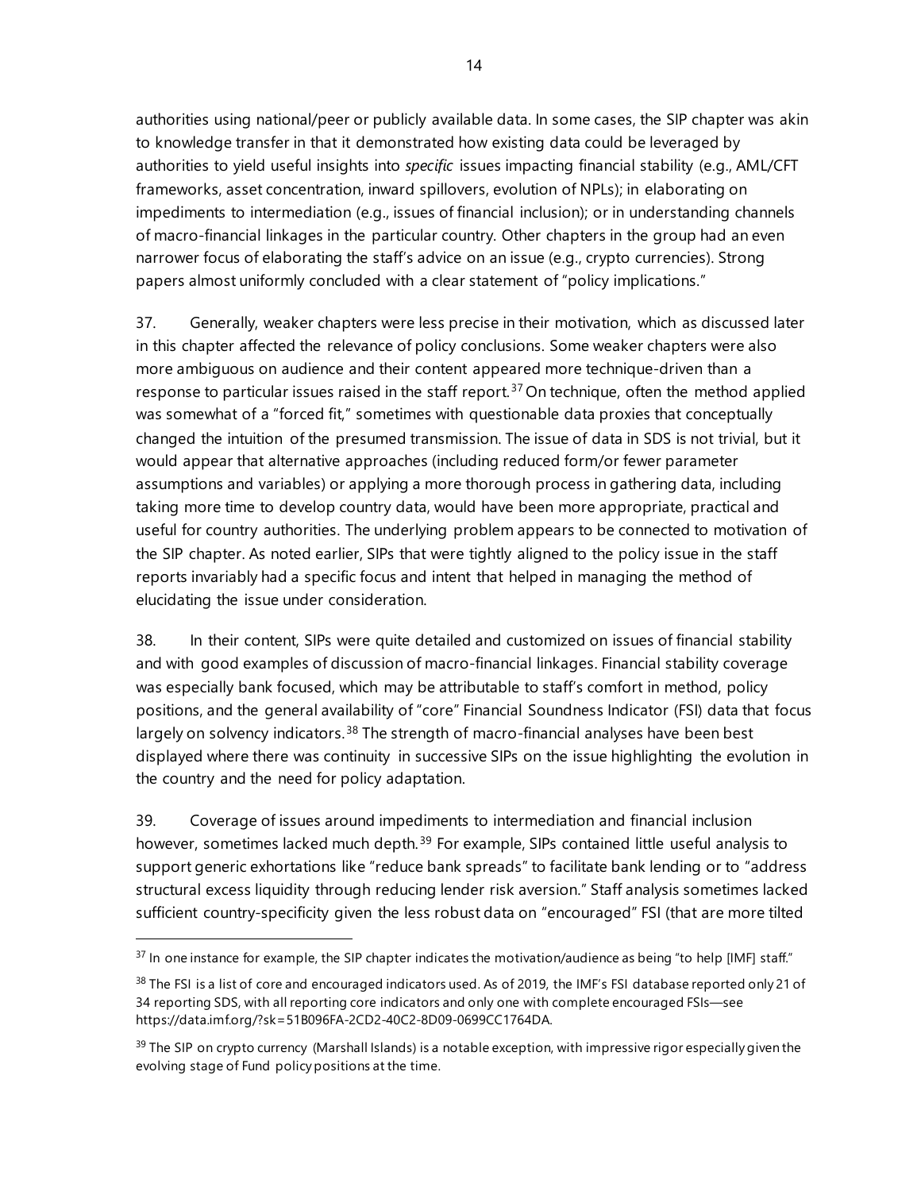authorities using national/peer or publicly available data. In some cases, the SIP chapter was akin to knowledge transfer in that it demonstrated how existing data could be leveraged by authorities to yield useful insights into *specific* issues impacting financial stability (e.g., AML/CFT frameworks, asset concentration, inward spillovers, evolution of NPLs); in elaborating on impediments to intermediation (e.g., issues of financial inclusion); or in understanding channels of macro-financial linkages in the particular country. Other chapters in the group had an even narrower focus of elaborating the staff's advice on an issue (e.g., crypto currencies). Strong papers almost uniformly concluded with a clear statement of "policy implications."

37. Generally, weaker chapters were less precise in their motivation, which as discussed later in this chapter affected the relevance of policy conclusions. Some weaker chapters were also more ambiguous on audience and their content appeared more technique-driven than a response to particular issues raised in the staff report.[37] On technique, often the method applied was somewhat of a "forced fit," sometimes with questionable data proxies that conceptually changed the intuition of the presumed transmission. The issue of data in SDS is not trivial, but it would appear that alternative approaches (including reduced form/or fewer parameter assumptions and variables) or applying a more thorough process in gathering data, including taking more time to develop country data, would have been more appropriate, practical and useful for country authorities. The underlying problem appears to be connected to motivation of the SIP chapter. As noted earlier, SIPs that were tightly aligned to the policy issue in the staff reports invariably had a specific focus and intent that helped in managing the method of elucidating the issue under consideration.

38. In their content, SIPs were quite detailed and customized on issues of financial stability and with good examples of discussion of macro-financial linkages. Financial stability coverage was especially bank focused, which may be attributable to staff's comfort in method, policy positions, and the general availability of "core" Financial Soundness Indicator (FSI) data that focus largely on solvency indicators.[38] The strength of macro-financial analyses have been best displayed where there was continuity in successive SIPs on the issue highlighting the evolution in the country and the need for policy adaptation.

39. Coverage of issues around impediments to intermediation and financial inclusion however, sometimes lacked much depth.[39] For example, SIPs contained little useful analysis to support generic exhortations like "reduce bank spreads" to facilitate bank lending or to "address structural excess liquidity through reducing lender risk aversion." Staff analysis sometimes lacked sufficient country-specificity given the less robust data on "encouraged" FSI (that are more tilted

---

[37] In one instance for example, the SIP chapter indicates the motivation/audience as being "to help [IMF] staff."

[38] The FSI is a list of core and encouraged indicators used. As of 2019, the IMF's FSI database reported only 21 of 34 reporting SDS, with all reporting core indicators and only one with complete encouraged FSIs—see https://data.imf.org/?sk=51B096FA-2CD2-40C2-8D09-0699CC1764DA.

[39] The SIP on crypto currency (Marshall Islands) is a notable exception, with impressive rigor especially given the evolving stage of Fund policy positions at the time.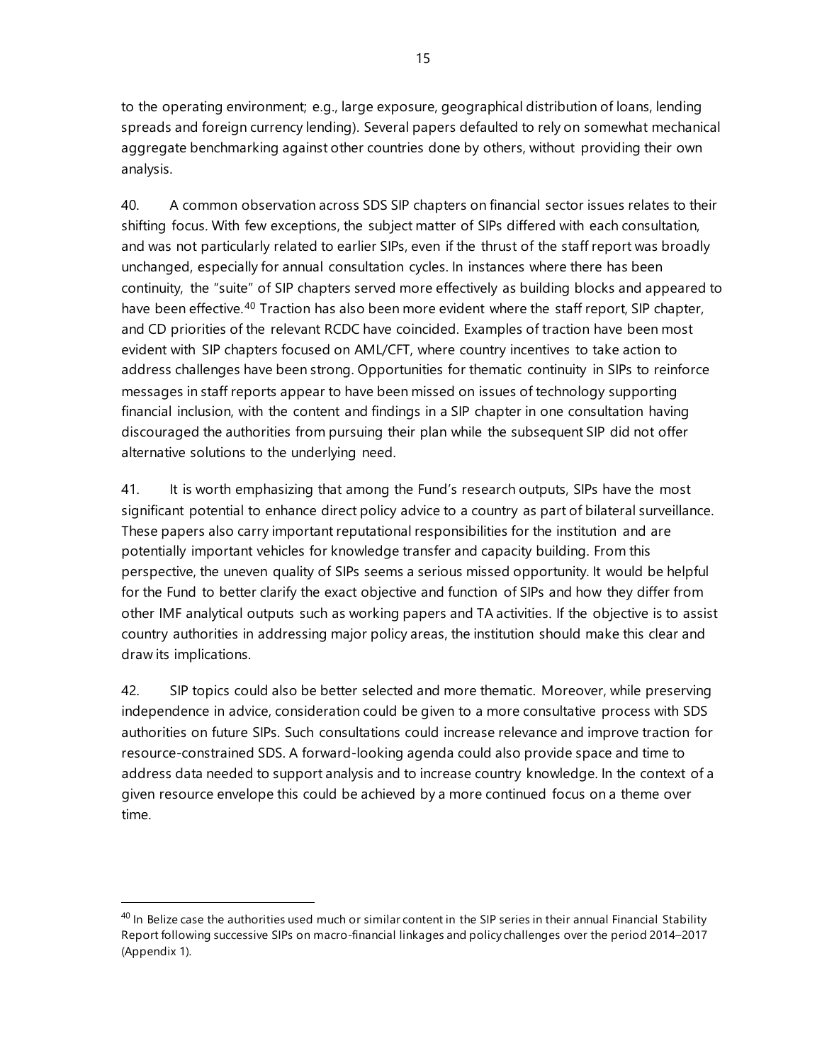to the operating environment; e.g., large exposure, geographical distribution of loans, lending spreads and foreign currency lending). Several papers defaulted to rely on somewhat mechanical aggregate benchmarking against other countries done by others, without providing their own analysis.

40. A common observation across SDS SIP chapters on financial sector issues relates to their shifting focus. With few exceptions, the subject matter of SIPs differed with each consultation, and was not particularly related to earlier SIPs, even if the thrust of the staff report was broadly unchanged, especially for annual consultation cycles. In instances where there has been continuity, the "suite" of SIP chapters served more effectively as building blocks and appeared to have been effective.[40] Traction has also been more evident where the staff report, SIP chapter, and CD priorities of the relevant RCDC have coincided. Examples of traction have been most evident with SIP chapters focused on AML/CFT, where country incentives to take action to address challenges have been strong. Opportunities for thematic continuity in SIPs to reinforce messages in staff reports appear to have been missed on issues of technology supporting financial inclusion, with the content and findings in a SIP chapter in one consultation having discouraged the authorities from pursuing their plan while the subsequent SIP did not offer alternative solutions to the underlying need.

41. It is worth emphasizing that among the Fund's research outputs, SIPs have the most significant potential to enhance direct policy advice to a country as part of bilateral surveillance. These papers also carry important reputational responsibilities for the institution and are potentially important vehicles for knowledge transfer and capacity building. From this perspective, the uneven quality of SIPs seems a serious missed opportunity. It would be helpful for the Fund to better clarify the exact objective and function of SIPs and how they differ from other IMF analytical outputs such as working papers and TA activities. If the objective is to assist country authorities in addressing major policy areas, the institution should make this clear and draw its implications.

42. SIP topics could also be better selected and more thematic. Moreover, while preserving independence in advice, consideration could be given to a more consultative process with SDS authorities on future SIPs. Such consultations could increase relevance and improve traction for resource-constrained SDS. A forward-looking agenda could also provide space and time to address data needed to support analysis and to increase country knowledge. In the context of a given resource envelope this could be achieved by a more continued focus on a theme over time.

---

[40] In Belize case the authorities used much or similar content in the SIP series in their annual Financial Stability Report following successive SIPs on macro-financial linkages and policy challenges over the period 2014–2017 (Appendix 1).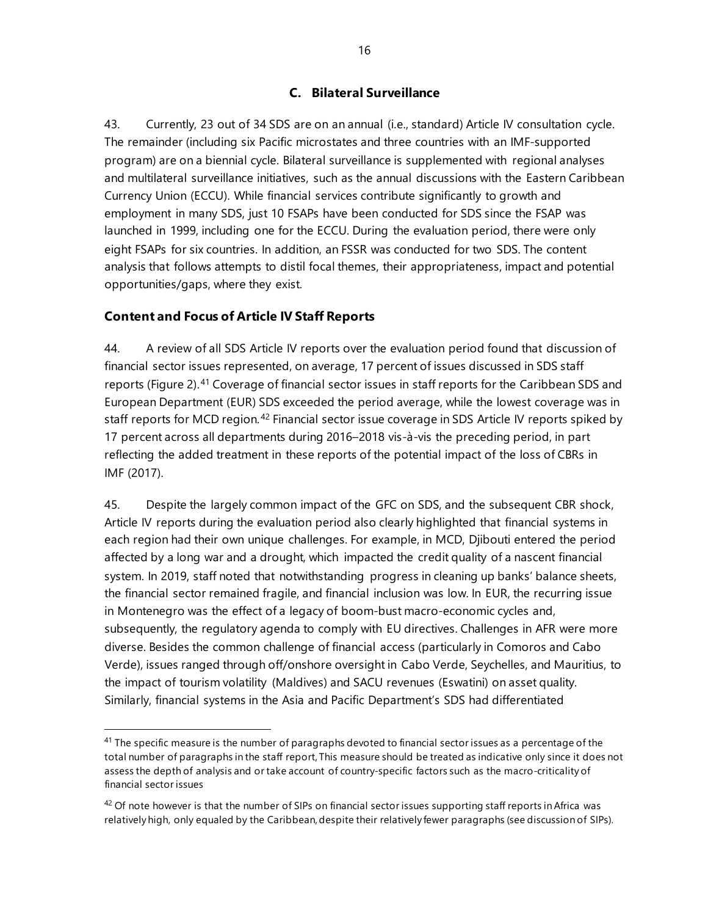### C. Bilateral Surveillance

43. Currently, 23 out of 34 SDS are on an annual (i.e., standard) Article IV consultation cycle. The remainder (including six Pacific microstates and three countries with an IMF-supported program) are on a biennial cycle. Bilateral surveillance is supplemented with regional analyses and multilateral surveillance initiatives, such as the annual discussions with the Eastern Caribbean Currency Union (ECCU). While financial services contribute significantly to growth and employment in many SDS, just 10 FSAPs have been conducted for SDS since the FSAP was launched in 1999, including one for the ECCU. During the evaluation period, there were only eight FSAPs for six countries. In addition, an FSSR was conducted for two SDS. The content analysis that follows attempts to distil focal themes, their appropriateness, impact and potential opportunities/gaps, where they exist.

#### Content and Focus of Article IV Staff Reports

44. A review of all SDS Article IV reports over the evaluation period found that discussion of financial sector issues represented, on average, 17 percent of issues discussed in SDS staff reports (Figure 2).[41] Coverage of financial sector issues in staff reports for the Caribbean SDS and European Department (EUR) SDS exceeded the period average, while the lowest coverage was in staff reports for MCD region.[42] Financial sector issue coverage in SDS Article IV reports spiked by 17 percent across all departments during 2016–2018 vis-à-vis the preceding period, in part reflecting the added treatment in these reports of the potential impact of the loss of CBRs in IMF (2017).

45. Despite the largely common impact of the GFC on SDS, and the subsequent CBR shock, Article IV reports during the evaluation period also clearly highlighted that financial systems in each region had their own unique challenges. For example, in MCD, Djibouti entered the period affected by a long war and a drought, which impacted the credit quality of a nascent financial system. In 2019, staff noted that notwithstanding progress in cleaning up banks' balance sheets, the financial sector remained fragile, and financial inclusion was low. In EUR, the recurring issue in Montenegro was the effect of a legacy of boom-bust macro-economic cycles and, subsequently, the regulatory agenda to comply with EU directives. Challenges in AFR were more diverse. Besides the common challenge of financial access (particularly in Comoros and Cabo Verde), issues ranged through off/onshore oversight in Cabo Verde, Seychelles, and Mauritius, to the impact of tourism volatility (Maldives) and SACU revenues (Eswatini) on asset quality. Similarly, financial systems in the Asia and Pacific Department's SDS had differentiated

---

[41] The specific measure is the number of paragraphs devoted to financial sector issues as a percentage of the total number of paragraphs in the staff report, This measure should be treated as indicative only since it does not assess the depth of analysis and or take account of country-specific factors such as the macro-criticality of financial sector issues

[42] Of note however is that the number of SIPs on financial sector issues supporting staff reports in Africa was relatively high, only equaled by the Caribbean, despite their relatively fewer paragraphs (see discussion of SIPs).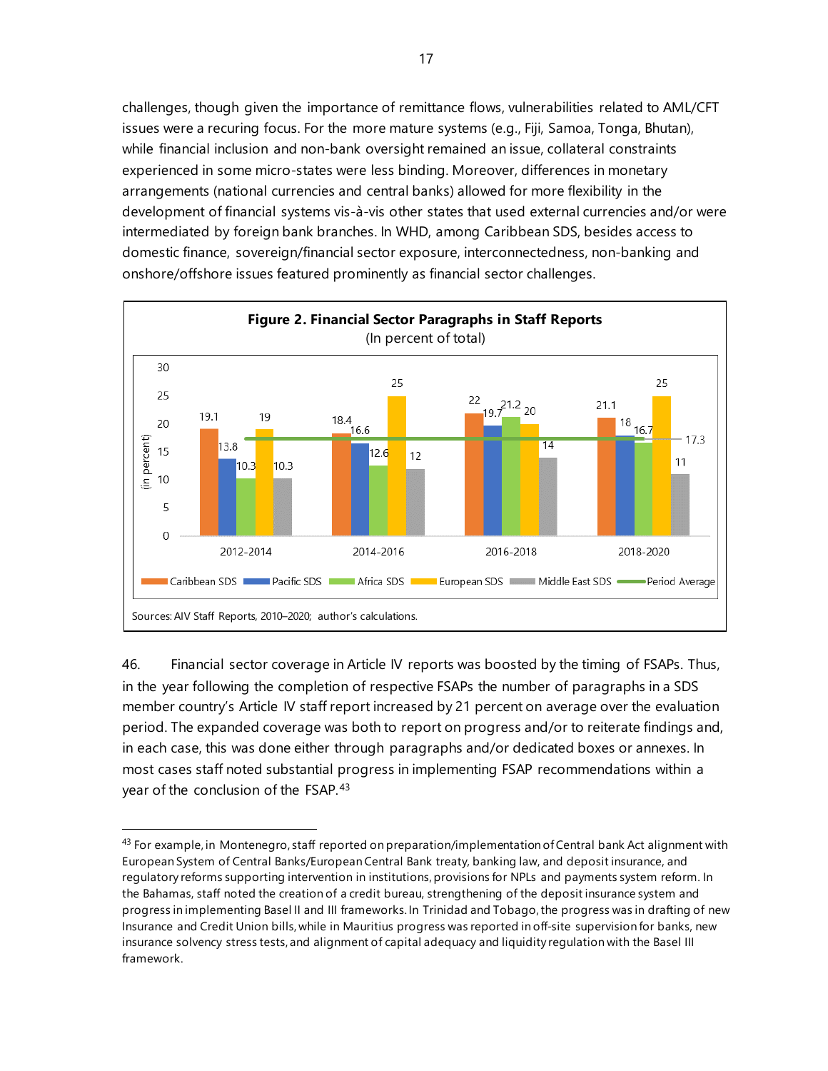challenges, though given the importance of remittance flows, vulnerabilities related to AML/CFT issues were a recuring focus. For the more mature systems (e.g., Fiji, Samoa, Tonga, Bhutan), while financial inclusion and non-bank oversight remained an issue, collateral constraints experienced in some micro-states were less binding. Moreover, differences in monetary arrangements (national currencies and central banks) allowed for more flexibility in the development of financial systems vis-à-vis other states that used external currencies and/or were intermediated by foreign bank branches. In WHD, among Caribbean SDS, besides access to domestic finance, sovereign/financial sector exposure, interconnectedness, non-banking and onshore/offshore issues featured prominently as financial sector challenges.

**Figure 2. Financial Sector Paragraphs in Staff Reports**
(In percent of total)

| Period | Caribbean SDS | Pacific SDS | Africa SDS | European SDS | Middle East SDS | Period Average |
|---|---|---|---|---|---|---|
| 2012-2014 | 19.1 | 13.8 | 10.3 | 19 | 10.3 | 17.3 |
| 2014-2016 | 18.4 | 16.6 | 12.6 | 25 | 12 | 17.3 |
| 2016-2018 | 22 | 19.7 | 21.2 | 20 | 14 | 17.3 |
| 2018-2020 | 21.1 | 18 | 16.7 | 25 | 11 | 17.3 |

Sources: AIV Staff Reports, 2010–2020; author's calculations.

46. Financial sector coverage in Article IV reports was boosted by the timing of FSAPs. Thus, in the year following the completion of respective FSAPs the number of paragraphs in a SDS member country's Article IV staff report increased by 21 percent on average over the evaluation period. The expanded coverage was both to report on progress and/or to reiterate findings and, in each case, this was done either through paragraphs and/or dedicated boxes or annexes. In most cases staff noted substantial progress in implementing FSAP recommendations within a year of the conclusion of the FSAP.[43]

[43] For example, in Montenegro, staff reported on preparation/implementation of Central bank Act alignment with European System of Central Banks/European Central Bank treaty, banking law, and deposit insurance, and regulatory reforms supporting intervention in institutions, provisions for NPLs and payments system reform. In the Bahamas, staff noted the creation of a credit bureau, strengthening of the deposit insurance system and progress in implementing Basel II and III frameworks. In Trinidad and Tobago, the progress was in drafting of new Insurance and Credit Union bills, while in Mauritius progress was reported in off-site supervision for banks, new insurance solvency stress tests, and alignment of capital adequacy and liquidity regulation with the Basel III framework.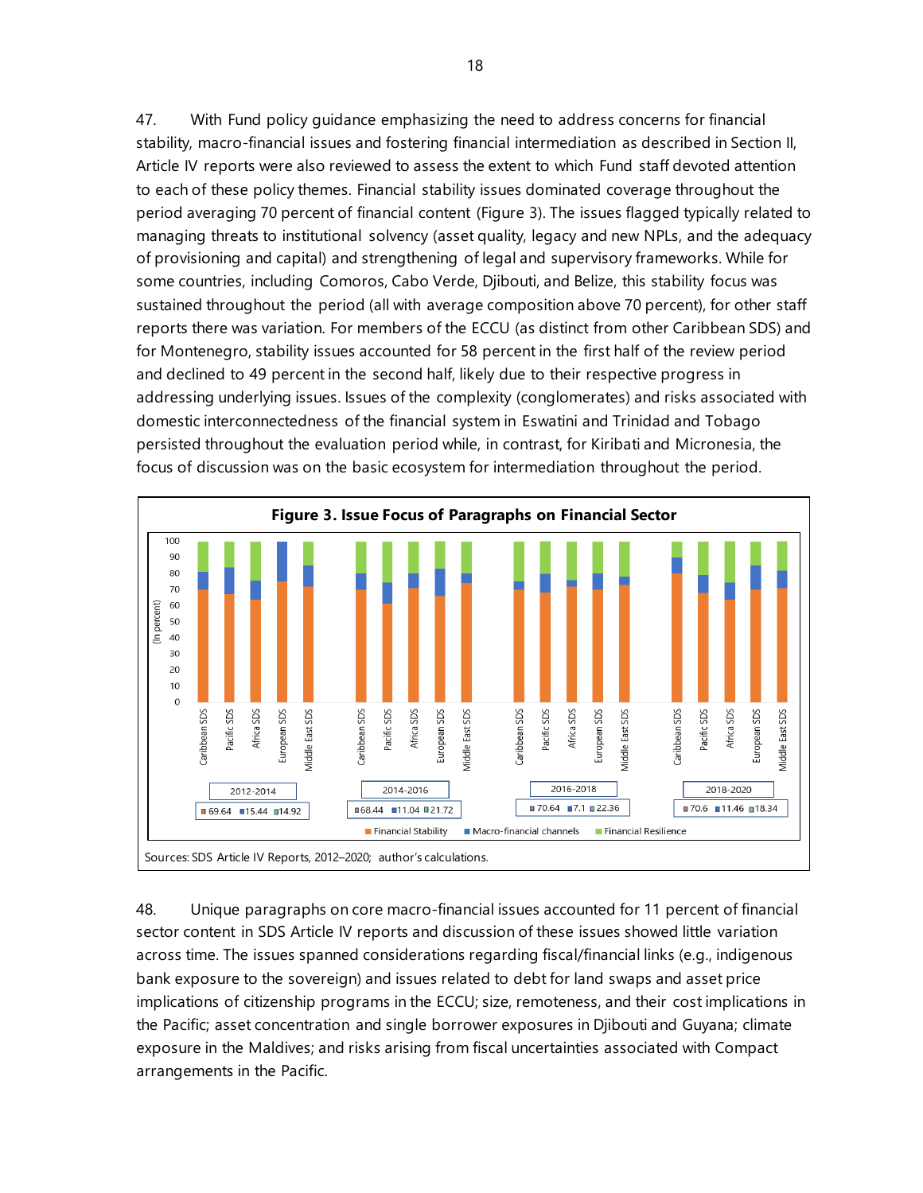47. With Fund policy guidance emphasizing the need to address concerns for financial stability, macro-financial issues and fostering financial intermediation as described in Section II, Article IV reports were also reviewed to assess the extent to which Fund staff devoted attention to each of these policy themes. Financial stability issues dominated coverage throughout the period averaging 70 percent of financial content (Figure 3). The issues flagged typically related to managing threats to institutional solvency (asset quality, legacy and new NPLs, and the adequacy of provisioning and capital) and strengthening of legal and supervisory frameworks. While for some countries, including Comoros, Cabo Verde, Djibouti, and Belize, this stability focus was sustained throughout the period (all with average composition above 70 percent), for other staff reports there was variation. For members of the ECCU (as distinct from other Caribbean SDS) and for Montenegro, stability issues accounted for 58 percent in the first half of the review period and declined to 49 percent in the second half, likely due to their respective progress in addressing underlying issues. Issues of the complexity (conglomerates) and risks associated with domestic interconnectedness of the financial system in Eswatini and Trinidad and Tobago persisted throughout the evaluation period while, in contrast, for Kiribati and Micronesia, the focus of discussion was on the basic ecosystem for intermediation throughout the period.

**Figure 3. Issue Focus of Paragraphs on Financial Sector**

| Period | Financial Stability | Macro-financial channels | Financial Resilience |
|---|---|---|---|
| 2012-2014 | 69.64 | 15.44 | 14.92 |
| 2014-2016 | 68.44 | 11.04 | 21.72 |
| 2016-2018 | 70.64 | 7.1 | 22.36 |
| 2018-2020 | 70.6 | 11.46 | 18.34 |

Sources: SDS Article IV Reports, 2012–2020; author's calculations.

48. Unique paragraphs on core macro-financial issues accounted for 11 percent of financial sector content in SDS Article IV reports and discussion of these issues showed little variation across time. The issues spanned considerations regarding fiscal/financial links (e.g., indigenous bank exposure to the sovereign) and issues related to debt for land swaps and asset price implications of citizenship programs in the ECCU; size, remoteness, and their cost implications in the Pacific; asset concentration and single borrower exposures in Djibouti and Guyana; climate exposure in the Maldives; and risks arising from fiscal uncertainties associated with Compact arrangements in the Pacific.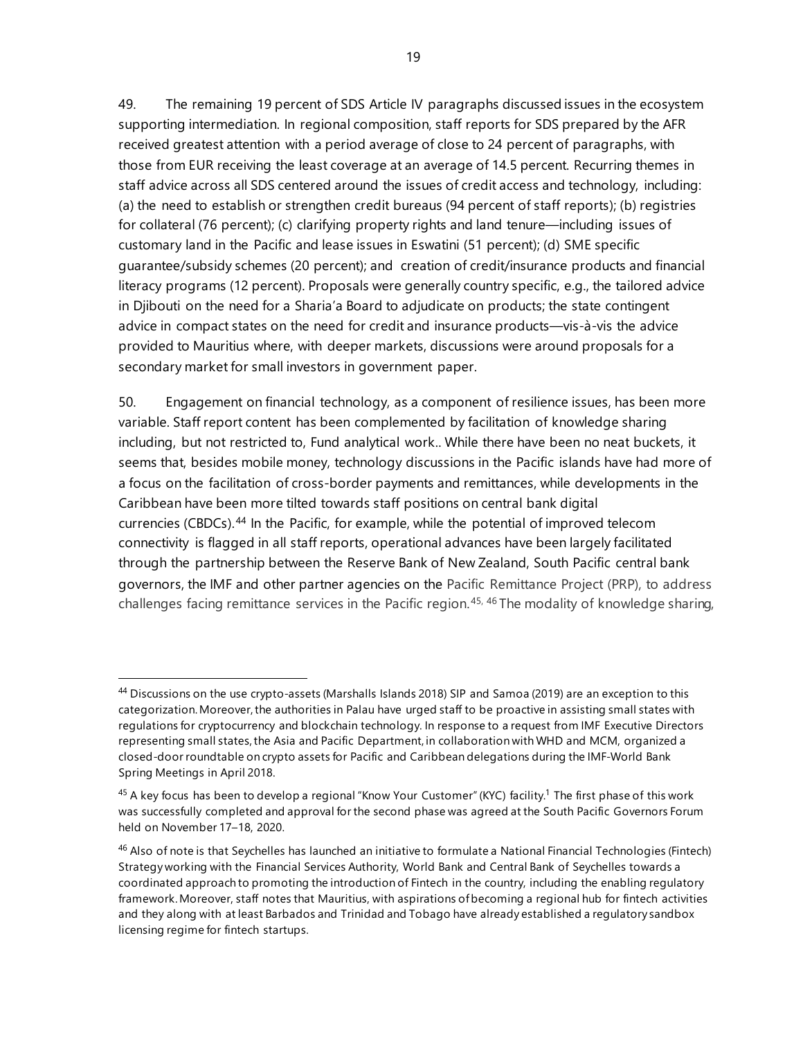49. The remaining 19 percent of SDS Article IV paragraphs discussed issues in the ecosystem supporting intermediation. In regional composition, staff reports for SDS prepared by the AFR received greatest attention with a period average of close to 24 percent of paragraphs, with those from EUR receiving the least coverage at an average of 14.5 percent. Recurring themes in staff advice across all SDS centered around the issues of credit access and technology, including: (a) the need to establish or strengthen credit bureaus (94 percent of staff reports); (b) registries for collateral (76 percent); (c) clarifying property rights and land tenure—including issues of customary land in the Pacific and lease issues in Eswatini (51 percent); (d) SME specific guarantee/subsidy schemes (20 percent); and creation of credit/insurance products and financial literacy programs (12 percent). Proposals were generally country specific, e.g., the tailored advice in Djibouti on the need for a Sharia'a Board to adjudicate on products; the state contingent advice in compact states on the need for credit and insurance products—vis-à-vis the advice provided to Mauritius where, with deeper markets, discussions were around proposals for a secondary market for small investors in government paper.

50. Engagement on financial technology, as a component of resilience issues, has been more variable. Staff report content has been complemented by facilitation of knowledge sharing including, but not restricted to, Fund analytical work.. While there have been no neat buckets, it seems that, besides mobile money, technology discussions in the Pacific islands have had more of a focus on the facilitation of cross-border payments and remittances, while developments in the Caribbean have been more tilted towards staff positions on central bank digital currencies (CBDCs).[44] In the Pacific, for example, while the potential of improved telecom connectivity is flagged in all staff reports, operational advances have been largely facilitated through the partnership between the Reserve Bank of New Zealand, South Pacific central bank governors, the IMF and other partner agencies on the Pacific Remittance Project (PRP), to address challenges facing remittance services in the Pacific region.[45, 46] The modality of knowledge sharing,

---

[44] Discussions on the use crypto-assets (Marshalls Islands 2018) SIP and Samoa (2019) are an exception to this categorization. Moreover, the authorities in Palau have urged staff to be proactive in assisting small states with regulations for cryptocurrency and blockchain technology. In response to a request from IMF Executive Directors representing small states, the Asia and Pacific Department, in collaboration with WHD and MCM, organized a closed-door roundtable on crypto assets for Pacific and Caribbean delegations during the IMF-World Bank Spring Meetings in April 2018.

[45] A key focus has been to develop a regional "Know Your Customer" (KYC) facility.[1] The first phase of this work was successfully completed and approval for the second phase was agreed at the South Pacific Governors Forum held on November 17–18, 2020.

[46] Also of note is that Seychelles has launched an initiative to formulate a National Financial Technologies (Fintech) Strategy working with the Financial Services Authority, World Bank and Central Bank of Seychelles towards a coordinated approach to promoting the introduction of Fintech in the country, including the enabling regulatory framework. Moreover, staff notes that Mauritius, with aspirations of becoming a regional hub for fintech activities and they along with at least Barbados and Trinidad and Tobago have already established a regulatory sandbox licensing regime for fintech startups.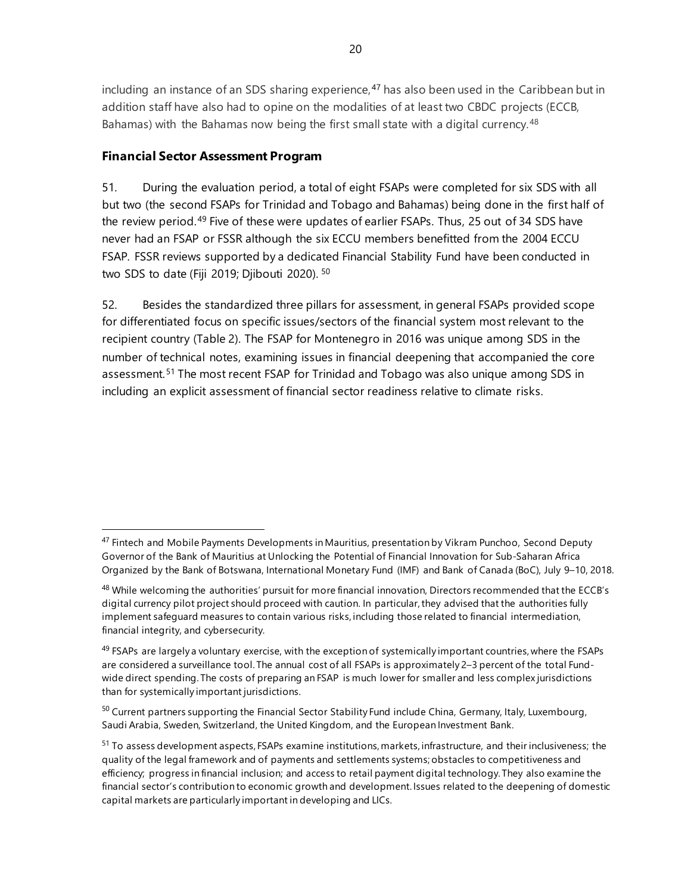including an instance of an SDS sharing experience,[47] has also been used in the Caribbean but in addition staff have also had to opine on the modalities of at least two CBDC projects (ECCB, Bahamas) with the Bahamas now being the first small state with a digital currency.[48]

### Financial Sector Assessment Program

51. During the evaluation period, a total of eight FSAPs were completed for six SDS with all but two (the second FSAPs for Trinidad and Tobago and Bahamas) being done in the first half of the review period.[49] Five of these were updates of earlier FSAPs. Thus, 25 out of 34 SDS have never had an FSAP or FSSR although the six ECCU members benefitted from the 2004 ECCU FSAP. FSSR reviews supported by a dedicated Financial Stability Fund have been conducted in two SDS to date (Fiji 2019; Djibouti 2020).[50]

52. Besides the standardized three pillars for assessment, in general FSAPs provided scope for differentiated focus on specific issues/sectors of the financial system most relevant to the recipient country (Table 2). The FSAP for Montenegro in 2016 was unique among SDS in the number of technical notes, examining issues in financial deepening that accompanied the core assessment.[51] The most recent FSAP for Trinidad and Tobago was also unique among SDS in including an explicit assessment of financial sector readiness relative to climate risks.

---

[47] Fintech and Mobile Payments Developments in Mauritius, presentation by Vikram Punchoo, Second Deputy Governor of the Bank of Mauritius at Unlocking the Potential of Financial Innovation for Sub-Saharan Africa Organized by the Bank of Botswana, International Monetary Fund (IMF) and Bank of Canada (BoC), July 9–10, 2018.

[48] While welcoming the authorities' pursuit for more financial innovation, Directors recommended that the ECCB's digital currency pilot project should proceed with caution. In particular, they advised that the authorities fully implement safeguard measures to contain various risks, including those related to financial intermediation, financial integrity, and cybersecurity.

[49] FSAPs are largely a voluntary exercise, with the exception of systemically important countries, where the FSAPs are considered a surveillance tool. The annual cost of all FSAPs is approximately 2–3 percent of the total Fund-wide direct spending. The costs of preparing an FSAP is much lower for smaller and less complex jurisdictions than for systemically important jurisdictions.

[50] Current partners supporting the Financial Sector Stability Fund include China, Germany, Italy, Luxembourg, Saudi Arabia, Sweden, Switzerland, the United Kingdom, and the European Investment Bank.

[51] To assess development aspects, FSAPs examine institutions, markets, infrastructure, and their inclusiveness; the quality of the legal framework and of payments and settlements systems; obstacles to competitiveness and efficiency; progress in financial inclusion; and access to retail payment digital technology. They also examine the financial sector's contribution to economic growth and development. Issues related to the deepening of domestic capital markets are particularly important in developing and LICs.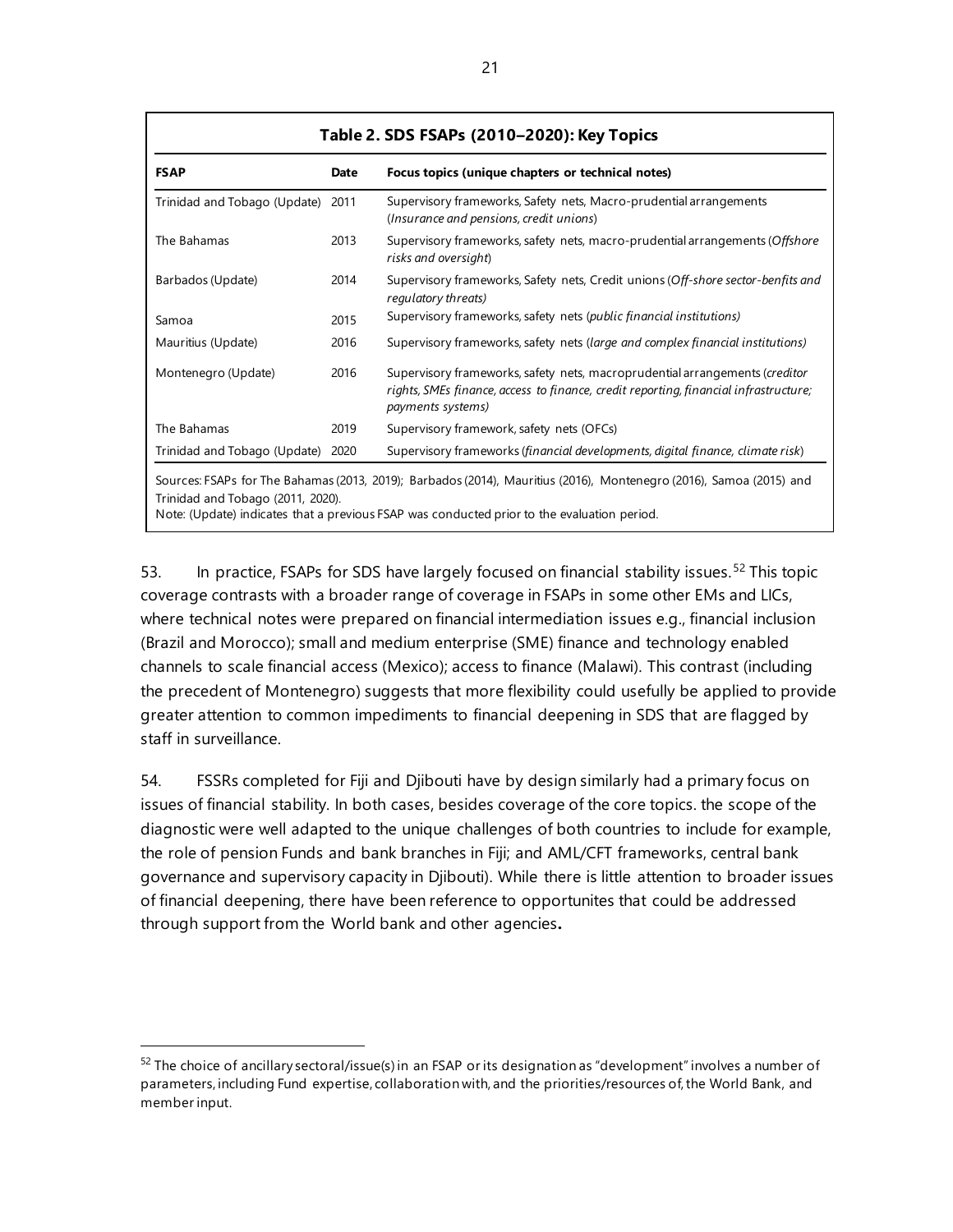**Table 2. SDS FSAPs (2010–2020): Key Topics**

| FSAP | Date | Focus topics (unique chapters or technical notes) |
|---|---|---|
| Trinidad and Tobago (Update) | 2011 | Supervisory frameworks, Safety nets, Macro-prudential arrangements (*Insurance and pensions, credit unions*) |
| The Bahamas | 2013 | Supervisory frameworks, safety nets, macro-prudential arrangements (*Offshore risks and oversight*) |
| Barbados (Update) | 2014 | Supervisory frameworks, Safety nets, Credit unions (*Off-shore sector-benfits and regulatory threats)* |
| Samoa | 2015 | Supervisory frameworks, safety nets (*public financial institutions)* |
| Mauritius (Update) | 2016 | Supervisory frameworks, safety nets (*large and complex financial institutions)* |
| Montenegro (Update) | 2016 | Supervisory frameworks, safety nets, macroprudential arrangements (*creditor rights, SMEs finance, access to finance, credit reporting, financial infrastructure; payments systems)* |
| The Bahamas | 2019 | Supervisory framework, safety nets (OFCs) |
| Trinidad and Tobago (Update) | 2020 | Supervisory frameworks (*financial developments, digital finance, climate risk*) |

Sources: FSAPs for The Bahamas (2013, 2019); Barbados (2014), Mauritius (2016), Montenegro (2016), Samoa (2015) and Trinidad and Tobago (2011, 2020).
Note: (Update) indicates that a previous FSAP was conducted prior to the evaluation period.

53. In practice, FSAPs for SDS have largely focused on financial stability issues.[52] This topic coverage contrasts with a broader range of coverage in FSAPs in some other EMs and LICs, where technical notes were prepared on financial intermediation issues e.g., financial inclusion (Brazil and Morocco); small and medium enterprise (SME) finance and technology enabled channels to scale financial access (Mexico); access to finance (Malawi). This contrast (including the precedent of Montenegro) suggests that more flexibility could usefully be applied to provide greater attention to common impediments to financial deepening in SDS that are flagged by staff in surveillance.

54. FSSRs completed for Fiji and Djibouti have by design similarly had a primary focus on issues of financial stability. In both cases, besides coverage of the core topics. the scope of the diagnostic were well adapted to the unique challenges of both countries to include for example, the role of pension Funds and bank branches in Fiji; and AML/CFT frameworks, central bank governance and supervisory capacity in Djibouti). While there is little attention to broader issues of financial deepening, there have been reference to opportunites that could be addressed through support from the World bank and other agencies**.**

[52] The choice of ancillary sectoral/issue(s) in an FSAP or its designation as "development" involves a number of parameters, including Fund expertise, collaboration with, and the priorities/resources of, the World Bank, and member input.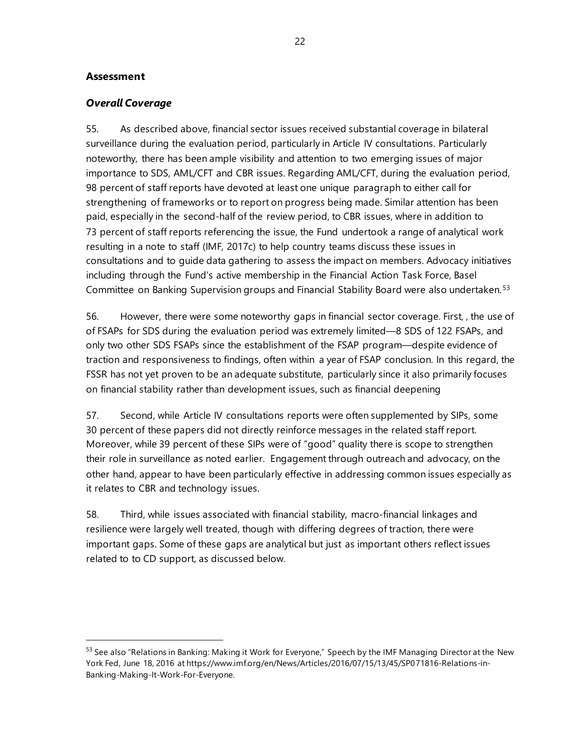## Assessment

### *Overall Coverage*

55. As described above, financial sector issues received substantial coverage in bilateral surveillance during the evaluation period, particularly in Article IV consultations. Particularly noteworthy, there has been ample visibility and attention to two emerging issues of major importance to SDS, AML/CFT and CBR issues. Regarding AML/CFT, during the evaluation period, 98 percent of staff reports have devoted at least one unique paragraph to either call for strengthening of frameworks or to report on progress being made. Similar attention has been paid, especially in the second-half of the review period, to CBR issues, where in addition to 73 percent of staff reports referencing the issue, the Fund undertook a range of analytical work resulting in a note to staff (IMF, 2017c) to help country teams discuss these issues in consultations and to guide data gathering to assess the impact on members. Advocacy initiatives including through the Fund's active membership in the Financial Action Task Force, Basel Committee on Banking Supervision groups and Financial Stability Board were also undertaken.[53]

56. However, there were some noteworthy gaps in financial sector coverage. First, , the use of of FSAPs for SDS during the evaluation period was extremely limited—8 SDS of 122 FSAPs, and only two other SDS FSAPs since the establishment of the FSAP program—despite evidence of traction and responsiveness to findings, often within a year of FSAP conclusion. In this regard, the FSSR has not yet proven to be an adequate substitute, particularly since it also primarily focuses on financial stability rather than development issues, such as financial deepening

57. Second, while Article IV consultations reports were often supplemented by SIPs, some 30 percent of these papers did not directly reinforce messages in the related staff report. Moreover, while 39 percent of these SIPs were of "good" quality there is scope to strengthen their role in surveillance as noted earlier. Engagement through outreach and advocacy, on the other hand, appear to have been particularly effective in addressing common issues especially as it relates to CBR and technology issues.

58. Third, while issues associated with financial stability, macro-financial linkages and resilience were largely well treated, though with differing degrees of traction, there were important gaps. Some of these gaps are analytical but just as important others reflect issues related to to CD support, as discussed below.

---

[53] See also "Relations in Banking: Making it Work for Everyone," Speech by the IMF Managing Director at the New York Fed, June 18, 2016 at https://www.imf.org/en/News/Articles/2016/07/15/13/45/SP071816-Relations-in-Banking-Making-It-Work-For-Everyone.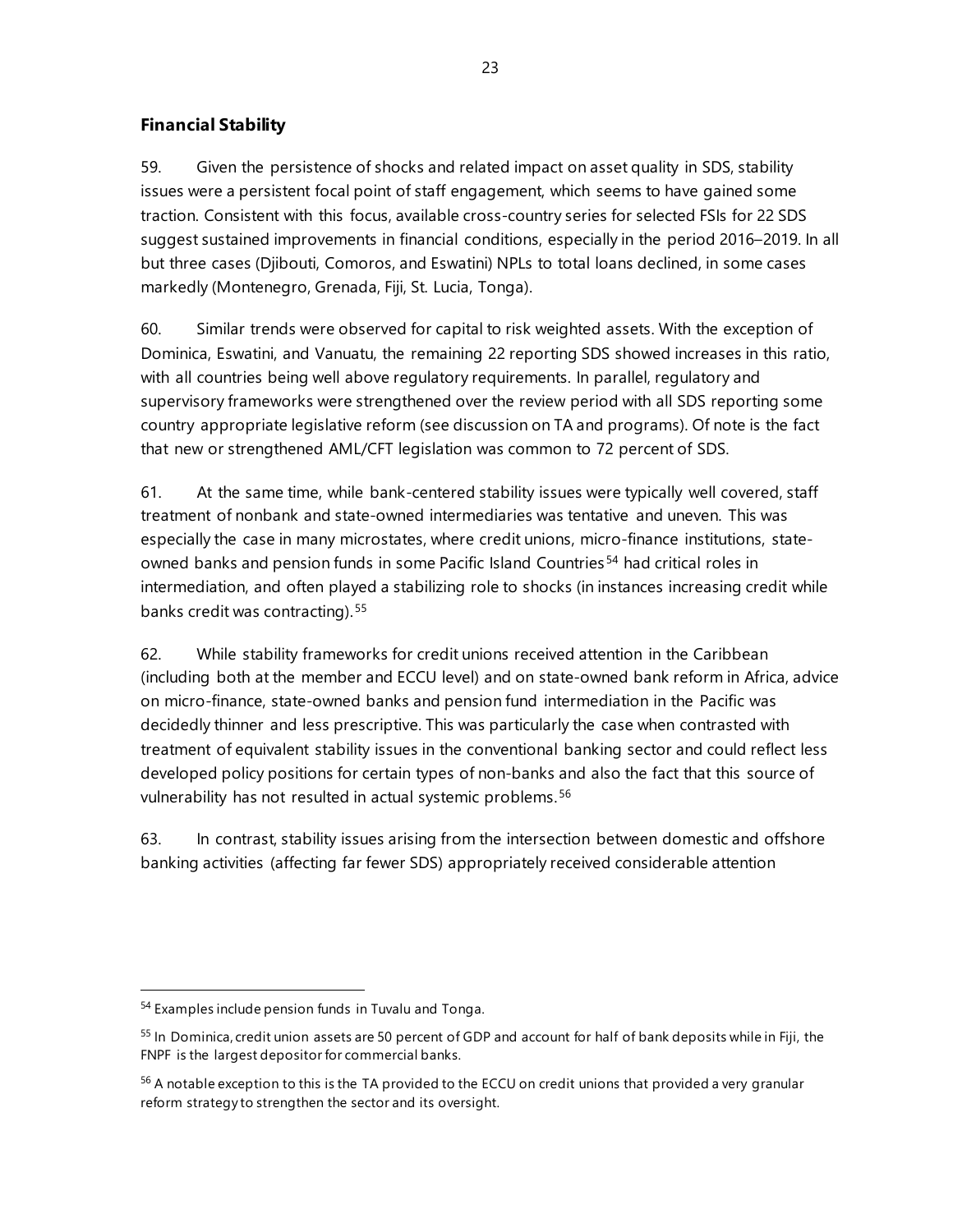### Financial Stability

59. Given the persistence of shocks and related impact on asset quality in SDS, stability issues were a persistent focal point of staff engagement, which seems to have gained some traction. Consistent with this focus, available cross-country series for selected FSIs for 22 SDS suggest sustained improvements in financial conditions, especially in the period 2016–2019. In all but three cases (Djibouti, Comoros, and Eswatini) NPLs to total loans declined, in some cases markedly (Montenegro, Grenada, Fiji, St. Lucia, Tonga).

60. Similar trends were observed for capital to risk weighted assets. With the exception of Dominica, Eswatini, and Vanuatu, the remaining 22 reporting SDS showed increases in this ratio, with all countries being well above regulatory requirements. In parallel, regulatory and supervisory frameworks were strengthened over the review period with all SDS reporting some country appropriate legislative reform (see discussion on TA and programs). Of note is the fact that new or strengthened AML/CFT legislation was common to 72 percent of SDS.

61. At the same time, while bank-centered stability issues were typically well covered, staff treatment of nonbank and state-owned intermediaries was tentative and uneven. This was especially the case in many microstates, where credit unions, micro-finance institutions, state-owned banks and pension funds in some Pacific Island Countries[54] had critical roles in intermediation, and often played a stabilizing role to shocks (in instances increasing credit while banks credit was contracting).[55]

62. While stability frameworks for credit unions received attention in the Caribbean (including both at the member and ECCU level) and on state-owned bank reform in Africa, advice on micro-finance, state-owned banks and pension fund intermediation in the Pacific was decidedly thinner and less prescriptive. This was particularly the case when contrasted with treatment of equivalent stability issues in the conventional banking sector and could reflect less developed policy positions for certain types of non-banks and also the fact that this source of vulnerability has not resulted in actual systemic problems.[56]

63. In contrast, stability issues arising from the intersection between domestic and offshore banking activities (affecting far fewer SDS) appropriately received considerable attention

---

[54] Examples include pension funds in Tuvalu and Tonga.

[55] In Dominica, credit union assets are 50 percent of GDP and account for half of bank deposits while in Fiji, the FNPF is the largest depositor for commercial banks.

[56] A notable exception to this is the TA provided to the ECCU on credit unions that provided a very granular reform strategy to strengthen the sector and its oversight.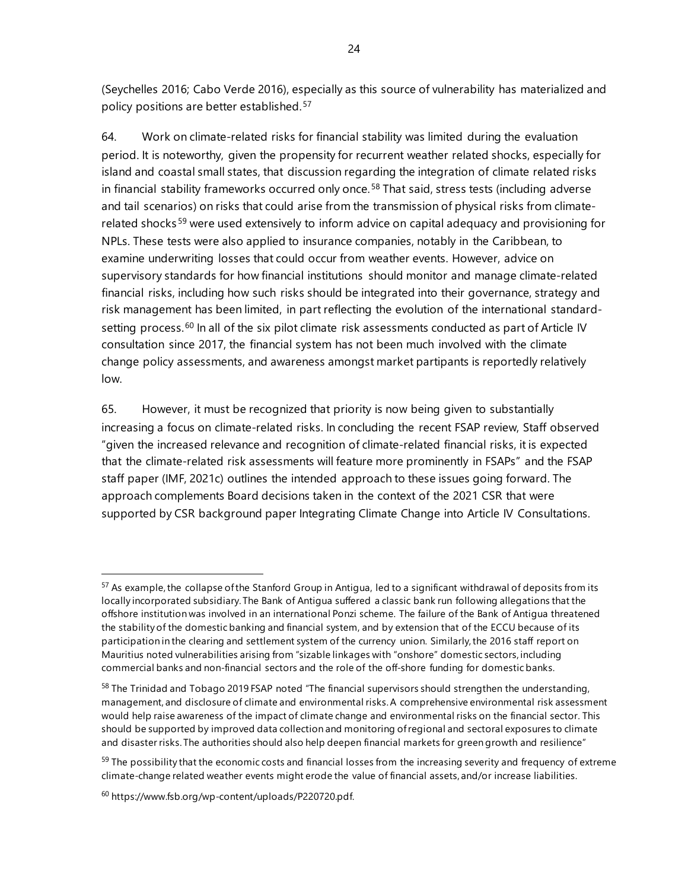(Seychelles 2016; Cabo Verde 2016), especially as this source of vulnerability has materialized and policy positions are better established.[57]

64. Work on climate-related risks for financial stability was limited during the evaluation period. It is noteworthy, given the propensity for recurrent weather related shocks, especially for island and coastal small states, that discussion regarding the integration of climate related risks in financial stability frameworks occurred only once.[58] That said, stress tests (including adverse and tail scenarios) on risks that could arise from the transmission of physical risks from climate-related shocks[59] were used extensively to inform advice on capital adequacy and provisioning for NPLs. These tests were also applied to insurance companies, notably in the Caribbean, to examine underwriting losses that could occur from weather events. However, advice on supervisory standards for how financial institutions should monitor and manage climate-related financial risks, including how such risks should be integrated into their governance, strategy and risk management has been limited, in part reflecting the evolution of the international standard-setting process.[60] In all of the six pilot climate risk assessments conducted as part of Article IV consultation since 2017, the financial system has not been much involved with the climate change policy assessments, and awareness amongst market partipants is reportedly relatively low.

65. However, it must be recognized that priority is now being given to substantially increasing a focus on climate-related risks. In concluding the recent FSAP review, Staff observed "given the increased relevance and recognition of climate-related financial risks, it is expected that the climate-related risk assessments will feature more prominently in FSAPs" and the FSAP staff paper (IMF, 2021c) outlines the intended approach to these issues going forward. The approach complements Board decisions taken in the context of the 2021 CSR that were supported by CSR background paper Integrating Climate Change into Article IV Consultations.

---

[57] As example, the collapse of the Stanford Group in Antigua, led to a significant withdrawal of deposits from its locally incorporated subsidiary. The Bank of Antigua suffered a classic bank run following allegations that the offshore institution was involved in an international Ponzi scheme. The failure of the Bank of Antigua threatened the stability of the domestic banking and financial system, and by extension that of the ECCU because of its participation in the clearing and settlement system of the currency union. Similarly, the 2016 staff report on Mauritius noted vulnerabilities arising from "sizable linkages with "onshore" domestic sectors, including commercial banks and non-financial sectors and the role of the off-shore funding for domestic banks.

[58] The Trinidad and Tobago 2019 FSAP noted "The financial supervisors should strengthen the understanding, management, and disclosure of climate and environmental risks. A comprehensive environmental risk assessment would help raise awareness of the impact of climate change and environmental risks on the financial sector. This should be supported by improved data collection and monitoring of regional and sectoral exposures to climate and disaster risks. The authorities should also help deepen financial markets for green growth and resilience"

[59] The possibility that the economic costs and financial losses from the increasing severity and frequency of extreme climate-change related weather events might erode the value of financial assets, and/or increase liabilities.

[60] https://www.fsb.org/wp-content/uploads/P220720.pdf.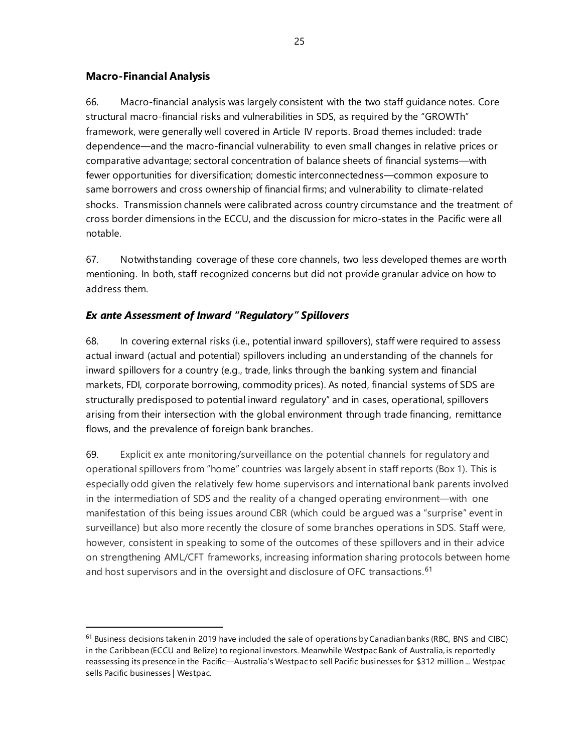### Macro-Financial Analysis

66. Macro-financial analysis was largely consistent with the two staff guidance notes. Core structural macro-financial risks and vulnerabilities in SDS, as required by the "GROWTh" framework, were generally well covered in Article IV reports. Broad themes included: trade dependence—and the macro-financial vulnerability to even small changes in relative prices or comparative advantage; sectoral concentration of balance sheets of financial systems—with fewer opportunities for diversification; domestic interconnectedness—common exposure to same borrowers and cross ownership of financial firms; and vulnerability to climate-related shocks. Transmission channels were calibrated across country circumstance and the treatment of cross border dimensions in the ECCU, and the discussion for micro-states in the Pacific were all notable.

67. Notwithstanding coverage of these core channels, two less developed themes are worth mentioning. In both, staff recognized concerns but did not provide granular advice on how to address them.

### *Ex ante Assessment of Inward "Regulatory" Spillovers*

68. In covering external risks (i.e., potential inward spillovers), staff were required to assess actual inward (actual and potential) spillovers including an understanding of the channels for inward spillovers for a country (e.g., trade, links through the banking system and financial markets, FDI, corporate borrowing, commodity prices). As noted, financial systems of SDS are structurally predisposed to potential inward regulatory" and in cases, operational, spillovers arising from their intersection with the global environment through trade financing, remittance flows, and the prevalence of foreign bank branches.

69. Explicit ex ante monitoring/surveillance on the potential channels for regulatory and operational spillovers from "home" countries was largely absent in staff reports (Box 1). This is especially odd given the relatively few home supervisors and international bank parents involved in the intermediation of SDS and the reality of a changed operating environment—with one manifestation of this being issues around CBR (which could be argued was a "surprise" event in surveillance) but also more recently the closure of some branches operations in SDS. Staff were, however, consistent in speaking to some of the outcomes of these spillovers and in their advice on strengthening AML/CFT frameworks, increasing information sharing protocols between home and host supervisors and in the oversight and disclosure of OFC transactions.[61]

[61] Business decisions taken in 2019 have included the sale of operations by Canadian banks (RBC, BNS and CIBC) in the Caribbean (ECCU and Belize) to regional investors. Meanwhile Westpac Bank of Australia, is reportedly reassessing its presence in the Pacific—Australia's Westpac to sell Pacific businesses for $312 million ... Westpac sells Pacific businesses | Westpac.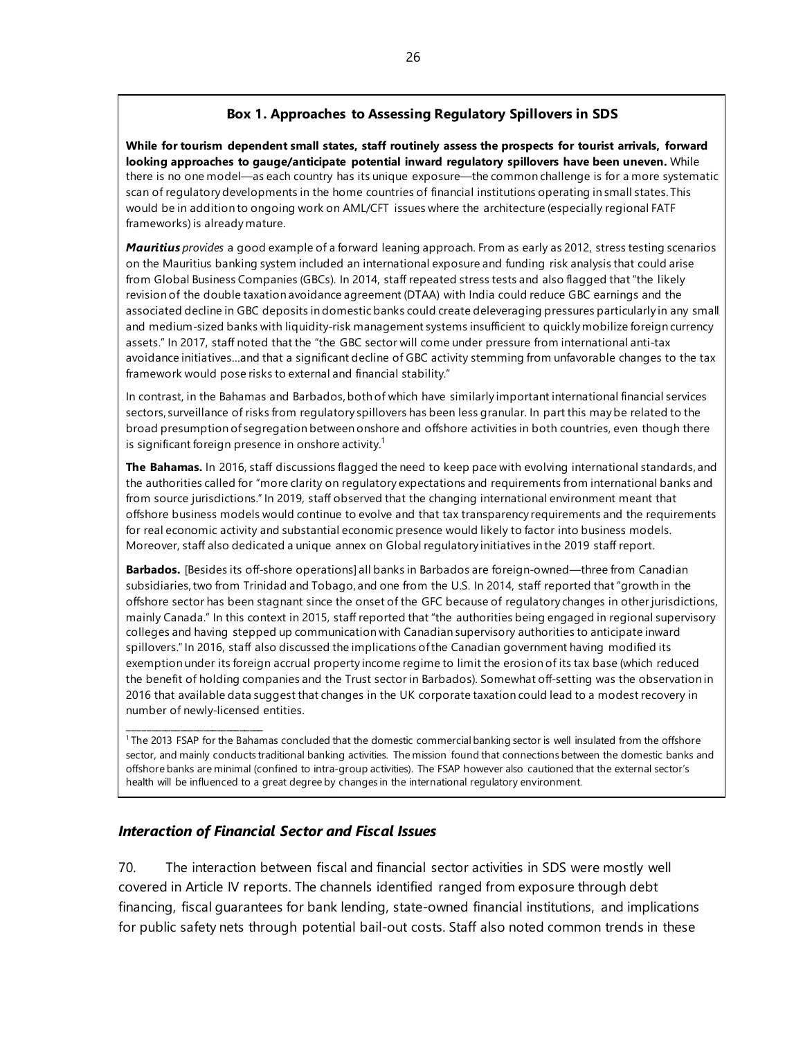### Box 1. Approaches to Assessing Regulatory Spillovers in SDS

**While for tourism dependent small states, staff routinely assess the prospects for tourist arrivals, forward looking approaches to gauge/anticipate potential inward regulatory spillovers have been uneven.** While there is no one model—as each country has its unique exposure—the common challenge is for a more systematic scan of regulatory developments in the home countries of financial institutions operating in small states. This would be in addition to ongoing work on AML/CFT issues where the architecture (especially regional FATF frameworks) is already mature.

***Mauritius*** *provides* a good example of a forward leaning approach. From as early as 2012, stress testing scenarios on the Mauritius banking system included an international exposure and funding risk analysis that could arise from Global Business Companies (GBCs). In 2014, staff repeated stress tests and also flagged that "the likely revision of the double taxation avoidance agreement (DTAA) with India could reduce GBC earnings and the associated decline in GBC deposits in domestic banks could create deleveraging pressures particularly in any small and medium-sized banks with liquidity-risk management systems insufficient to quickly mobilize foreign currency assets." In 2017, staff noted that the "the GBC sector will come under pressure from international anti-tax avoidance initiatives…and that a significant decline of GBC activity stemming from unfavorable changes to the tax framework would pose risks to external and financial stability."

In contrast, in the Bahamas and Barbados, both of which have similarly important international financial services sectors, surveillance of risks from regulatory spillovers has been less granular. In part this may be related to the broad presumption of segregation between onshore and offshore activities in both countries, even though there is significant foreign presence in onshore activity.[1]

**The Bahamas.** In 2016, staff discussions flagged the need to keep pace with evolving international standards, and the authorities called for "more clarity on regulatory expectations and requirements from international banks and from source jurisdictions." In 2019, staff observed that the changing international environment meant that offshore business models would continue to evolve and that tax transparency requirements and the requirements for real economic activity and substantial economic presence would likely to factor into business models. Moreover, staff also dedicated a unique annex on Global regulatory initiatives in the 2019 staff report.

**Barbados.** [Besides its off-shore operations] all banks in Barbados are foreign-owned—three from Canadian subsidiaries, two from Trinidad and Tobago, and one from the U.S. In 2014, staff reported that "growth in the offshore sector has been stagnant since the onset of the GFC because of regulatory changes in other jurisdictions, mainly Canada." In this context in 2015, staff reported that "the authorities being engaged in regional supervisory colleges and having stepped up communication with Canadian supervisory authorities to anticipate inward spillovers." In 2016, staff also discussed the implications of the Canadian government having modified its exemption under its foreign accrual property income regime to limit the erosion of its tax base (which reduced the benefit of holding companies and the Trust sector in Barbados). Somewhat off-setting was the observation in 2016 that available data suggest that changes in the UK corporate taxation could lead to a modest recovery in number of newly-licensed entities.

[1] The 2013 FSAP for the Bahamas concluded that the domestic commercial banking sector is well insulated from the offshore sector, and mainly conducts traditional banking activities. The mission found that connections between the domestic banks and offshore banks are minimal (confined to intra-group activities). The FSAP however also cautioned that the external sector's health will be influenced to a great degree by changes in the international regulatory environment.

### *Interaction of Financial Sector and Fiscal Issues*

70. The interaction between fiscal and financial sector activities in SDS were mostly well covered in Article IV reports. The channels identified ranged from exposure through debt financing, fiscal guarantees for bank lending, state-owned financial institutions, and implications for public safety nets through potential bail-out costs. Staff also noted common trends in these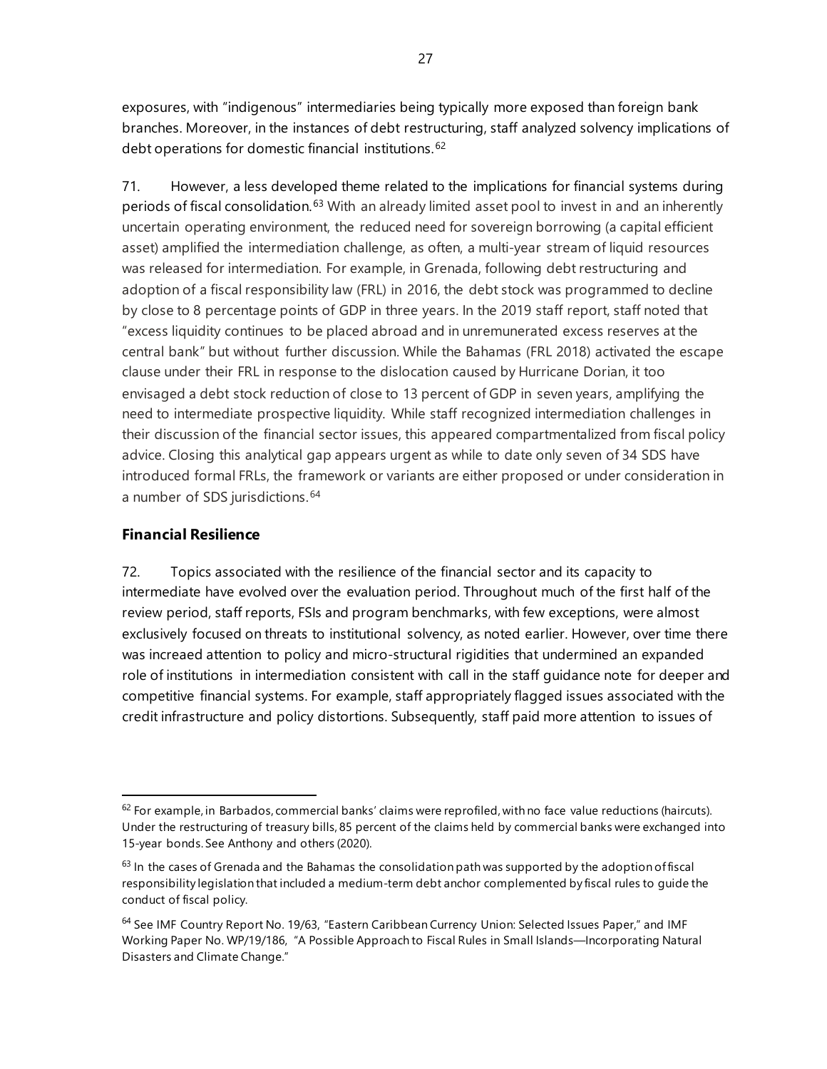exposures, with "indigenous" intermediaries being typically more exposed than foreign bank branches. Moreover, in the instances of debt restructuring, staff analyzed solvency implications of debt operations for domestic financial institutions.[62]

71. However, a less developed theme related to the implications for financial systems during periods of fiscal consolidation.[63] With an already limited asset pool to invest in and an inherently uncertain operating environment, the reduced need for sovereign borrowing (a capital efficient asset) amplified the intermediation challenge, as often, a multi-year stream of liquid resources was released for intermediation. For example, in Grenada, following debt restructuring and adoption of a fiscal responsibility law (FRL) in 2016, the debt stock was programmed to decline by close to 8 percentage points of GDP in three years. In the 2019 staff report, staff noted that "excess liquidity continues to be placed abroad and in unremunerated excess reserves at the central bank" but without further discussion. While the Bahamas (FRL 2018) activated the escape clause under their FRL in response to the dislocation caused by Hurricane Dorian, it too envisaged a debt stock reduction of close to 13 percent of GDP in seven years, amplifying the need to intermediate prospective liquidity. While staff recognized intermediation challenges in their discussion of the financial sector issues, this appeared compartmentalized from fiscal policy advice. Closing this analytical gap appears urgent as while to date only seven of 34 SDS have introduced formal FRLs, the framework or variants are either proposed or under consideration in a number of SDS jurisdictions.[64]

## Financial Resilience

72. Topics associated with the resilience of the financial sector and its capacity to intermediate have evolved over the evaluation period. Throughout much of the first half of the review period, staff reports, FSIs and program benchmarks, with few exceptions, were almost exclusively focused on threats to institutional solvency, as noted earlier. However, over time there was increaed attention to policy and micro-structural rigidities that undermined an expanded role of institutions in intermediation consistent with call in the staff guidance note for deeper and competitive financial systems. For example, staff appropriately flagged issues associated with the credit infrastructure and policy distortions. Subsequently, staff paid more attention to issues of

---

[62] For example, in Barbados, commercial banks' claims were reprofiled, with no face value reductions (haircuts). Under the restructuring of treasury bills, 85 percent of the claims held by commercial banks were exchanged into 15-year bonds. See Anthony and others (2020).

[63] In the cases of Grenada and the Bahamas the consolidation path was supported by the adoption of fiscal responsibility legislation that included a medium-term debt anchor complemented by fiscal rules to guide the conduct of fiscal policy.

[64] See IMF Country Report No. 19/63, "Eastern Caribbean Currency Union: Selected Issues Paper," and IMF Working Paper No. WP/19/186, "A Possible Approach to Fiscal Rules in Small Islands—Incorporating Natural Disasters and Climate Change."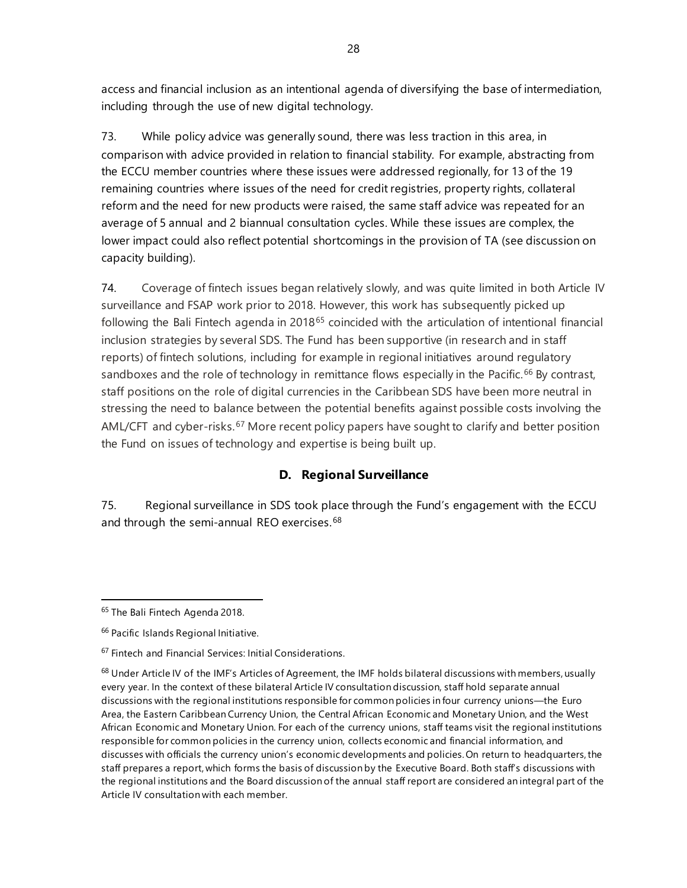access and financial inclusion as an intentional agenda of diversifying the base of intermediation, including through the use of new digital technology.

73. While policy advice was generally sound, there was less traction in this area, in comparison with advice provided in relation to financial stability. For example, abstracting from the ECCU member countries where these issues were addressed regionally, for 13 of the 19 remaining countries where issues of the need for credit registries, property rights, collateral reform and the need for new products were raised, the same staff advice was repeated for an average of 5 annual and 2 biannual consultation cycles. While these issues are complex, the lower impact could also reflect potential shortcomings in the provision of TA (see discussion on capacity building).

74. Coverage of fintech issues began relatively slowly, and was quite limited in both Article IV surveillance and FSAP work prior to 2018. However, this work has subsequently picked up following the Bali Fintech agenda in 2018[65] coincided with the articulation of intentional financial inclusion strategies by several SDS. The Fund has been supportive (in research and in staff reports) of fintech solutions, including for example in regional initiatives around regulatory sandboxes and the role of technology in remittance flows especially in the Pacific.[66] By contrast, staff positions on the role of digital currencies in the Caribbean SDS have been more neutral in stressing the need to balance between the potential benefits against possible costs involving the AML/CFT and cyber-risks.[67] More recent policy papers have sought to clarify and better position the Fund on issues of technology and expertise is being built up.

## D. Regional Surveillance

75. Regional surveillance in SDS took place through the Fund's engagement with the ECCU and through the semi-annual REO exercises.[68]

---

[65] The Bali Fintech Agenda 2018.

[66] Pacific Islands Regional Initiative.

[67] Fintech and Financial Services: Initial Considerations.

[68] Under Article IV of the IMF's Articles of Agreement, the IMF holds bilateral discussions with members, usually every year. In the context of these bilateral Article IV consultation discussion, staff hold separate annual discussions with the regional institutions responsible for common policies in four currency unions—the Euro Area, the Eastern Caribbean Currency Union, the Central African Economic and Monetary Union, and the West African Economic and Monetary Union. For each of the currency unions, staff teams visit the regional institutions responsible for common policies in the currency union, collects economic and financial information, and discusses with officials the currency union's economic developments and policies. On return to headquarters, the staff prepares a report, which forms the basis of discussion by the Executive Board. Both staff's discussions with the regional institutions and the Board discussion of the annual staff report are considered an integral part of the Article IV consultation with each member.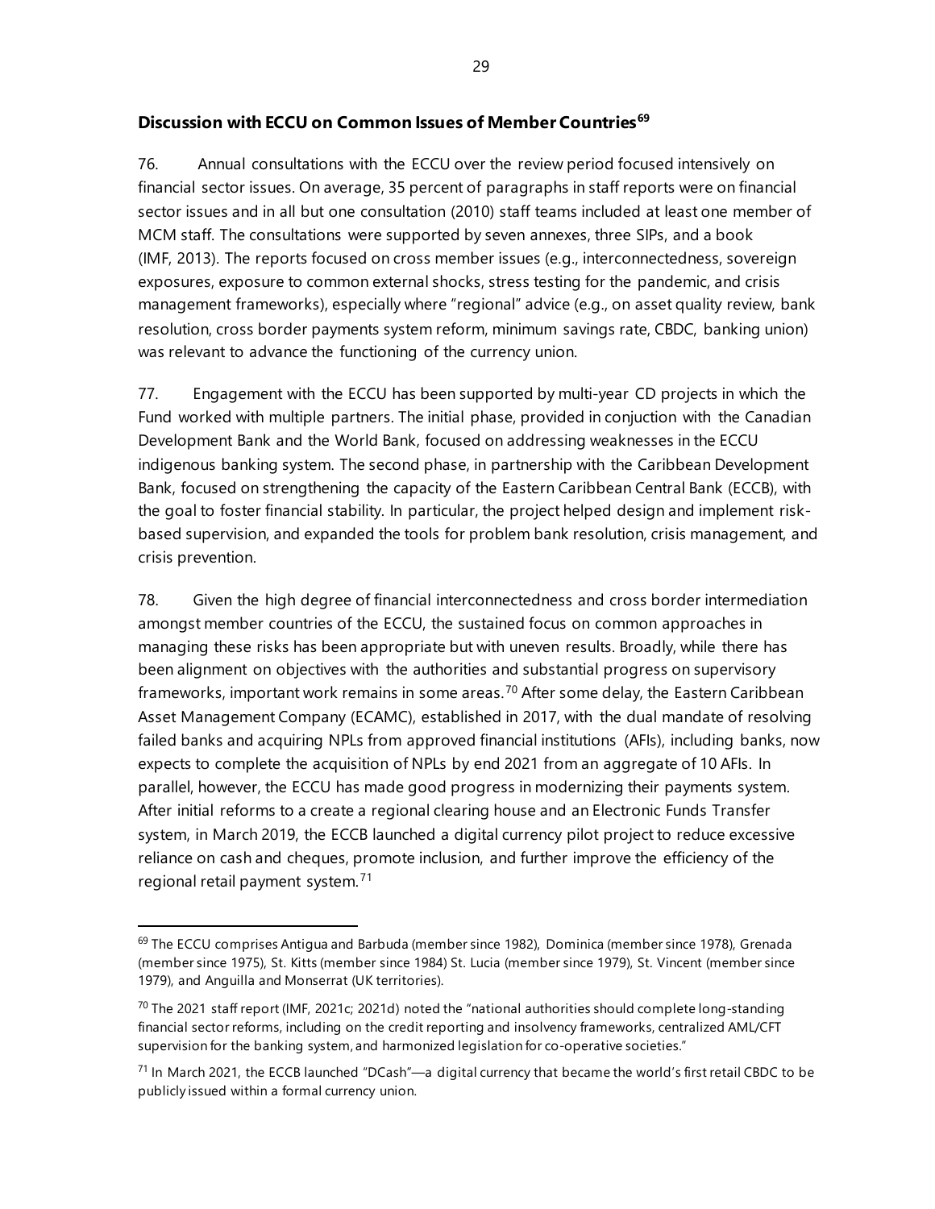### Discussion with ECCU on Common Issues of Member Countries[69]

76. Annual consultations with the ECCU over the review period focused intensively on financial sector issues. On average, 35 percent of paragraphs in staff reports were on financial sector issues and in all but one consultation (2010) staff teams included at least one member of MCM staff. The consultations were supported by seven annexes, three SIPs, and a book (IMF, 2013). The reports focused on cross member issues (e.g., interconnectedness, sovereign exposures, exposure to common external shocks, stress testing for the pandemic, and crisis management frameworks), especially where "regional" advice (e.g., on asset quality review, bank resolution, cross border payments system reform, minimum savings rate, CBDC, banking union) was relevant to advance the functioning of the currency union.

77. Engagement with the ECCU has been supported by multi-year CD projects in which the Fund worked with multiple partners. The initial phase, provided in conjuction with the Canadian Development Bank and the World Bank, focused on addressing weaknesses in the ECCU indigenous banking system. The second phase, in partnership with the Caribbean Development Bank, focused on strengthening the capacity of the Eastern Caribbean Central Bank (ECCB), with the goal to foster financial stability. In particular, the project helped design and implement risk-based supervision, and expanded the tools for problem bank resolution, crisis management, and crisis prevention.

78. Given the high degree of financial interconnectedness and cross border intermediation amongst member countries of the ECCU, the sustained focus on common approaches in managing these risks has been appropriate but with uneven results. Broadly, while there has been alignment on objectives with the authorities and substantial progress on supervisory frameworks, important work remains in some areas.[70] After some delay, the Eastern Caribbean Asset Management Company (ECAMC), established in 2017, with the dual mandate of resolving failed banks and acquiring NPLs from approved financial institutions (AFIs), including banks, now expects to complete the acquisition of NPLs by end 2021 from an aggregate of 10 AFIs. In parallel, however, the ECCU has made good progress in modernizing their payments system. After initial reforms to a create a regional clearing house and an Electronic Funds Transfer system, in March 2019, the ECCB launched a digital currency pilot project to reduce excessive reliance on cash and cheques, promote inclusion, and further improve the efficiency of the regional retail payment system.[71]

---

[69] The ECCU comprises Antigua and Barbuda (member since 1982), Dominica (member since 1978), Grenada (member since 1975), St. Kitts (member since 1984) St. Lucia (member since 1979), St. Vincent (member since 1979), and Anguilla and Monserrat (UK territories).

[70] The 2021 staff report (IMF, 2021c; 2021d) noted the "national authorities should complete long-standing financial sector reforms, including on the credit reporting and insolvency frameworks, centralized AML/CFT supervision for the banking system, and harmonized legislation for co-operative societies."

[71] In March 2021, the ECCB launched "DCash"—a digital currency that became the world's first retail CBDC to be publicly issued within a formal currency union.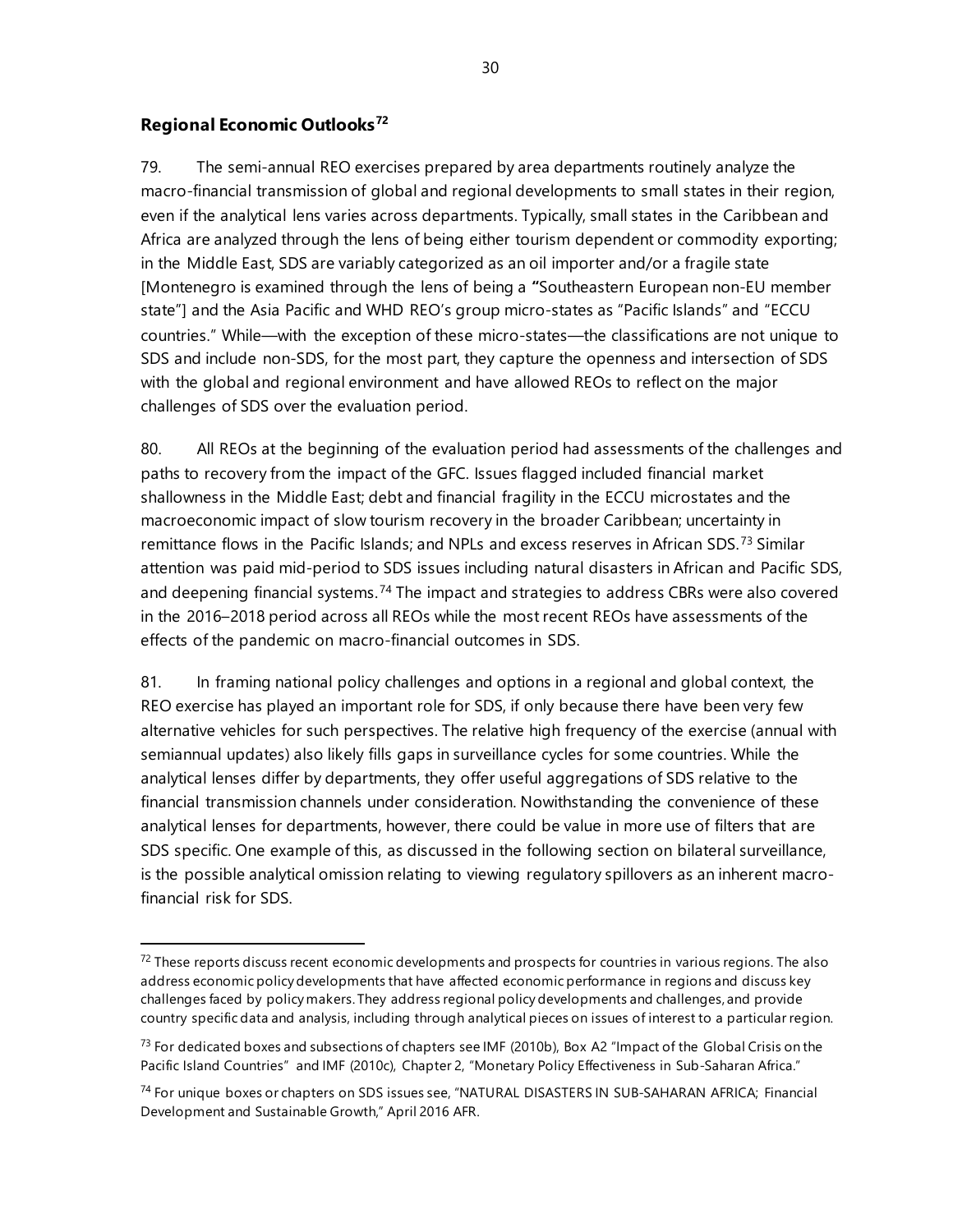## Regional Economic Outlooks[72]

79. The semi-annual REO exercises prepared by area departments routinely analyze the macro-financial transmission of global and regional developments to small states in their region, even if the analytical lens varies across departments. Typically, small states in the Caribbean and Africa are analyzed through the lens of being either tourism dependent or commodity exporting; in the Middle East, SDS are variably categorized as an oil importer and/or a fragile state [Montenegro is examined through the lens of being a "Southeastern European non-EU member state"] and the Asia Pacific and WHD REO's group micro-states as "Pacific Islands" and "ECCU countries." While—with the exception of these micro-states—the classifications are not unique to SDS and include non-SDS, for the most part, they capture the openness and intersection of SDS with the global and regional environment and have allowed REOs to reflect on the major challenges of SDS over the evaluation period.

80. All REOs at the beginning of the evaluation period had assessments of the challenges and paths to recovery from the impact of the GFC. Issues flagged included financial market shallowness in the Middle East; debt and financial fragility in the ECCU microstates and the macroeconomic impact of slow tourism recovery in the broader Caribbean; uncertainty in remittance flows in the Pacific Islands; and NPLs and excess reserves in African SDS.[73] Similar attention was paid mid-period to SDS issues including natural disasters in African and Pacific SDS, and deepening financial systems.[74] The impact and strategies to address CBRs were also covered in the 2016–2018 period across all REOs while the most recent REOs have assessments of the effects of the pandemic on macro-financial outcomes in SDS.

81. In framing national policy challenges and options in a regional and global context, the REO exercise has played an important role for SDS, if only because there have been very few alternative vehicles for such perspectives. The relative high frequency of the exercise (annual with semiannual updates) also likely fills gaps in surveillance cycles for some countries. While the analytical lenses differ by departments, they offer useful aggregations of SDS relative to the financial transmission channels under consideration. Nowithstanding the convenience of these analytical lenses for departments, however, there could be value in more use of filters that are SDS specific. One example of this, as discussed in the following section on bilateral surveillance, is the possible analytical omission relating to viewing regulatory spillovers as an inherent macro-financial risk for SDS.

---

[72] These reports discuss recent economic developments and prospects for countries in various regions. The also address economic policy developments that have affected economic performance in regions and discuss key challenges faced by policy makers. They address regional policy developments and challenges, and provide country specific data and analysis, including through analytical pieces on issues of interest to a particular region.

[73] For dedicated boxes and subsections of chapters see IMF (2010b), Box A2 "Impact of the Global Crisis on the Pacific Island Countries" and IMF (2010c), Chapter 2, "Monetary Policy Effectiveness in Sub-Saharan Africa."

[74] For unique boxes or chapters on SDS issues see, "NATURAL DISASTERS IN SUB-SAHARAN AFRICA; Financial Development and Sustainable Growth," April 2016 AFR.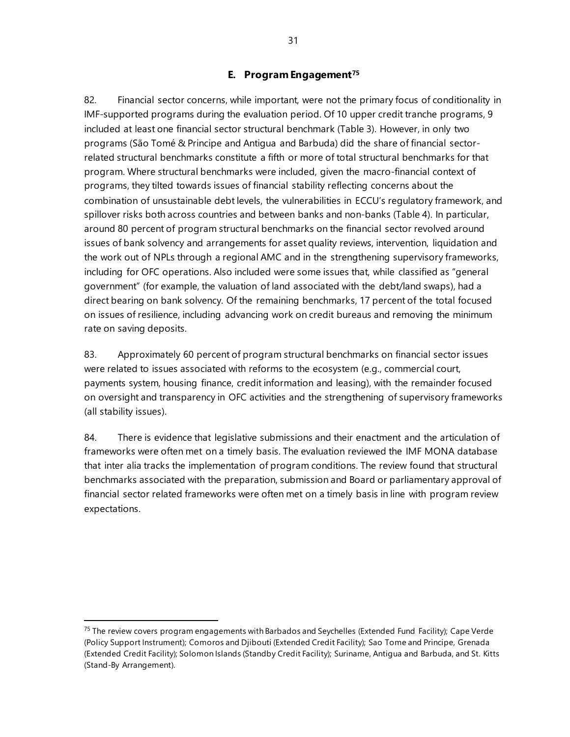## E. Program Engagement[75]

82. Financial sector concerns, while important, were not the primary focus of conditionality in IMF-supported programs during the evaluation period. Of 10 upper credit tranche programs, 9 included at least one financial sector structural benchmark (Table 3). However, in only two programs (São Tomé & Principe and Antigua and Barbuda) did the share of financial sector-related structural benchmarks constitute a fifth or more of total structural benchmarks for that program. Where structural benchmarks were included, given the macro-financial context of programs, they tilted towards issues of financial stability reflecting concerns about the combination of unsustainable debt levels, the vulnerabilities in ECCU's regulatory framework, and spillover risks both across countries and between banks and non-banks (Table 4). In particular, around 80 percent of program structural benchmarks on the financial sector revolved around issues of bank solvency and arrangements for asset quality reviews, intervention, liquidation and the work out of NPLs through a regional AMC and in the strengthening supervisory frameworks, including for OFC operations. Also included were some issues that, while classified as "general government" (for example, the valuation of land associated with the debt/land swaps), had a direct bearing on bank solvency. Of the remaining benchmarks, 17 percent of the total focused on issues of resilience, including advancing work on credit bureaus and removing the minimum rate on saving deposits.

83. Approximately 60 percent of program structural benchmarks on financial sector issues were related to issues associated with reforms to the ecosystem (e.g., commercial court, payments system, housing finance, credit information and leasing), with the remainder focused on oversight and transparency in OFC activities and the strengthening of supervisory frameworks (all stability issues).

84. There is evidence that legislative submissions and their enactment and the articulation of frameworks were often met on a timely basis. The evaluation reviewed the IMF MONA database that inter alia tracks the implementation of program conditions. The review found that structural benchmarks associated with the preparation, submission and Board or parliamentary approval of financial sector related frameworks were often met on a timely basis in line with program review expectations.

---

[75] The review covers program engagements with Barbados and Seychelles (Extended Fund Facility); Cape Verde (Policy Support Instrument); Comoros and Djibouti (Extended Credit Facility); Sao Tome and Principe, Grenada (Extended Credit Facility); Solomon Islands (Standby Credit Facility); Suriname, Antigua and Barbuda, and St. Kitts (Stand-By Arrangement).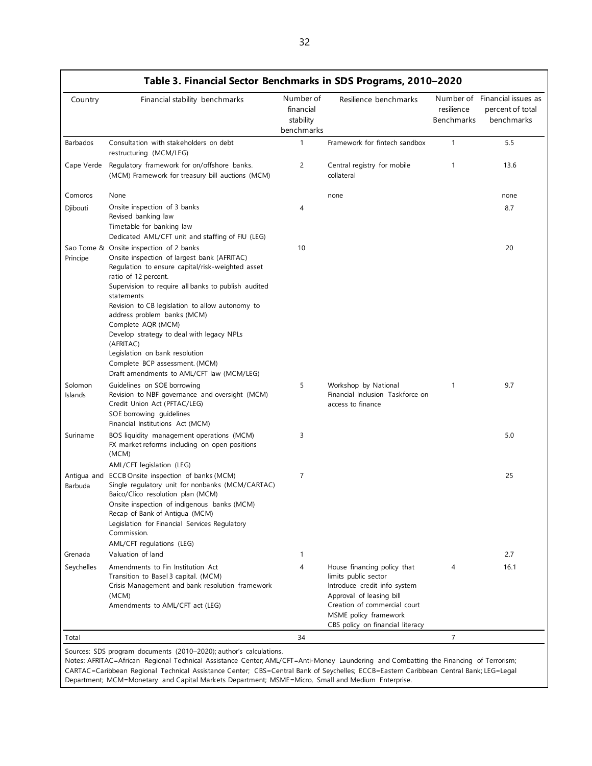**Table 3. Financial Sector Benchmarks in SDS Programs, 2010–2020**

| Country | Financial stability benchmarks | Number of financial stability benchmarks | Resilience benchmarks | Number of resilience Benchmarks | Financial issues as percent of total benchmarks |
|---|---|---|---|---|---|
| Barbados | Consultation with stakeholders on debt restructuring (MCM/LEG) | 1 | Framework for fintech sandbox | 1 | 5.5 |
| Cape Verde | Regulatory framework for on/offshore banks. (MCM) Framework for treasury bill auctions (MCM) | 2 | Central registry for mobile collateral | 1 | 13.6 |
| Comoros | None | | none | | none |
| Djibouti | Onsite inspection of 3 banks<br>Revised banking law<br>Timetable for banking law<br>Dedicated AML/CFT unit and staffing of FIU (LEG) | 4 | | | 8.7 |
| Sao Tome & Principe | Onsite inspection of 2 banks<br>Onsite inspection of largest bank (AFRITAC)<br>Regulation to ensure capital/risk-weighted asset ratio of 12 percent.<br>Supervision to require all banks to publish audited statements<br>Revision to CB legislation to allow autonomy to address problem banks (MCM)<br>Complete AQR (MCM)<br>Develop strategy to deal with legacy NPLs (AFRITAC)<br>Legislation on bank resolution<br>Complete BCP assessment. (MCM)<br>Draft amendments to AML/CFT law (MCM/LEG) | 10 | | | 20 |
| Solomon Islands | Guidelines on SOE borrowing<br>Revision to NBF governance and oversight (MCM)<br>Credit Union Act (PFTAC/LEG)<br>SOE borrowing guidelines<br>Financial Institutions Act (MCM) | 5 | Workshop by National Financial Inclusion Taskforce on access to finance | 1 | 9.7 |
| Suriname | BOS liquidity management operations (MCM)<br>FX market reforms including on open positions (MCM)<br>AML/CFT legislation (LEG) | 3 | | | 5.0 |
| Antigua and Barbuda | ECCB Onsite inspection of banks (MCM)<br>Single regulatory unit for nonbanks (MCM/CARTAC)<br>Baico/Clico resolution plan (MCM)<br>Onsite inspection of indigenous banks (MCM)<br>Recap of Bank of Antigua (MCM)<br>Legislation for Financial Services Regulatory Commission.<br>AML/CFT regulations (LEG) | 7 | | | 25 |
| Grenada | Valuation of land | 1 | | | 2.7 |
| Seychelles | Amendments to Fin Institution Act<br>Transition to Basel 3 capital. (MCM)<br>Crisis Management and bank resolution framework (MCM)<br>Amendments to AML/CFT act (LEG) | 4 | House financing policy that limits public sector<br>Introduce credit info system<br>Approval of leasing bill<br>Creation of commercial court<br>MSME policy framework<br>CBS policy on financial literacy | 4 | 16.1 |
| Total | | 34 | | 7 | |

Sources: SDS program documents (2010–2020); author's calculations.

Notes: AFRITAC=African Regional Technical Assistance Center; AML/CFT=Anti-Money Laundering and Combatting the Financing of Terrorism; CARTAC=Caribbean Regional Technical Assistance Center; CBS=Central Bank of Seychelles; ECCB=Eastern Caribbean Central Bank; LEG=Legal Department; MCM=Monetary and Capital Markets Department; MSME=Micro, Small and Medium Enterprise.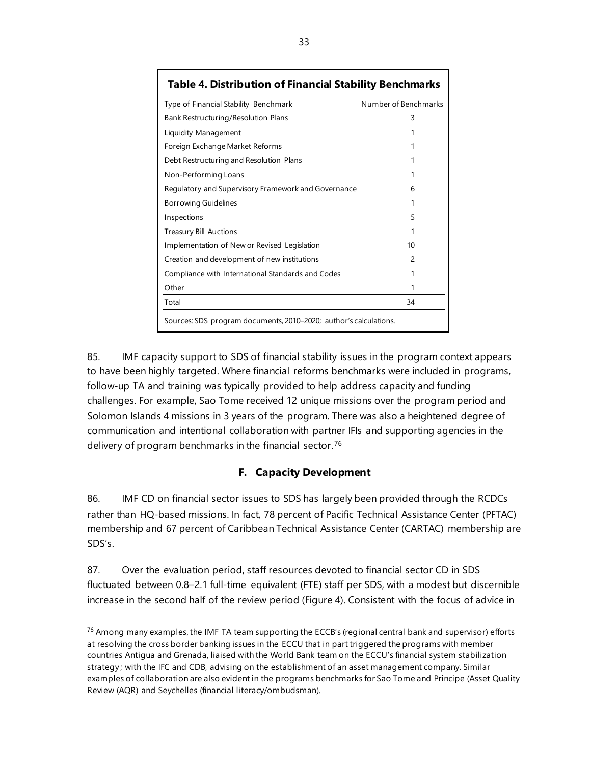**Table 4. Distribution of Financial Stability Benchmarks**

| Type of Financial Stability Benchmark | Number of Benchmarks |
|---|---|
| Bank Restructuring/Resolution Plans | 3 |
| Liquidity Management | 1 |
| Foreign Exchange Market Reforms | 1 |
| Debt Restructuring and Resolution Plans | 1 |
| Non-Performing Loans | 1 |
| Regulatory and Supervisory Framework and Governance | 6 |
| Borrowing Guidelines | 1 |
| Inspections | 5 |
| Treasury Bill Auctions | 1 |
| Implementation of New or Revised Legislation | 10 |
| Creation and development of new institutions | 2 |
| Compliance with International Standards and Codes | 1 |
| Other | 1 |
| Total | 34 |

Sources: SDS program documents, 2010–2020; author's calculations.

85. IMF capacity support to SDS of financial stability issues in the program context appears to have been highly targeted. Where financial reforms benchmarks were included in programs, follow-up TA and training was typically provided to help address capacity and funding challenges. For example, Sao Tome received 12 unique missions over the program period and Solomon Islands 4 missions in 3 years of the program. There was also a heightened degree of communication and intentional collaboration with partner IFIs and supporting agencies in the delivery of program benchmarks in the financial sector.[76]

## F. Capacity Development

86. IMF CD on financial sector issues to SDS has largely been provided through the RCDCs rather than HQ-based missions. In fact, 78 percent of Pacific Technical Assistance Center (PFTAC) membership and 67 percent of Caribbean Technical Assistance Center (CARTAC) membership are SDS's.

87. Over the evaluation period, staff resources devoted to financial sector CD in SDS fluctuated between 0.8–2.1 full-time equivalent (FTE) staff per SDS, with a modest but discernible increase in the second half of the review period (Figure 4). Consistent with the focus of advice in

[76] Among many examples, the IMF TA team supporting the ECCB's (regional central bank and supervisor) efforts at resolving the cross border banking issues in the ECCU that in part triggered the programs with member countries Antigua and Grenada, liaised with the World Bank team on the ECCU's financial system stabilization strategy; with the IFC and CDB, advising on the establishment of an asset management company. Similar examples of collaboration are also evident in the programs benchmarks for Sao Tome and Principe (Asset Quality Review (AQR) and Seychelles (financial literacy/ombudsman).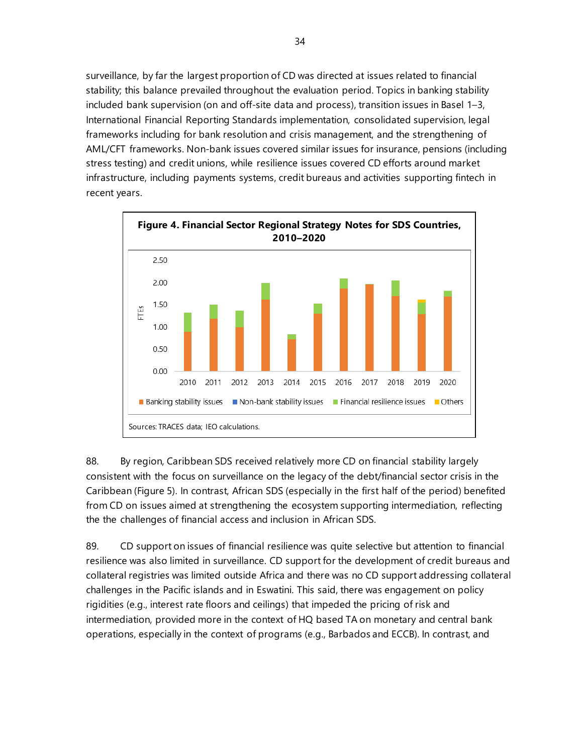surveillance, by far the largest proportion of CD was directed at issues related to financial stability; this balance prevailed throughout the evaluation period. Topics in banking stability included bank supervision (on and off-site data and process), transition issues in Basel 1–3, International Financial Reporting Standards implementation, consolidated supervision, legal frameworks including for bank resolution and crisis management, and the strengthening of AML/CFT frameworks. Non-bank issues covered similar issues for insurance, pensions (including stress testing) and credit unions, while resilience issues covered CD efforts around market infrastructure, including payments systems, credit bureaus and activities supporting fintech in recent years.

**Figure 4. Financial Sector Regional Strategy Notes for SDS Countries, 2010–2020**

Sources: TRACES data; IEO calculations.

88. By region, Caribbean SDS received relatively more CD on financial stability largely consistent with the focus on surveillance on the legacy of the debt/financial sector crisis in the Caribbean (Figure 5). In contrast, African SDS (especially in the first half of the period) benefited from CD on issues aimed at strengthening the ecosystem supporting intermediation, reflecting the the challenges of financial access and inclusion in African SDS.

89. CD support on issues of financial resilience was quite selective but attention to financial resilience was also limited in surveillance. CD support for the development of credit bureaus and collateral registries was limited outside Africa and there was no CD support addressing collateral challenges in the Pacific islands and in Eswatini. This said, there was engagement on policy rigidities (e.g., interest rate floors and ceilings) that impeded the pricing of risk and intermediation, provided more in the context of HQ based TA on monetary and central bank operations, especially in the context of programs (e.g., Barbados and ECCB). In contrast, and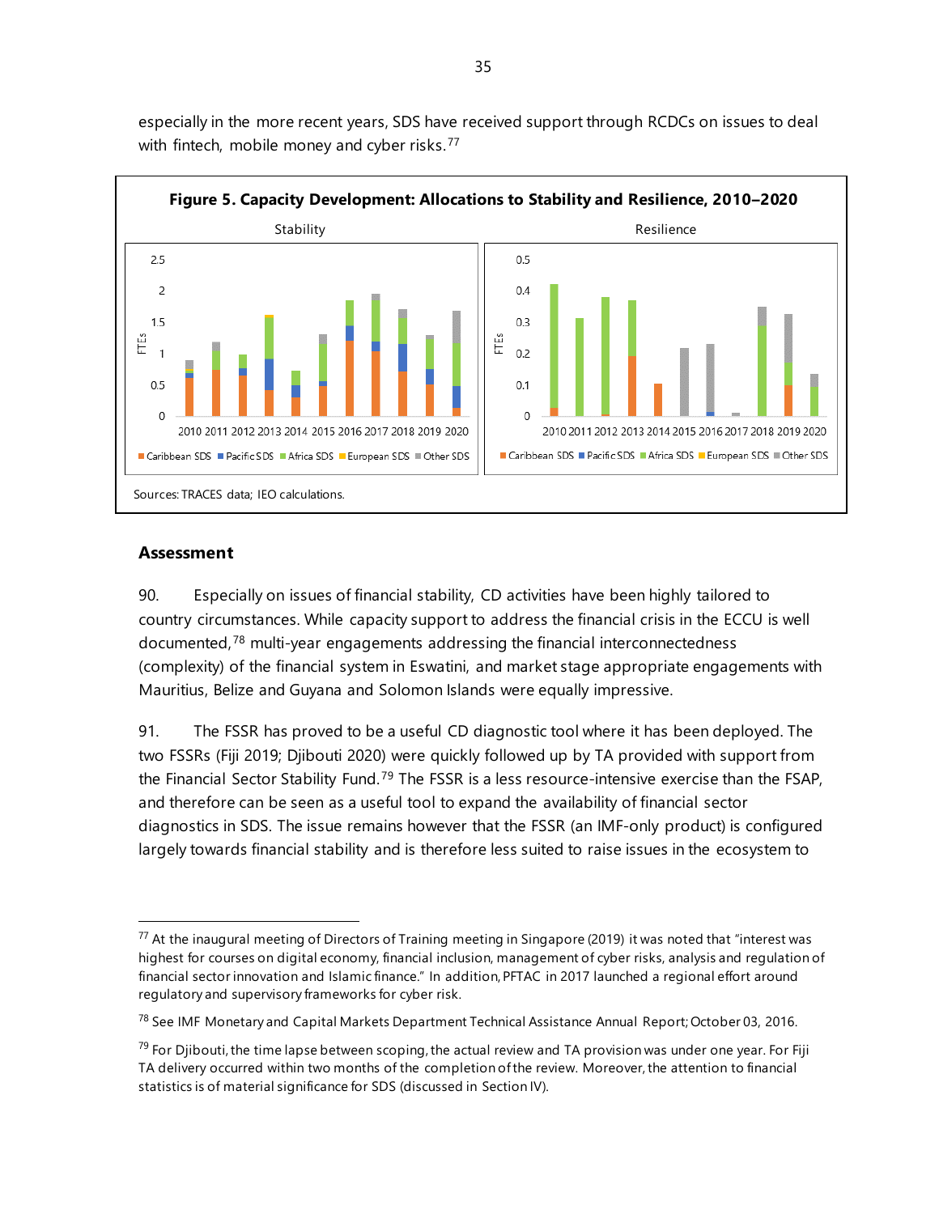especially in the more recent years, SDS have received support through RCDCs on issues to deal with fintech, mobile money and cyber risks.[77]

**Figure 5. Capacity Development: Allocations to Stability and Resilience, 2010–2020**

Sources: TRACES data; IEO calculations.

### Assessment

90. Especially on issues of financial stability, CD activities have been highly tailored to country circumstances. While capacity support to address the financial crisis in the ECCU is well documented,[78] multi-year engagements addressing the financial interconnectedness (complexity) of the financial system in Eswatini, and market stage appropriate engagements with Mauritius, Belize and Guyana and Solomon Islands were equally impressive.

91. The FSSR has proved to be a useful CD diagnostic tool where it has been deployed. The two FSSRs (Fiji 2019; Djibouti 2020) were quickly followed up by TA provided with support from the Financial Sector Stability Fund.[79] The FSSR is a less resource-intensive exercise than the FSAP, and therefore can be seen as a useful tool to expand the availability of financial sector diagnostics in SDS. The issue remains however that the FSSR (an IMF-only product) is configured largely towards financial stability and is therefore less suited to raise issues in the ecosystem to

[77] At the inaugural meeting of Directors of Training meeting in Singapore (2019) it was noted that "interest was highest for courses on digital economy, financial inclusion, management of cyber risks, analysis and regulation of financial sector innovation and Islamic finance." In addition, PFTAC in 2017 launched a regional effort around regulatory and supervisory frameworks for cyber risk.

[78] See IMF Monetary and Capital Markets Department Technical Assistance Annual Report; October 03, 2016.

[79] For Djibouti, the time lapse between scoping, the actual review and TA provision was under one year. For Fiji TA delivery occurred within two months of the completion of the review. Moreover, the attention to financial statistics is of material significance for SDS (discussed in Section IV).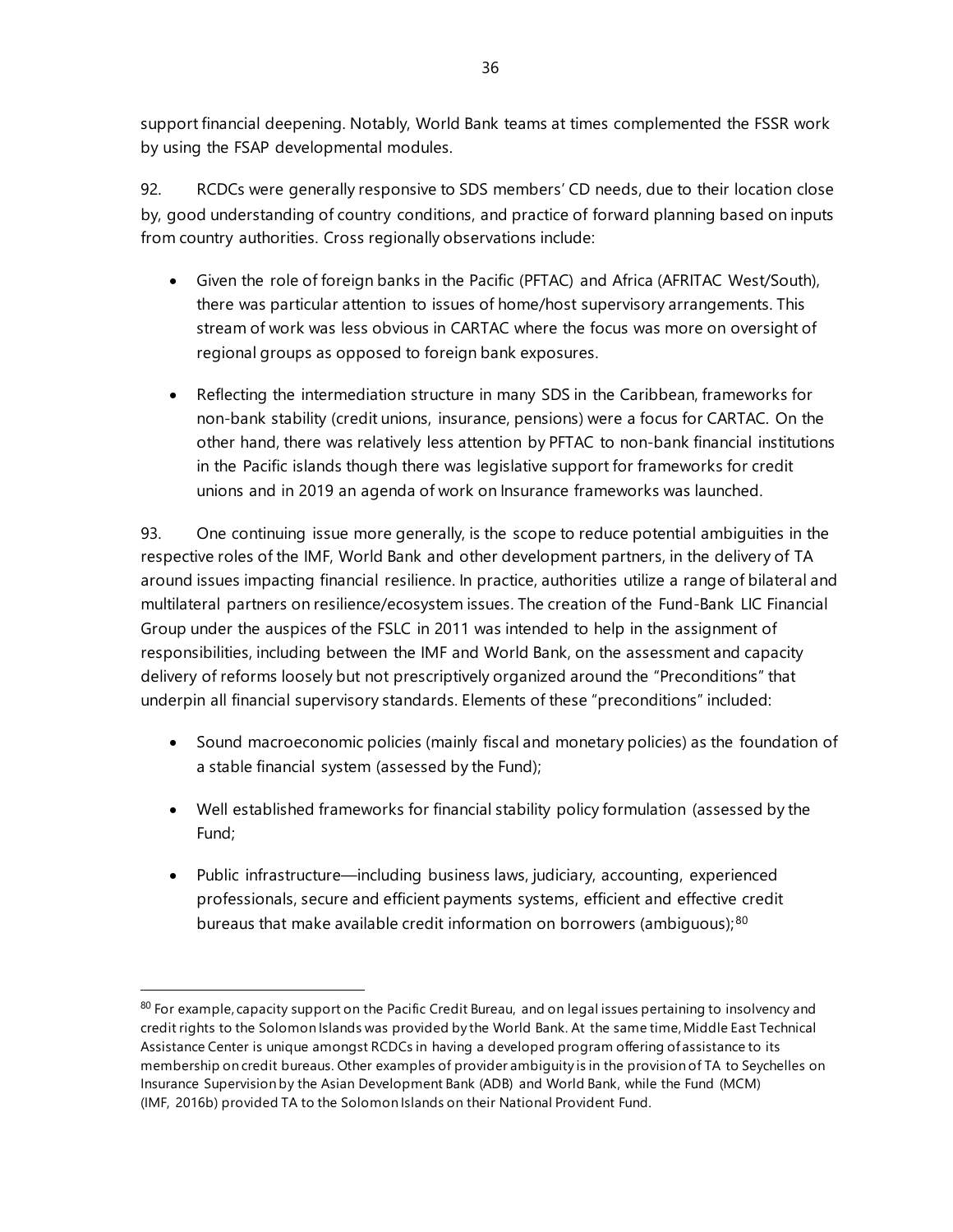support financial deepening. Notably, World Bank teams at times complemented the FSSR work by using the FSAP developmental modules.

92. RCDCs were generally responsive to SDS members' CD needs, due to their location close by, good understanding of country conditions, and practice of forward planning based on inputs from country authorities. Cross regionally observations include:

- Given the role of foreign banks in the Pacific (PFTAC) and Africa (AFRITAC West/South), there was particular attention to issues of home/host supervisory arrangements. This stream of work was less obvious in CARTAC where the focus was more on oversight of regional groups as opposed to foreign bank exposures.
- Reflecting the intermediation structure in many SDS in the Caribbean, frameworks for non-bank stability (credit unions, insurance, pensions) were a focus for CARTAC. On the other hand, there was relatively less attention by PFTAC to non-bank financial institutions in the Pacific islands though there was legislative support for frameworks for credit unions and in 2019 an agenda of work on Insurance frameworks was launched.

93. One continuing issue more generally, is the scope to reduce potential ambiguities in the respective roles of the IMF, World Bank and other development partners, in the delivery of TA around issues impacting financial resilience. In practice, authorities utilize a range of bilateral and multilateral partners on resilience/ecosystem issues. The creation of the Fund-Bank LIC Financial Group under the auspices of the FSLC in 2011 was intended to help in the assignment of responsibilities, including between the IMF and World Bank, on the assessment and capacity delivery of reforms loosely but not prescriptively organized around the "Preconditions" that underpin all financial supervisory standards. Elements of these "preconditions" included:

- Sound macroeconomic policies (mainly fiscal and monetary policies) as the foundation of a stable financial system (assessed by the Fund);
- Well established frameworks for financial stability policy formulation (assessed by the Fund;
- Public infrastructure—including business laws, judiciary, accounting, experienced professionals, secure and efficient payments systems, efficient and effective credit bureaus that make available credit information on borrowers (ambiguous);[80]

[80] For example, capacity support on the Pacific Credit Bureau, and on legal issues pertaining to insolvency and credit rights to the Solomon Islands was provided by the World Bank. At the same time, Middle East Technical Assistance Center is unique amongst RCDCs in having a developed program offering of assistance to its membership on credit bureaus. Other examples of provider ambiguity is in the provision of TA to Seychelles on Insurance Supervision by the Asian Development Bank (ADB) and World Bank, while the Fund (MCM) (IMF, 2016b) provided TA to the Solomon Islands on their National Provident Fund.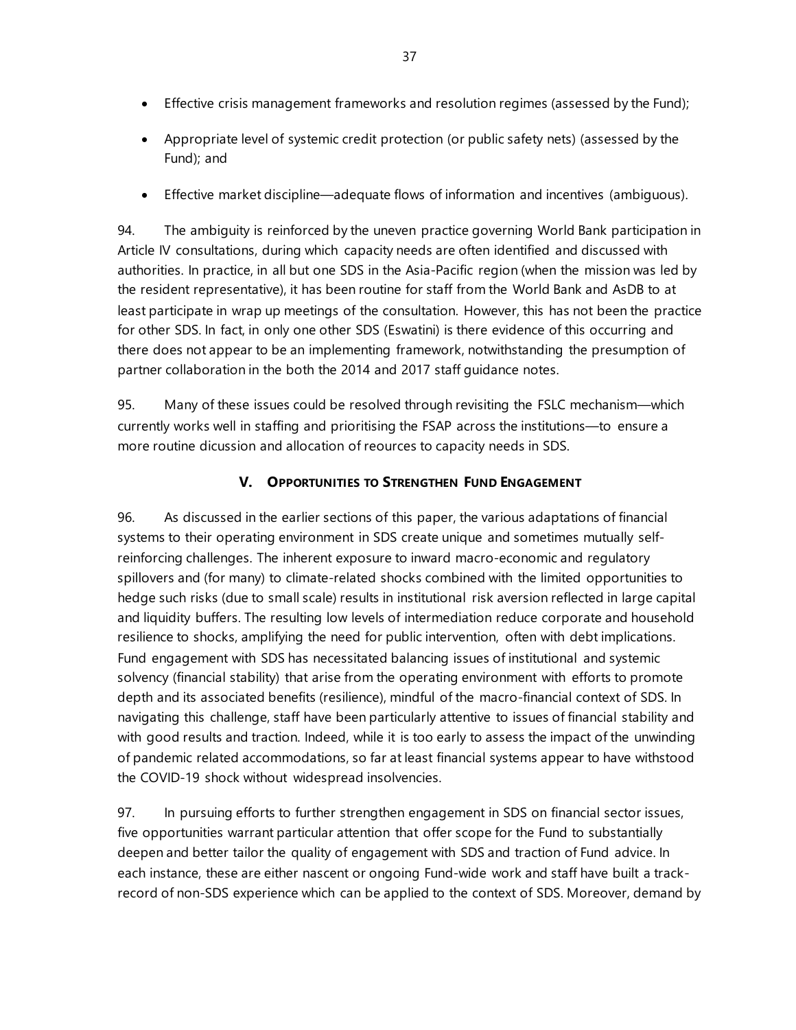- Effective crisis management frameworks and resolution regimes (assessed by the Fund);
- Appropriate level of systemic credit protection (or public safety nets) (assessed by the Fund); and
- Effective market discipline—adequate flows of information and incentives (ambiguous).

94. The ambiguity is reinforced by the uneven practice governing World Bank participation in Article IV consultations, during which capacity needs are often identified and discussed with authorities. In practice, in all but one SDS in the Asia-Pacific region (when the mission was led by the resident representative), it has been routine for staff from the World Bank and AsDB to at least participate in wrap up meetings of the consultation. However, this has not been the practice for other SDS. In fact, in only one other SDS (Eswatini) is there evidence of this occurring and there does not appear to be an implementing framework, notwithstanding the presumption of partner collaboration in the both the 2014 and 2017 staff guidance notes.

95. Many of these issues could be resolved through revisiting the FSLC mechanism—which currently works well in staffing and prioritising the FSAP across the institutions—to ensure a more routine dicussion and allocation of reources to capacity needs in SDS.

## V. Opportunities to Strengthen Fund Engagement

96. As discussed in the earlier sections of this paper, the various adaptations of financial systems to their operating environment in SDS create unique and sometimes mutually self-reinforcing challenges. The inherent exposure to inward macro-economic and regulatory spillovers and (for many) to climate-related shocks combined with the limited opportunities to hedge such risks (due to small scale) results in institutional risk aversion reflected in large capital and liquidity buffers. The resulting low levels of intermediation reduce corporate and household resilience to shocks, amplifying the need for public intervention, often with debt implications. Fund engagement with SDS has necessitated balancing issues of institutional and systemic solvency (financial stability) that arise from the operating environment with efforts to promote depth and its associated benefits (resilience), mindful of the macro-financial context of SDS. In navigating this challenge, staff have been particularly attentive to issues of financial stability and with good results and traction. Indeed, while it is too early to assess the impact of the unwinding of pandemic related accommodations, so far at least financial systems appear to have withstood the COVID-19 shock without widespread insolvencies.

97. In pursuing efforts to further strengthen engagement in SDS on financial sector issues, five opportunities warrant particular attention that offer scope for the Fund to substantially deepen and better tailor the quality of engagement with SDS and traction of Fund advice. In each instance, these are either nascent or ongoing Fund-wide work and staff have built a track-record of non-SDS experience which can be applied to the context of SDS. Moreover, demand by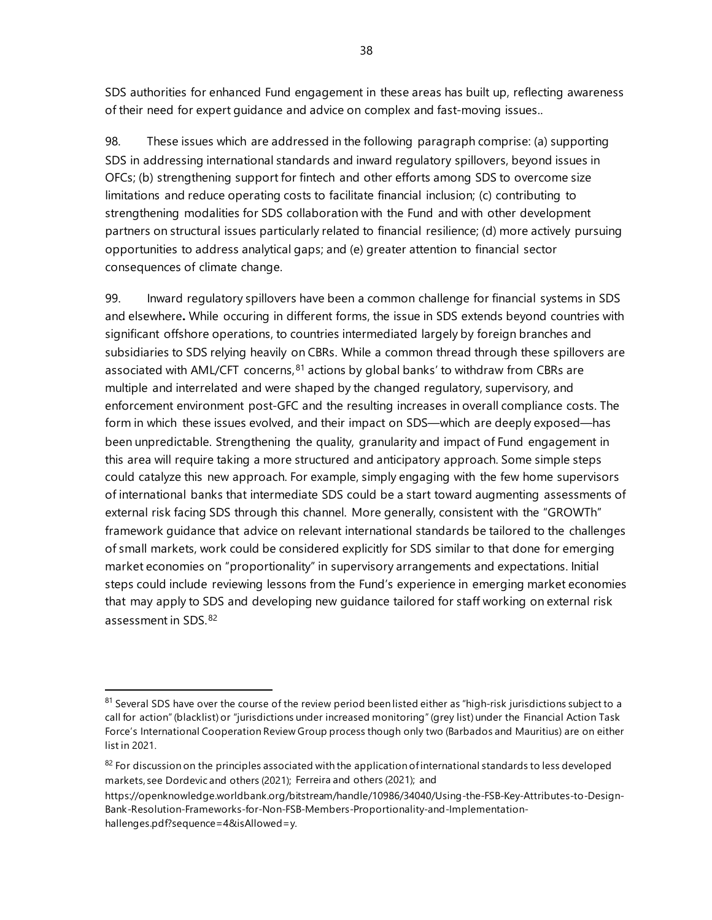SDS authorities for enhanced Fund engagement in these areas has built up, reflecting awareness of their need for expert guidance and advice on complex and fast-moving issues..

98. These issues which are addressed in the following paragraph comprise: (a) supporting SDS in addressing international standards and inward regulatory spillovers, beyond issues in OFCs; (b) strengthening support for fintech and other efforts among SDS to overcome size limitations and reduce operating costs to facilitate financial inclusion; (c) contributing to strengthening modalities for SDS collaboration with the Fund and with other development partners on structural issues particularly related to financial resilience; (d) more actively pursuing opportunities to address analytical gaps; and (e) greater attention to financial sector consequences of climate change.

99. Inward regulatory spillovers have been a common challenge for financial systems in SDS and elsewhere**.** While occuring in different forms, the issue in SDS extends beyond countries with significant offshore operations, to countries intermediated largely by foreign branches and subsidiaries to SDS relying heavily on CBRs. While a common thread through these spillovers are associated with AML/CFT concerns,[81] actions by global banks' to withdraw from CBRs are multiple and interrelated and were shaped by the changed regulatory, supervisory, and enforcement environment post-GFC and the resulting increases in overall compliance costs. The form in which these issues evolved, and their impact on SDS—which are deeply exposed—has been unpredictable. Strengthening the quality, granularity and impact of Fund engagement in this area will require taking a more structured and anticipatory approach. Some simple steps could catalyze this new approach. For example, simply engaging with the few home supervisors of international banks that intermediate SDS could be a start toward augmenting assessments of external risk facing SDS through this channel. More generally, consistent with the "GROWTh" framework guidance that advice on relevant international standards be tailored to the challenges of small markets, work could be considered explicitly for SDS similar to that done for emerging market economies on "proportionality" in supervisory arrangements and expectations. Initial steps could include reviewing lessons from the Fund's experience in emerging market economies that may apply to SDS and developing new guidance tailored for staff working on external risk assessment in SDS.[82]

---

[81] Several SDS have over the course of the review period been listed either as "high-risk jurisdictions subject to a call for action" (blacklist) or "jurisdictions under increased monitoring" (grey list) under the Financial Action Task Force's International Cooperation Review Group process though only two (Barbados and Mauritius) are on either list in 2021.

[82] For discussion on the principles associated with the application of international standards to less developed markets, see Dordevic and others (2021); Ferreira and others (2021); and https://openknowledge.worldbank.org/bitstream/handle/10986/34040/Using-the-FSB-Key-Attributes-to-Design-Bank-Resolution-Frameworks-for-Non-FSB-Members-Proportionality-and-Implementation-hallenges.pdf?sequence=4&isAllowed=y.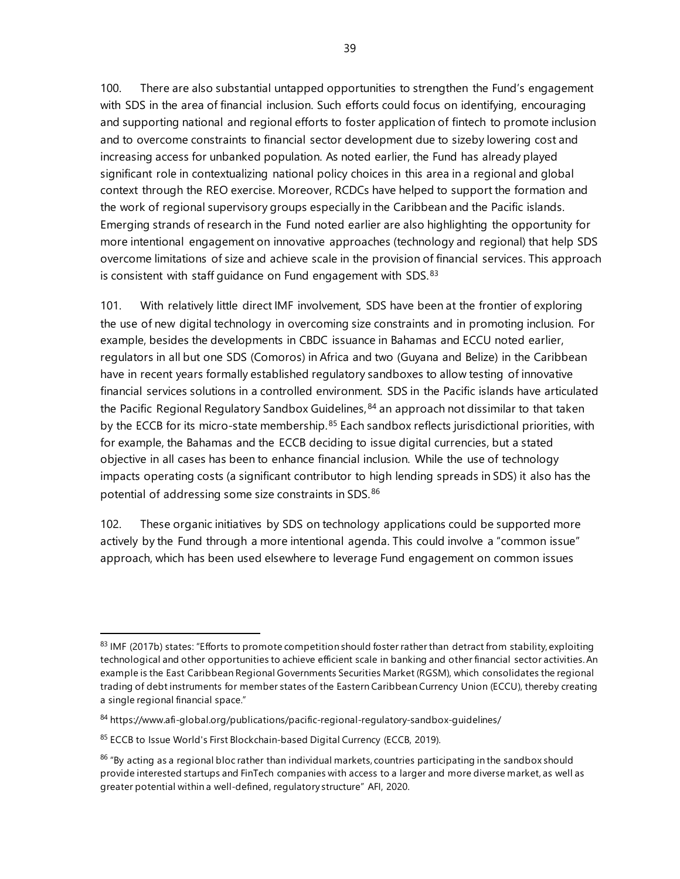100. There are also substantial untapped opportunities to strengthen the Fund's engagement with SDS in the area of financial inclusion. Such efforts could focus on identifying, encouraging and supporting national and regional efforts to foster application of fintech to promote inclusion and to overcome constraints to financial sector development due to sizeby lowering cost and increasing access for unbanked population. As noted earlier, the Fund has already played significant role in contextualizing national policy choices in this area in a regional and global context through the REO exercise. Moreover, RCDCs have helped to support the formation and the work of regional supervisory groups especially in the Caribbean and the Pacific islands. Emerging strands of research in the Fund noted earlier are also highlighting the opportunity for more intentional engagement on innovative approaches (technology and regional) that help SDS overcome limitations of size and achieve scale in the provision of financial services. This approach is consistent with staff guidance on Fund engagement with SDS.[83]

101. With relatively little direct IMF involvement, SDS have been at the frontier of exploring the use of new digital technology in overcoming size constraints and in promoting inclusion. For example, besides the developments in CBDC issuance in Bahamas and ECCU noted earlier, regulators in all but one SDS (Comoros) in Africa and two (Guyana and Belize) in the Caribbean have in recent years formally established regulatory sandboxes to allow testing of innovative financial services solutions in a controlled environment. SDS in the Pacific islands have articulated the Pacific Regional Regulatory Sandbox Guidelines,[84] an approach not dissimilar to that taken by the ECCB for its micro-state membership.[85] Each sandbox reflects jurisdictional priorities, with for example, the Bahamas and the ECCB deciding to issue digital currencies, but a stated objective in all cases has been to enhance financial inclusion. While the use of technology impacts operating costs (a significant contributor to high lending spreads in SDS) it also has the potential of addressing some size constraints in SDS.[86]

102. These organic initiatives by SDS on technology applications could be supported more actively by the Fund through a more intentional agenda. This could involve a "common issue" approach, which has been used elsewhere to leverage Fund engagement on common issues

---

[83] IMF (2017b) states: "Efforts to promote competition should foster rather than detract from stability, exploiting technological and other opportunities to achieve efficient scale in banking and other financial sector activities. An example is the East Caribbean Regional Governments Securities Market (RGSM), which consolidates the regional trading of debt instruments for member states of the Eastern Caribbean Currency Union (ECCU), thereby creating a single regional financial space."

[84] https://www.afi-global.org/publications/pacific-regional-regulatory-sandbox-guidelines/

[85] ECCB to Issue World's First Blockchain-based Digital Currency (ECCB, 2019).

[86] "By acting as a regional bloc rather than individual markets, countries participating in the sandbox should provide interested startups and FinTech companies with access to a larger and more diverse market, as well as greater potential within a well-defined, regulatory structure" AFI, 2020.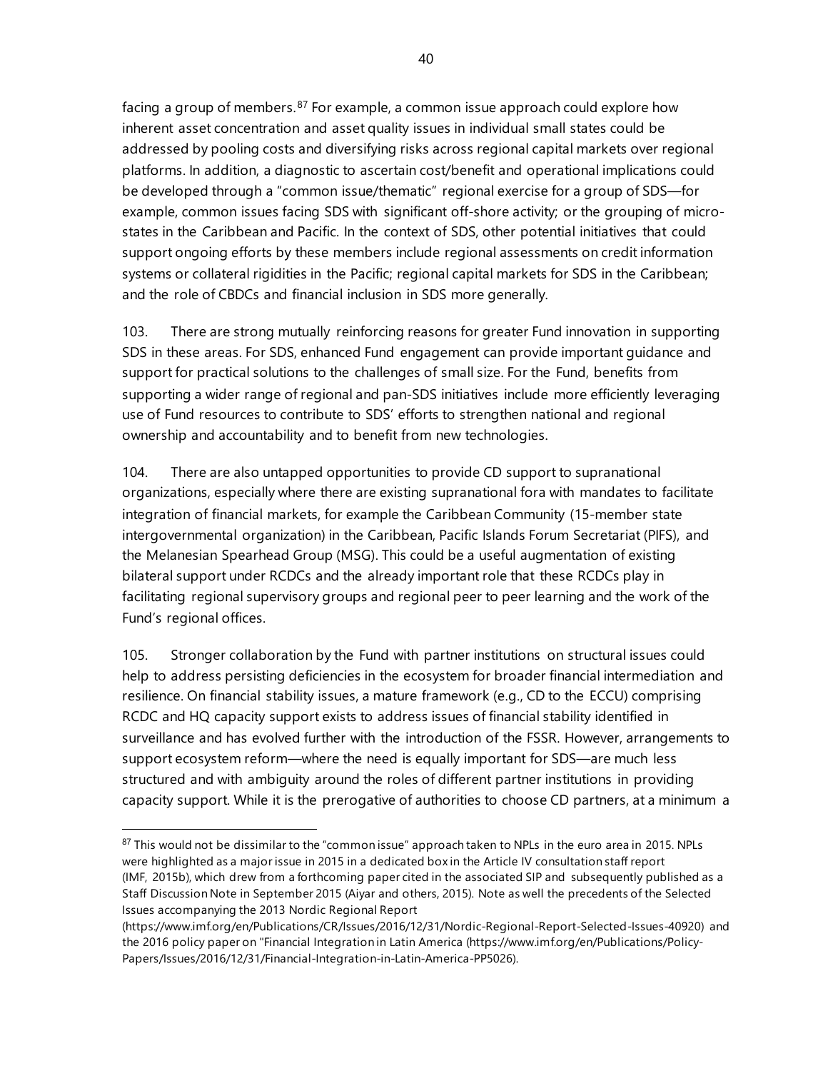facing a group of members.[87] For example, a common issue approach could explore how inherent asset concentration and asset quality issues in individual small states could be addressed by pooling costs and diversifying risks across regional capital markets over regional platforms. In addition, a diagnostic to ascertain cost/benefit and operational implications could be developed through a "common issue/thematic" regional exercise for a group of SDS—for example, common issues facing SDS with significant off-shore activity; or the grouping of micro-states in the Caribbean and Pacific. In the context of SDS, other potential initiatives that could support ongoing efforts by these members include regional assessments on credit information systems or collateral rigidities in the Pacific; regional capital markets for SDS in the Caribbean; and the role of CBDCs and financial inclusion in SDS more generally.

103. There are strong mutually reinforcing reasons for greater Fund innovation in supporting SDS in these areas. For SDS, enhanced Fund engagement can provide important guidance and support for practical solutions to the challenges of small size. For the Fund, benefits from supporting a wider range of regional and pan-SDS initiatives include more efficiently leveraging use of Fund resources to contribute to SDS' efforts to strengthen national and regional ownership and accountability and to benefit from new technologies.

104. There are also untapped opportunities to provide CD support to supranational organizations, especially where there are existing supranational fora with mandates to facilitate integration of financial markets, for example the Caribbean Community (15-member state intergovernmental organization) in the Caribbean, Pacific Islands Forum Secretariat (PIFS), and the Melanesian Spearhead Group (MSG). This could be a useful augmentation of existing bilateral support under RCDCs and the already important role that these RCDCs play in facilitating regional supervisory groups and regional peer to peer learning and the work of the Fund's regional offices.

105. Stronger collaboration by the Fund with partner institutions on structural issues could help to address persisting deficiencies in the ecosystem for broader financial intermediation and resilience. On financial stability issues, a mature framework (e.g., CD to the ECCU) comprising RCDC and HQ capacity support exists to address issues of financial stability identified in surveillance and has evolved further with the introduction of the FSSR. However, arrangements to support ecosystem reform—where the need is equally important for SDS—are much less structured and with ambiguity around the roles of different partner institutions in providing capacity support. While it is the prerogative of authorities to choose CD partners, at a minimum a

---

[87] This would not be dissimilar to the "common issue" approach taken to NPLs in the euro area in 2015. NPLs were highlighted as a major issue in 2015 in a dedicated box in the Article IV consultation staff report (IMF, 2015b), which drew from a forthcoming paper cited in the associated SIP and subsequently published as a Staff Discussion Note in September 2015 (Aiyar and others, 2015). Note as well the precedents of the Selected Issues accompanying the 2013 Nordic Regional Report (https://www.imf.org/en/Publications/CR/Issues/2016/12/31/Nordic-Regional-Report-Selected-Issues-40920) and the 2016 policy paper on "Financial Integration in Latin America (https://www.imf.org/en/Publications/Policy-Papers/Issues/2016/12/31/Financial-Integration-in-Latin-America-PP5026).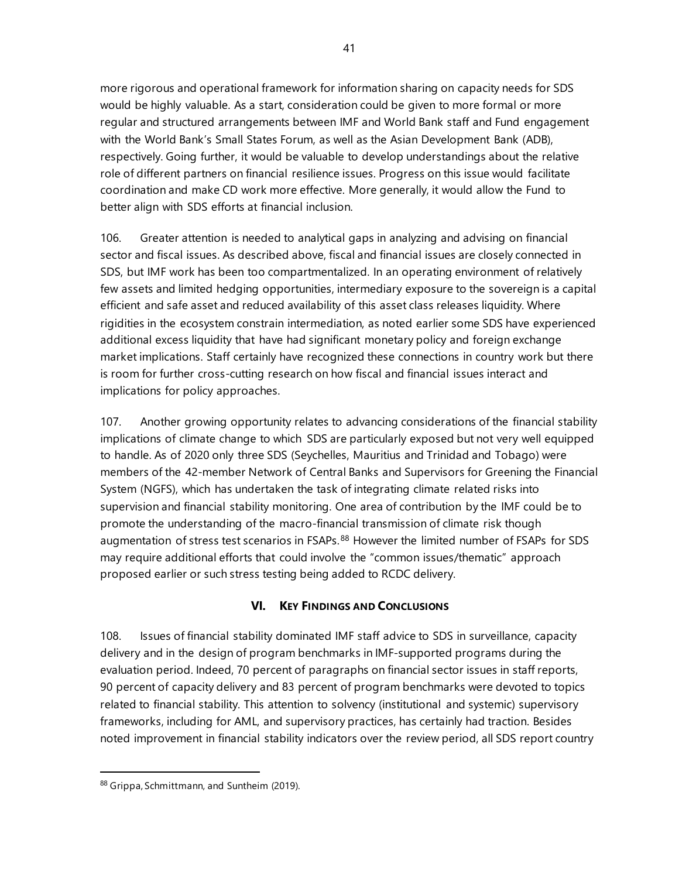more rigorous and operational framework for information sharing on capacity needs for SDS would be highly valuable. As a start, consideration could be given to more formal or more regular and structured arrangements between IMF and World Bank staff and Fund engagement with the World Bank's Small States Forum, as well as the Asian Development Bank (ADB), respectively. Going further, it would be valuable to develop understandings about the relative role of different partners on financial resilience issues. Progress on this issue would facilitate coordination and make CD work more effective. More generally, it would allow the Fund to better align with SDS efforts at financial inclusion.

106. Greater attention is needed to analytical gaps in analyzing and advising on financial sector and fiscal issues. As described above, fiscal and financial issues are closely connected in SDS, but IMF work has been too compartmentalized. In an operating environment of relatively few assets and limited hedging opportunities, intermediary exposure to the sovereign is a capital efficient and safe asset and reduced availability of this asset class releases liquidity. Where rigidities in the ecosystem constrain intermediation, as noted earlier some SDS have experienced additional excess liquidity that have had significant monetary policy and foreign exchange market implications. Staff certainly have recognized these connections in country work but there is room for further cross-cutting research on how fiscal and financial issues interact and implications for policy approaches.

107. Another growing opportunity relates to advancing considerations of the financial stability implications of climate change to which SDS are particularly exposed but not very well equipped to handle. As of 2020 only three SDS (Seychelles, Mauritius and Trinidad and Tobago) were members of the 42-member Network of Central Banks and Supervisors for Greening the Financial System (NGFS), which has undertaken the task of integrating climate related risks into supervision and financial stability monitoring. One area of contribution by the IMF could be to promote the understanding of the macro-financial transmission of climate risk though augmentation of stress test scenarios in FSAPs.[88] However the limited number of FSAPs for SDS may require additional efforts that could involve the "common issues/thematic" approach proposed earlier or such stress testing being added to RCDC delivery.

## VI. KEY FINDINGS AND CONCLUSIONS

108. Issues of financial stability dominated IMF staff advice to SDS in surveillance, capacity delivery and in the design of program benchmarks in IMF-supported programs during the evaluation period. Indeed, 70 percent of paragraphs on financial sector issues in staff reports, 90 percent of capacity delivery and 83 percent of program benchmarks were devoted to topics related to financial stability. This attention to solvency (institutional and systemic) supervisory frameworks, including for AML, and supervisory practices, has certainly had traction. Besides noted improvement in financial stability indicators over the review period, all SDS report country

---

[88] Grippa, Schmittmann, and Suntheim (2019).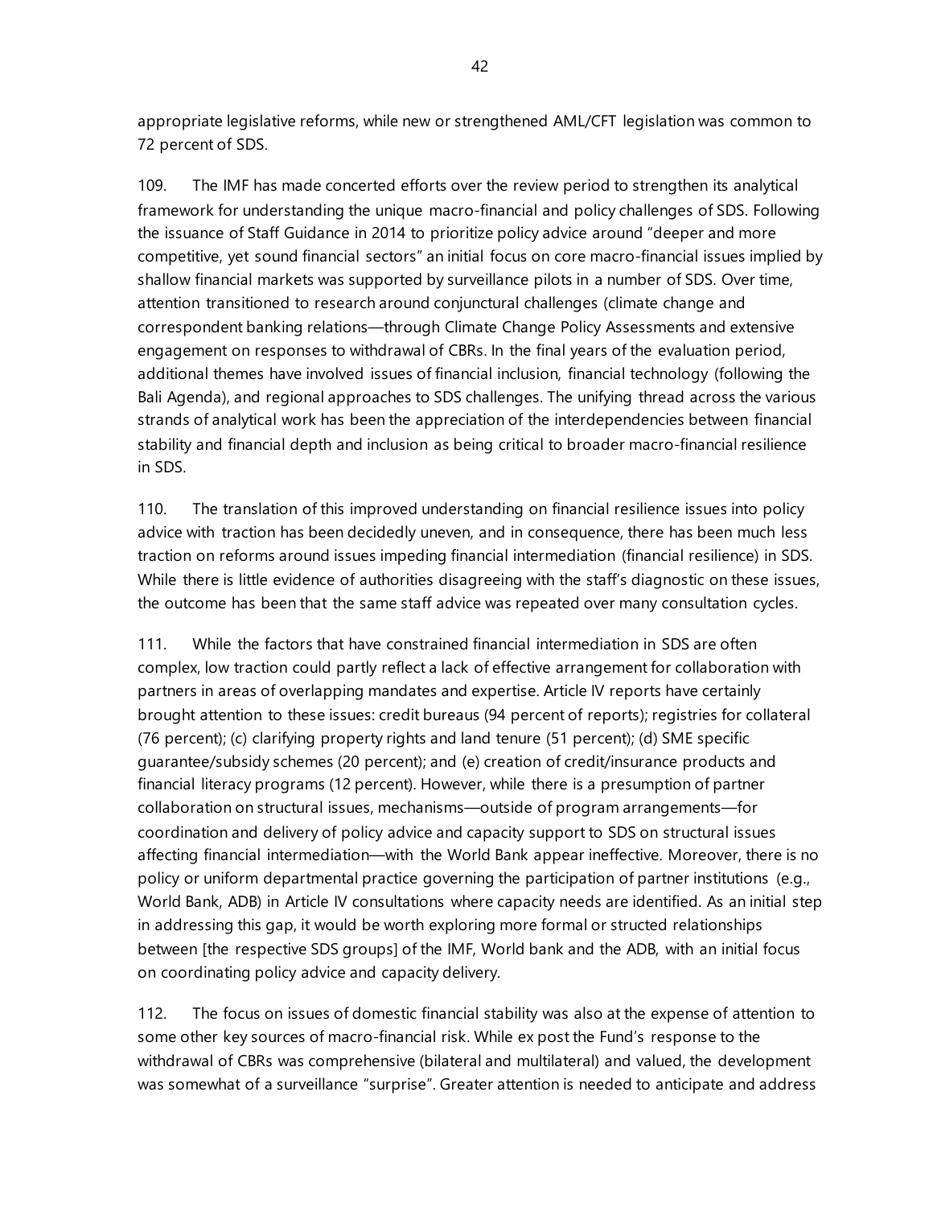appropriate legislative reforms, while new or strengthened AML/CFT legislation was common to 72 percent of SDS.

109. The IMF has made concerted efforts over the review period to strengthen its analytical framework for understanding the unique macro-financial and policy challenges of SDS. Following the issuance of Staff Guidance in 2014 to prioritize policy advice around "deeper and more competitive, yet sound financial sectors" an initial focus on core macro-financial issues implied by shallow financial markets was supported by surveillance pilots in a number of SDS. Over time, attention transitioned to research around conjunctural challenges (climate change and correspondent banking relations—through Climate Change Policy Assessments and extensive engagement on responses to withdrawal of CBRs. In the final years of the evaluation period, additional themes have involved issues of financial inclusion, financial technology (following the Bali Agenda), and regional approaches to SDS challenges. The unifying thread across the various strands of analytical work has been the appreciation of the interdependencies between financial stability and financial depth and inclusion as being critical to broader macro-financial resilience in SDS.

110. The translation of this improved understanding on financial resilience issues into policy advice with traction has been decidedly uneven, and in consequence, there has been much less traction on reforms around issues impeding financial intermediation (financial resilience) in SDS. While there is little evidence of authorities disagreeing with the staff's diagnostic on these issues, the outcome has been that the same staff advice was repeated over many consultation cycles.

111. While the factors that have constrained financial intermediation in SDS are often complex, low traction could partly reflect a lack of effective arrangement for collaboration with partners in areas of overlapping mandates and expertise. Article IV reports have certainly brought attention to these issues: credit bureaus (94 percent of reports); registries for collateral (76 percent); (c) clarifying property rights and land tenure (51 percent); (d) SME specific guarantee/subsidy schemes (20 percent); and (e) creation of credit/insurance products and financial literacy programs (12 percent). However, while there is a presumption of partner collaboration on structural issues, mechanisms—outside of program arrangements—for coordination and delivery of policy advice and capacity support to SDS on structural issues affecting financial intermediation—with the World Bank appear ineffective. Moreover, there is no policy or uniform departmental practice governing the participation of partner institutions (e.g., World Bank, ADB) in Article IV consultations where capacity needs are identified. As an initial step in addressing this gap, it would be worth exploring more formal or structed relationships between [the respective SDS groups] of the IMF, World bank and the ADB, with an initial focus on coordinating policy advice and capacity delivery.

112. The focus on issues of domestic financial stability was also at the expense of attention to some other key sources of macro-financial risk. While ex post the Fund's response to the withdrawal of CBRs was comprehensive (bilateral and multilateral) and valued, the development was somewhat of a surveillance "surprise". Greater attention is needed to anticipate and address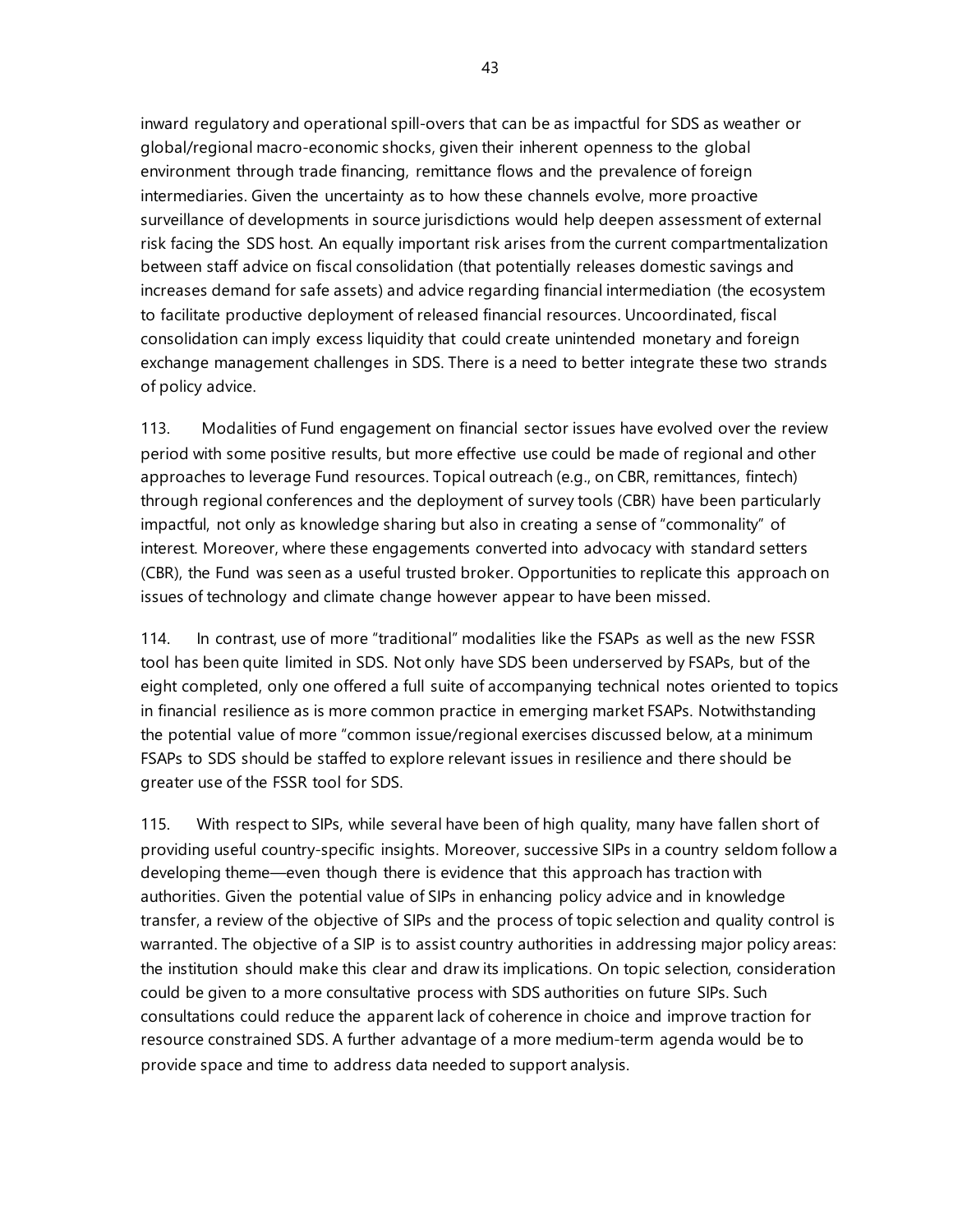inward regulatory and operational spill-overs that can be as impactful for SDS as weather or global/regional macro-economic shocks, given their inherent openness to the global environment through trade financing, remittance flows and the prevalence of foreign intermediaries. Given the uncertainty as to how these channels evolve, more proactive surveillance of developments in source jurisdictions would help deepen assessment of external risk facing the SDS host. An equally important risk arises from the current compartmentalization between staff advice on fiscal consolidation (that potentially releases domestic savings and increases demand for safe assets) and advice regarding financial intermediation (the ecosystem to facilitate productive deployment of released financial resources. Uncoordinated, fiscal consolidation can imply excess liquidity that could create unintended monetary and foreign exchange management challenges in SDS. There is a need to better integrate these two strands of policy advice.

113. Modalities of Fund engagement on financial sector issues have evolved over the review period with some positive results, but more effective use could be made of regional and other approaches to leverage Fund resources. Topical outreach (e.g., on CBR, remittances, fintech) through regional conferences and the deployment of survey tools (CBR) have been particularly impactful, not only as knowledge sharing but also in creating a sense of "commonality" of interest. Moreover, where these engagements converted into advocacy with standard setters (CBR), the Fund was seen as a useful trusted broker. Opportunities to replicate this approach on issues of technology and climate change however appear to have been missed.

114. In contrast, use of more "traditional" modalities like the FSAPs as well as the new FSSR tool has been quite limited in SDS. Not only have SDS been underserved by FSAPs, but of the eight completed, only one offered a full suite of accompanying technical notes oriented to topics in financial resilience as is more common practice in emerging market FSAPs. Notwithstanding the potential value of more "common issue/regional exercises discussed below, at a minimum FSAPs to SDS should be staffed to explore relevant issues in resilience and there should be greater use of the FSSR tool for SDS.

115. With respect to SIPs, while several have been of high quality, many have fallen short of providing useful country-specific insights. Moreover, successive SIPs in a country seldom follow a developing theme—even though there is evidence that this approach has traction with authorities. Given the potential value of SIPs in enhancing policy advice and in knowledge transfer, a review of the objective of SIPs and the process of topic selection and quality control is warranted. The objective of a SIP is to assist country authorities in addressing major policy areas: the institution should make this clear and draw its implications. On topic selection, consideration could be given to a more consultative process with SDS authorities on future SIPs. Such consultations could reduce the apparent lack of coherence in choice and improve traction for resource constrained SDS. A further advantage of a more medium-term agenda would be to provide space and time to address data needed to support analysis.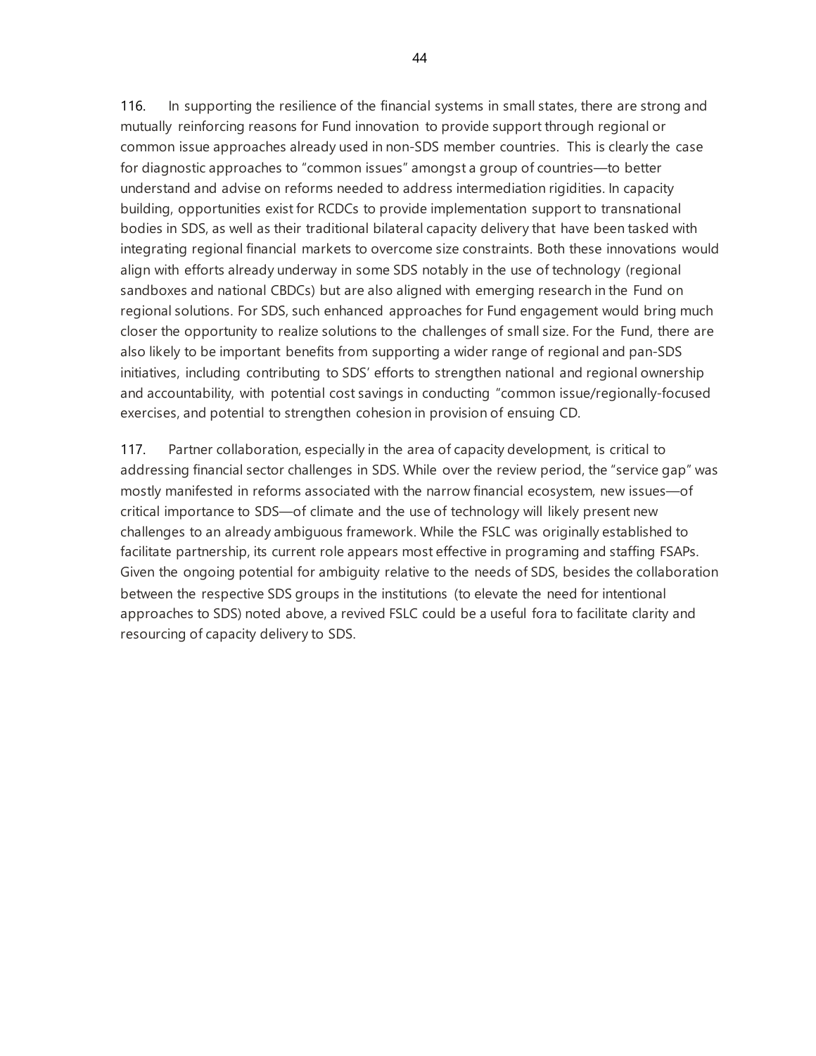116. In supporting the resilience of the financial systems in small states, there are strong and mutually reinforcing reasons for Fund innovation to provide support through regional or common issue approaches already used in non-SDS member countries. This is clearly the case for diagnostic approaches to "common issues" amongst a group of countries—to better understand and advise on reforms needed to address intermediation rigidities. In capacity building, opportunities exist for RCDCs to provide implementation support to transnational bodies in SDS, as well as their traditional bilateral capacity delivery that have been tasked with integrating regional financial markets to overcome size constraints. Both these innovations would align with efforts already underway in some SDS notably in the use of technology (regional sandboxes and national CBDCs) but are also aligned with emerging research in the Fund on regional solutions. For SDS, such enhanced approaches for Fund engagement would bring much closer the opportunity to realize solutions to the challenges of small size. For the Fund, there are also likely to be important benefits from supporting a wider range of regional and pan-SDS initiatives, including contributing to SDS' efforts to strengthen national and regional ownership and accountability, with potential cost savings in conducting "common issue/regionally-focused exercises, and potential to strengthen cohesion in provision of ensuing CD.

117. Partner collaboration, especially in the area of capacity development, is critical to addressing financial sector challenges in SDS. While over the review period, the "service gap" was mostly manifested in reforms associated with the narrow financial ecosystem, new issues—of critical importance to SDS—of climate and the use of technology will likely present new challenges to an already ambiguous framework. While the FSLC was originally established to facilitate partnership, its current role appears most effective in programing and staffing FSAPs. Given the ongoing potential for ambiguity relative to the needs of SDS, besides the collaboration between the respective SDS groups in the institutions (to elevate the need for intentional approaches to SDS) noted above, a revived FSLC could be a useful fora to facilitate clarity and resourcing of capacity delivery to SDS.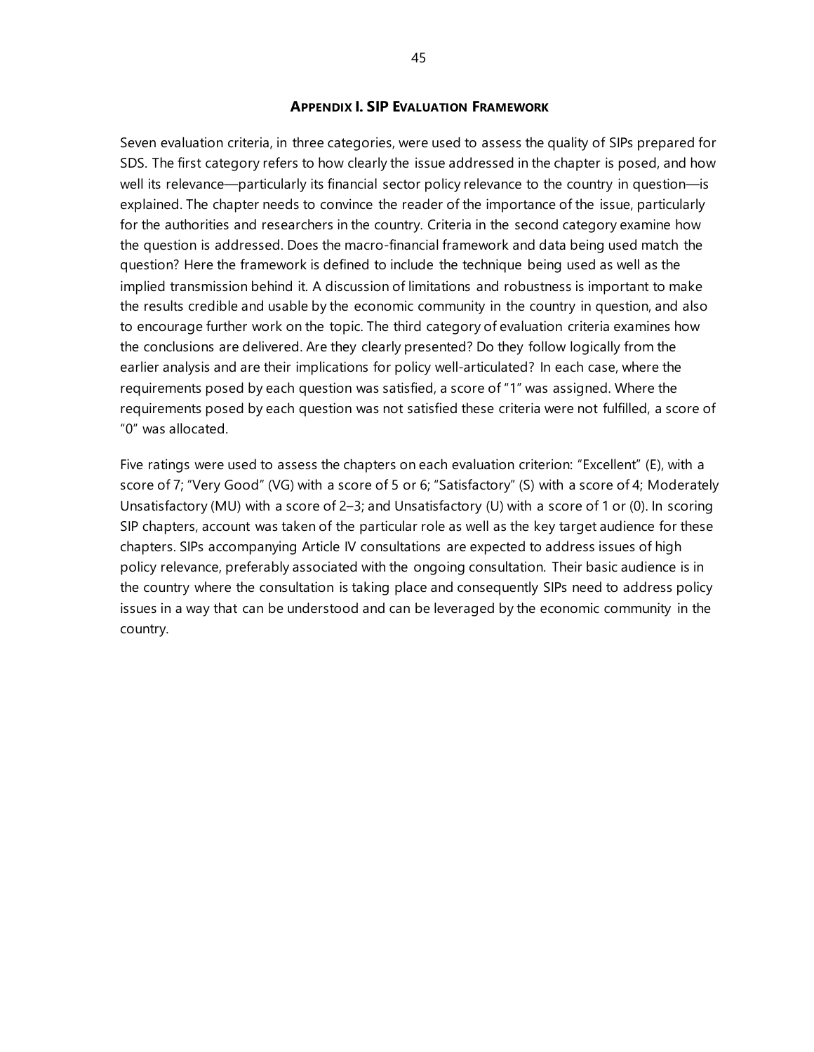## APPENDIX I. SIP EVALUATION FRAMEWORK

Seven evaluation criteria, in three categories, were used to assess the quality of SIPs prepared for SDS. The first category refers to how clearly the issue addressed in the chapter is posed, and how well its relevance—particularly its financial sector policy relevance to the country in question—is explained. The chapter needs to convince the reader of the importance of the issue, particularly for the authorities and researchers in the country. Criteria in the second category examine how the question is addressed. Does the macro-financial framework and data being used match the question? Here the framework is defined to include the technique being used as well as the implied transmission behind it. A discussion of limitations and robustness is important to make the results credible and usable by the economic community in the country in question, and also to encourage further work on the topic. The third category of evaluation criteria examines how the conclusions are delivered. Are they clearly presented? Do they follow logically from the earlier analysis and are their implications for policy well-articulated? In each case, where the requirements posed by each question was satisfied, a score of "1" was assigned. Where the requirements posed by each question was not satisfied these criteria were not fulfilled, a score of "0" was allocated.

Five ratings were used to assess the chapters on each evaluation criterion: "Excellent" (E), with a score of 7; "Very Good" (VG) with a score of 5 or 6; "Satisfactory" (S) with a score of 4; Moderately Unsatisfactory (MU) with a score of 2–3; and Unsatisfactory (U) with a score of 1 or (0). In scoring SIP chapters, account was taken of the particular role as well as the key target audience for these chapters. SIPs accompanying Article IV consultations are expected to address issues of high policy relevance, preferably associated with the ongoing consultation. Their basic audience is in the country where the consultation is taking place and consequently SIPs need to address policy issues in a way that can be understood and can be leveraged by the economic community in the country.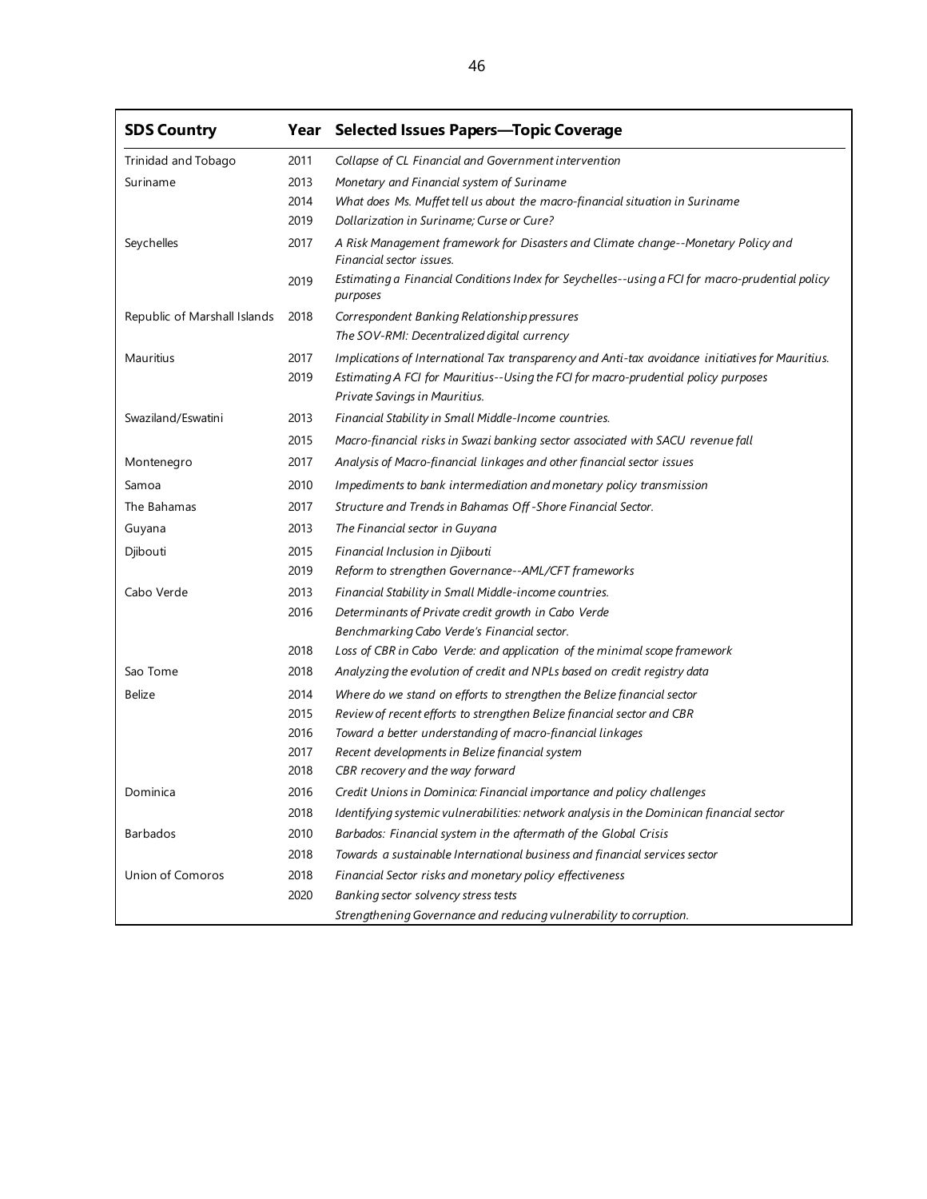| SDS Country | Year | Selected Issues Papers—Topic Coverage |
|---|---|---|
| Trinidad and Tobago | 2011 | *Collapse of CL Financial and Government intervention* |
| Suriname | 2013 | *Monetary and Financial system of Suriname* |
| | 2014 | *What does Ms. Muffet tell us about the macro-financial situation in Suriname* |
| | 2019 | *Dollarization in Suriname; Curse or Cure?* |
| Seychelles | 2017 | *A Risk Management framework for Disasters and Climate change--Monetary Policy and Financial sector issues.* |
| | 2019 | *Estimating a Financial Conditions Index for Seychelles--using a FCI for macro-prudential policy purposes* |
| Republic of Marshall Islands | 2018 | *Correspondent Banking Relationship pressures* |
| | | *The SOV-RMI: Decentralized digital currency* |
| Mauritius | 2017 | *Implications of International Tax transparency and Anti-tax avoidance initiatives for Mauritius.* |
| | 2019 | *Estimating A FCI for Mauritius--Using the FCI for macro-prudential policy purposes* |
| | | *Private Savings in Mauritius.* |
| Swaziland/Eswatini | 2013 | *Financial Stability in Small Middle-Income countries.* |
| | 2015 | *Macro-financial risks in Swazi banking sector associated with SACU revenue fall* |
| Montenegro | 2017 | *Analysis of Macro-financial linkages and other financial sector issues* |
| Samoa | 2010 | *Impediments to bank intermediation and monetary policy transmission* |
| The Bahamas | 2017 | *Structure and Trends in Bahamas Off-Shore Financial Sector.* |
| Guyana | 2013 | *The Financial sector in Guyana* |
| Djibouti | 2015 | *Financial Inclusion in Djibouti* |
| | 2019 | *Reform to strengthen Governance--AML/CFT frameworks* |
| Cabo Verde | 2013 | *Financial Stability in Small Middle-income countries.* |
| | 2016 | *Determinants of Private credit growth in Cabo Verde* |
| | | *Benchmarking Cabo Verde's Financial sector.* |
| | 2018 | *Loss of CBR in Cabo Verde: and application of the minimal scope framework* |
| Sao Tome | 2018 | *Analyzing the evolution of credit and NPLs based on credit registry data* |
| Belize | 2014 | *Where do we stand on efforts to strengthen the Belize financial sector* |
| | 2015 | *Review of recent efforts to strengthen Belize financial sector and CBR* |
| | 2016 | *Toward a better understanding of macro-financial linkages* |
| | 2017 | *Recent developments in Belize financial system* |
| | 2018 | *CBR recovery and the way forward* |
| Dominica | 2016 | *Credit Unions in Dominica: Financial importance and policy challenges* |
| | 2018 | *Identifying systemic vulnerabilities: network analysis in the Dominican financial sector* |
| Barbados | 2010 | *Barbados: Financial system in the aftermath of the Global Crisis* |
| | 2018 | *Towards a sustainable International business and financial services sector* |
| Union of Comoros | 2018 | *Financial Sector risks and monetary policy effectiveness* |
| | 2020 | *Banking sector solvency stress tests* |
| | | *Strengthening Governance and reducing vulnerability to corruption.* |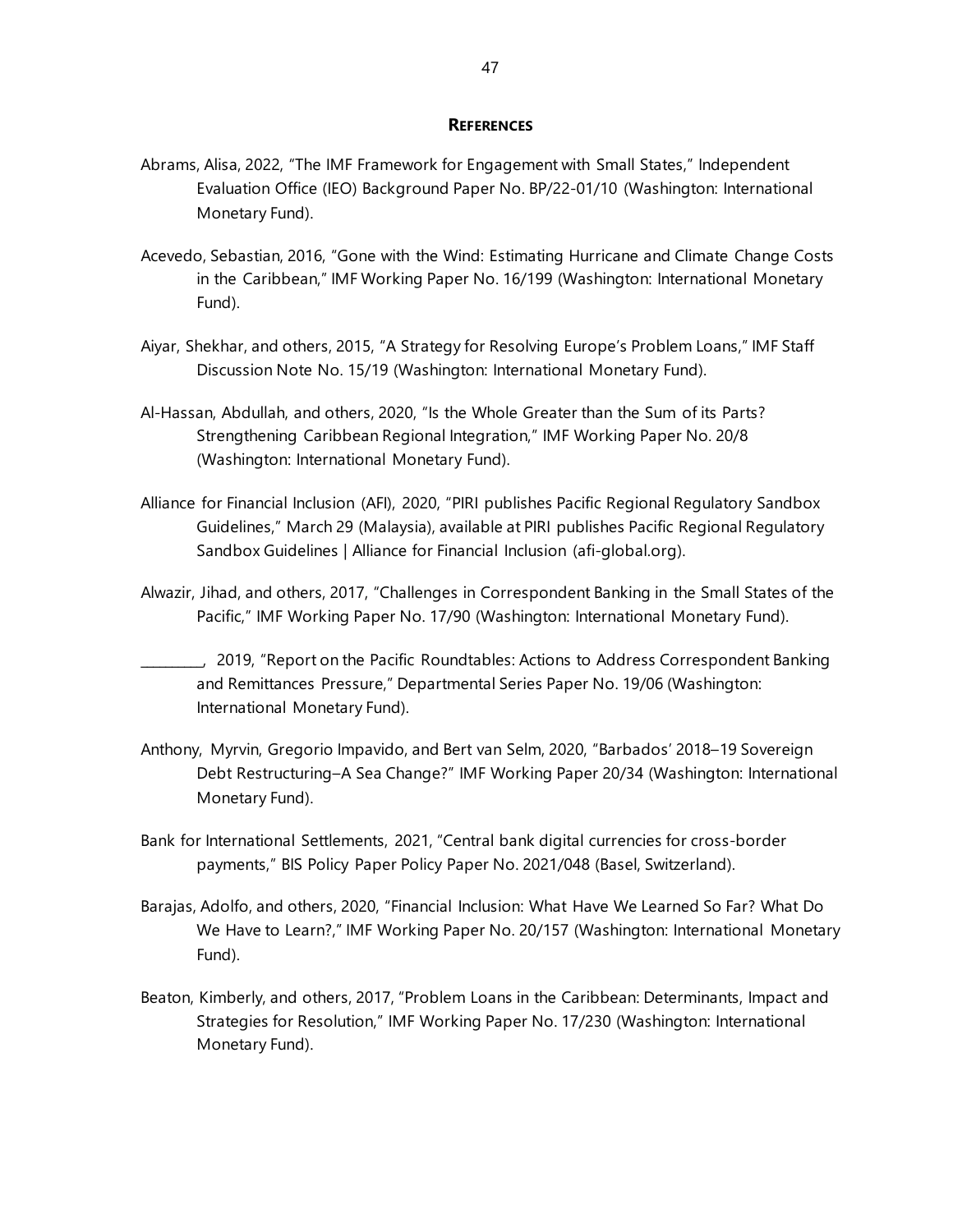## References

Abrams, Alisa, 2022, "The IMF Framework for Engagement with Small States," Independent Evaluation Office (IEO) Background Paper No. BP/22-01/10 (Washington: International Monetary Fund).

Acevedo, Sebastian, 2016, "Gone with the Wind: Estimating Hurricane and Climate Change Costs in the Caribbean," IMF Working Paper No. 16/199 (Washington: International Monetary Fund).

Aiyar, Shekhar, and others, 2015, "A Strategy for Resolving Europe's Problem Loans," IMF Staff Discussion Note No. 15/19 (Washington: International Monetary Fund).

Al-Hassan, Abdullah, and others, 2020, "Is the Whole Greater than the Sum of its Parts? Strengthening Caribbean Regional Integration," IMF Working Paper No. 20/8 (Washington: International Monetary Fund).

Alliance for Financial Inclusion (AFI), 2020, "PIRI publishes Pacific Regional Regulatory Sandbox Guidelines," March 29 (Malaysia), available at PIRI publishes Pacific Regional Regulatory Sandbox Guidelines | Alliance for Financial Inclusion (afi-global.org).

Alwazir, Jihad, and others, 2017, "Challenges in Correspondent Banking in the Small States of the Pacific," IMF Working Paper No. 17/90 (Washington: International Monetary Fund).

________, 2019, "Report on the Pacific Roundtables: Actions to Address Correspondent Banking and Remittances Pressure," Departmental Series Paper No. 19/06 (Washington: International Monetary Fund).

Anthony, Myrvin, Gregorio Impavido, and Bert van Selm, 2020, "Barbados' 2018–19 Sovereign Debt Restructuring–A Sea Change?" IMF Working Paper 20/34 (Washington: International Monetary Fund).

Bank for International Settlements, 2021, "Central bank digital currencies for cross-border payments," BIS Policy Paper Policy Paper No. 2021/048 (Basel, Switzerland).

Barajas, Adolfo, and others, 2020, "Financial Inclusion: What Have We Learned So Far? What Do We Have to Learn?," IMF Working Paper No. 20/157 (Washington: International Monetary Fund).

Beaton, Kimberly, and others, 2017, "Problem Loans in the Caribbean: Determinants, Impact and Strategies for Resolution," IMF Working Paper No. 17/230 (Washington: International Monetary Fund).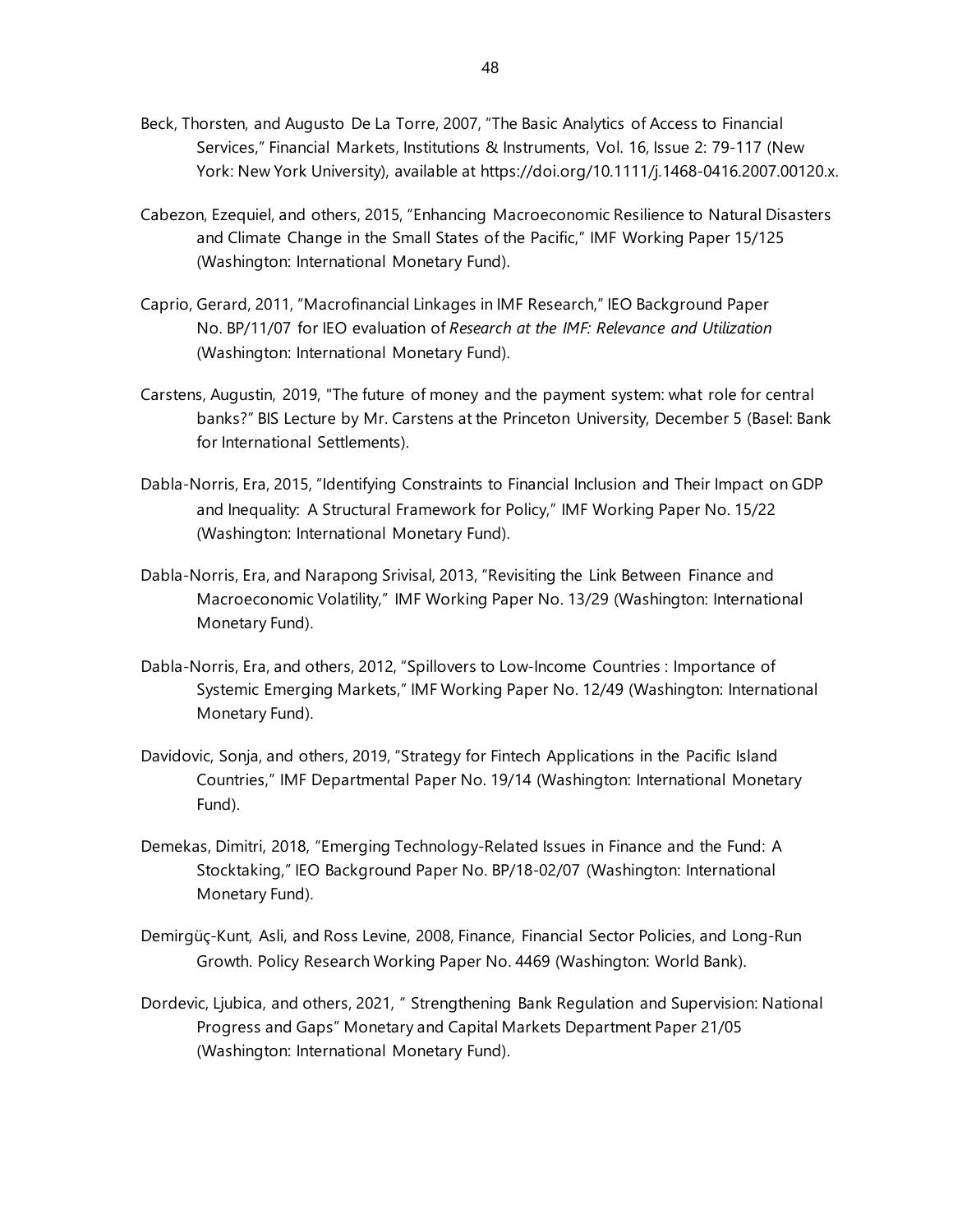Beck, Thorsten, and Augusto De La Torre, 2007, "The Basic Analytics of Access to Financial Services," Financial Markets, Institutions & Instruments, Vol. 16, Issue 2: 79-117 (New York: New York University), available at https://doi.org/10.1111/j.1468-0416.2007.00120.x.

Cabezon, Ezequiel, and others, 2015, "Enhancing Macroeconomic Resilience to Natural Disasters and Climate Change in the Small States of the Pacific," IMF Working Paper 15/125 (Washington: International Monetary Fund).

Caprio, Gerard, 2011, "Macrofinancial Linkages in IMF Research," IEO Background Paper No. BP/11/07 for IEO evaluation of *Research at the IMF: Relevance and Utilization* (Washington: International Monetary Fund).

Carstens, Augustin, 2019, "The future of money and the payment system: what role for central banks?" BIS Lecture by Mr. Carstens at the Princeton University, December 5 (Basel: Bank for International Settlements).

Dabla-Norris, Era, 2015, "Identifying Constraints to Financial Inclusion and Their Impact on GDP and Inequality: A Structural Framework for Policy," IMF Working Paper No. 15/22 (Washington: International Monetary Fund).

Dabla-Norris, Era, and Narapong Srivisal, 2013, "Revisiting the Link Between Finance and Macroeconomic Volatility," IMF Working Paper No. 13/29 (Washington: International Monetary Fund).

Dabla-Norris, Era, and others, 2012, "Spillovers to Low-Income Countries : Importance of Systemic Emerging Markets," IMF Working Paper No. 12/49 (Washington: International Monetary Fund).

Davidovic, Sonja, and others, 2019, "Strategy for Fintech Applications in the Pacific Island Countries," IMF Departmental Paper No. 19/14 (Washington: International Monetary Fund).

Demekas, Dimitri, 2018, "Emerging Technology-Related Issues in Finance and the Fund: A Stocktaking," IEO Background Paper No. BP/18-02/07 (Washington: International Monetary Fund).

Demirgüç-Kunt, Asli, and Ross Levine, 2008, Finance, Financial Sector Policies, and Long-Run Growth. Policy Research Working Paper No. 4469 (Washington: World Bank).

Dordevic, Ljubica, and others, 2021, " Strengthening Bank Regulation and Supervision: National Progress and Gaps" Monetary and Capital Markets Department Paper 21/05 (Washington: International Monetary Fund).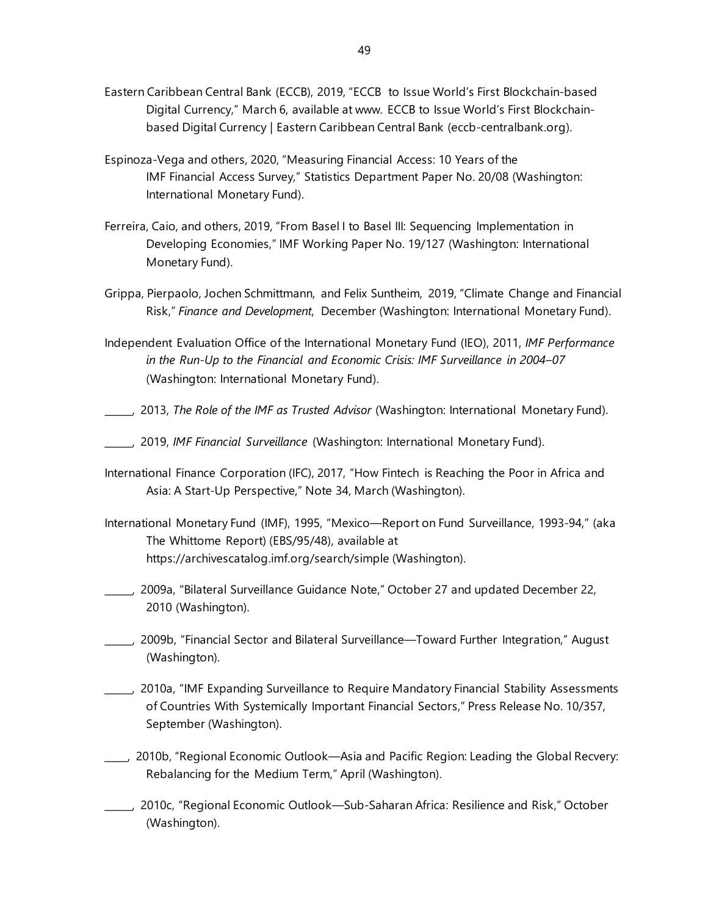Eastern Caribbean Central Bank (ECCB), 2019, "ECCB  to Issue World's First Blockchain-based Digital Currency," March 6, available at www. ECCB to Issue World's First Blockchain-based Digital Currency | Eastern Caribbean Central Bank (eccb-centralbank.org).

Espinoza-Vega and others, 2020, "Measuring Financial Access: 10 Years of the IMF Financial Access Survey," Statistics Department Paper No. 20/08 (Washington: International Monetary Fund).

Ferreira, Caio, and others, 2019, "From Basel I to Basel III: Sequencing Implementation in Developing Economies," IMF Working Paper No. 19/127 (Washington: International Monetary Fund).

Grippa, Pierpaolo, Jochen Schmittmann, and Felix Suntheim, 2019, "Climate Change and Financial Risk," *Finance and Development*, December (Washington: International Monetary Fund).

Independent Evaluation Office of the International Monetary Fund (IEO), 2011, *IMF Performance in the Run-Up to the Financial and Economic Crisis: IMF Surveillance in 2004–07* (Washington: International Monetary Fund).

_____, 2013, *The Role of the IMF as Trusted Advisor* (Washington: International Monetary Fund).

_____, 2019, *IMF Financial Surveillance* (Washington: International Monetary Fund).

International Finance Corporation (IFC), 2017, "How Fintech is Reaching the Poor in Africa and Asia: A Start-Up Perspective," Note 34, March (Washington).

International Monetary Fund (IMF), 1995, "Mexico—Report on Fund Surveillance, 1993-94," (aka The Whittome Report) (EBS/95/48), available at https://archivescatalog.imf.org/search/simple (Washington).

_____, 2009a, "Bilateral Surveillance Guidance Note," October 27 and updated December 22, 2010 (Washington).

_____, 2009b, "Financial Sector and Bilateral Surveillance—Toward Further Integration," August (Washington).

_____, 2010a, "IMF Expanding Surveillance to Require Mandatory Financial Stability Assessments of Countries With Systemically Important Financial Sectors," Press Release No. 10/357, September (Washington).

____, 2010b, "Regional Economic Outlook—Asia and Pacific Region: Leading the Global Recvery: Rebalancing for the Medium Term," April (Washington).

_____, 2010c, "Regional Economic Outlook—Sub-Saharan Africa: Resilience and Risk," October (Washington).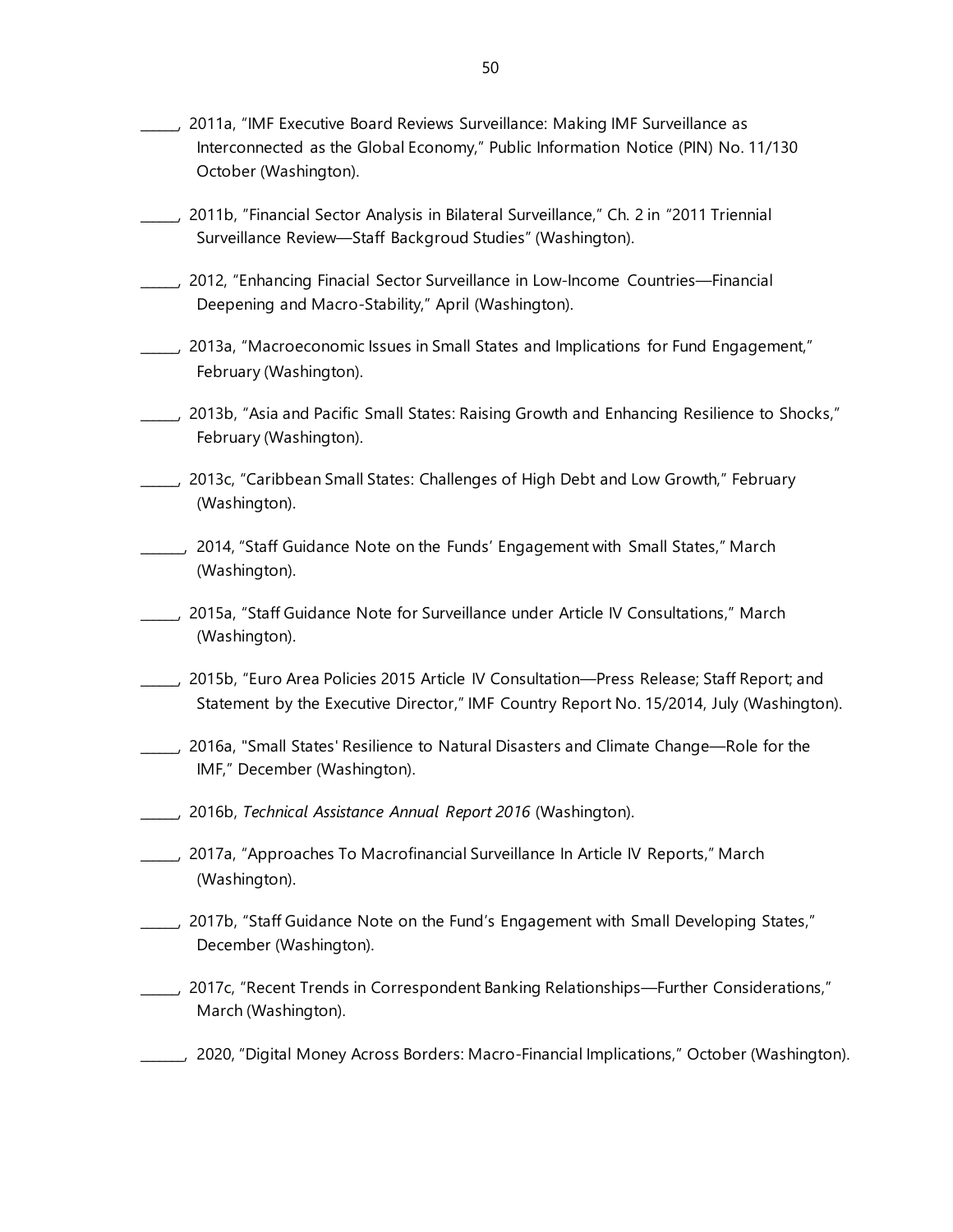_____, 2011a, "IMF Executive Board Reviews Surveillance: Making IMF Surveillance as Interconnected as the Global Economy," Public Information Notice (PIN) No. 11/130 October (Washington).

_____, 2011b, "Financial Sector Analysis in Bilateral Surveillance," Ch. 2 in "2011 Triennial Surveillance Review—Staff Backgroud Studies" (Washington).

_____, 2012, "Enhancing Finacial Sector Surveillance in Low-Income Countries—Financial Deepening and Macro-Stability," April (Washington).

_____, 2013a, "Macroeconomic Issues in Small States and Implications for Fund Engagement," February (Washington).

_____, 2013b, "Asia and Pacific Small States: Raising Growth and Enhancing Resilience to Shocks," February (Washington).

_____, 2013c, "Caribbean Small States: Challenges of High Debt and Low Growth," February (Washington).

______, 2014, "Staff Guidance Note on the Funds' Engagement with Small States," March (Washington).

_____, 2015a, "Staff Guidance Note for Surveillance under Article IV Consultations," March (Washington).

_____, 2015b, "Euro Area Policies 2015 Article IV Consultation—Press Release; Staff Report; and Statement by the Executive Director," IMF Country Report No. 15/2014, July (Washington).

_____, 2016a, "Small States' Resilience to Natural Disasters and Climate Change—Role for the IMF," December (Washington).

_____, 2016b, *Technical Assistance Annual Report 2016* (Washington).

_____, 2017a, "Approaches To Macrofinancial Surveillance In Article IV Reports," March (Washington).

_____, 2017b, "Staff Guidance Note on the Fund's Engagement with Small Developing States," December (Washington).

_____, 2017c, "Recent Trends in Correspondent Banking Relationships—Further Considerations," March (Washington).

______, 2020, "Digital Money Across Borders: Macro-Financial Implications," October (Washington).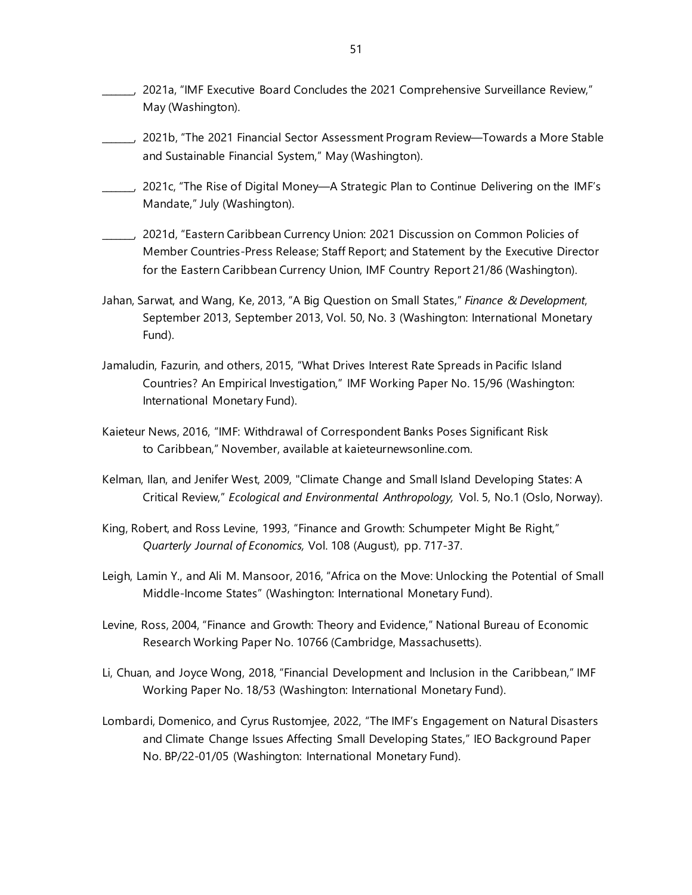______, 2021a, "IMF Executive Board Concludes the 2021 Comprehensive Surveillance Review," May (Washington).

______, 2021b, "The 2021 Financial Sector Assessment Program Review—Towards a More Stable and Sustainable Financial System," May (Washington).

______, 2021c, "The Rise of Digital Money—A Strategic Plan to Continue Delivering on the IMF's Mandate," July (Washington).

______, 2021d, "Eastern Caribbean Currency Union: 2021 Discussion on Common Policies of Member Countries-Press Release; Staff Report; and Statement by the Executive Director for the Eastern Caribbean Currency Union, IMF Country Report 21/86 (Washington).

Jahan, Sarwat, and Wang, Ke, 2013, "A Big Question on Small States," *Finance & Development*, September 2013, September 2013, Vol. 50, No. 3 (Washington: International Monetary Fund).

Jamaludin, Fazurin, and others, 2015, "What Drives Interest Rate Spreads in Pacific Island Countries? An Empirical Investigation," IMF Working Paper No. 15/96 (Washington: International Monetary Fund).

Kaieteur News, 2016, "IMF: Withdrawal of Correspondent Banks Poses Significant Risk to Caribbean," November, available at kaieteurnewsonline.com.

Kelman, Ilan, and Jenifer West, 2009, "Climate Change and Small Island Developing States: A Critical Review," *Ecological and Environmental Anthropology,* Vol. 5, No.1 (Oslo, Norway).

King, Robert, and Ross Levine, 1993, "Finance and Growth: Schumpeter Might Be Right," *Quarterly Journal of Economics,* Vol. 108 (August), pp. 717-37.

Leigh, Lamin Y., and Ali M. Mansoor, 2016, "Africa on the Move: Unlocking the Potential of Small Middle-Income States" (Washington: International Monetary Fund).

Levine, Ross, 2004, "Finance and Growth: Theory and Evidence," National Bureau of Economic Research Working Paper No. 10766 (Cambridge, Massachusetts).

Li, Chuan, and Joyce Wong, 2018, "Financial Development and Inclusion in the Caribbean," IMF Working Paper No. 18/53 (Washington: International Monetary Fund).

Lombardi, Domenico, and Cyrus Rustomjee, 2022, "The IMF's Engagement on Natural Disasters and Climate Change Issues Affecting Small Developing States," IEO Background Paper No. BP/22-01/05 (Washington: International Monetary Fund).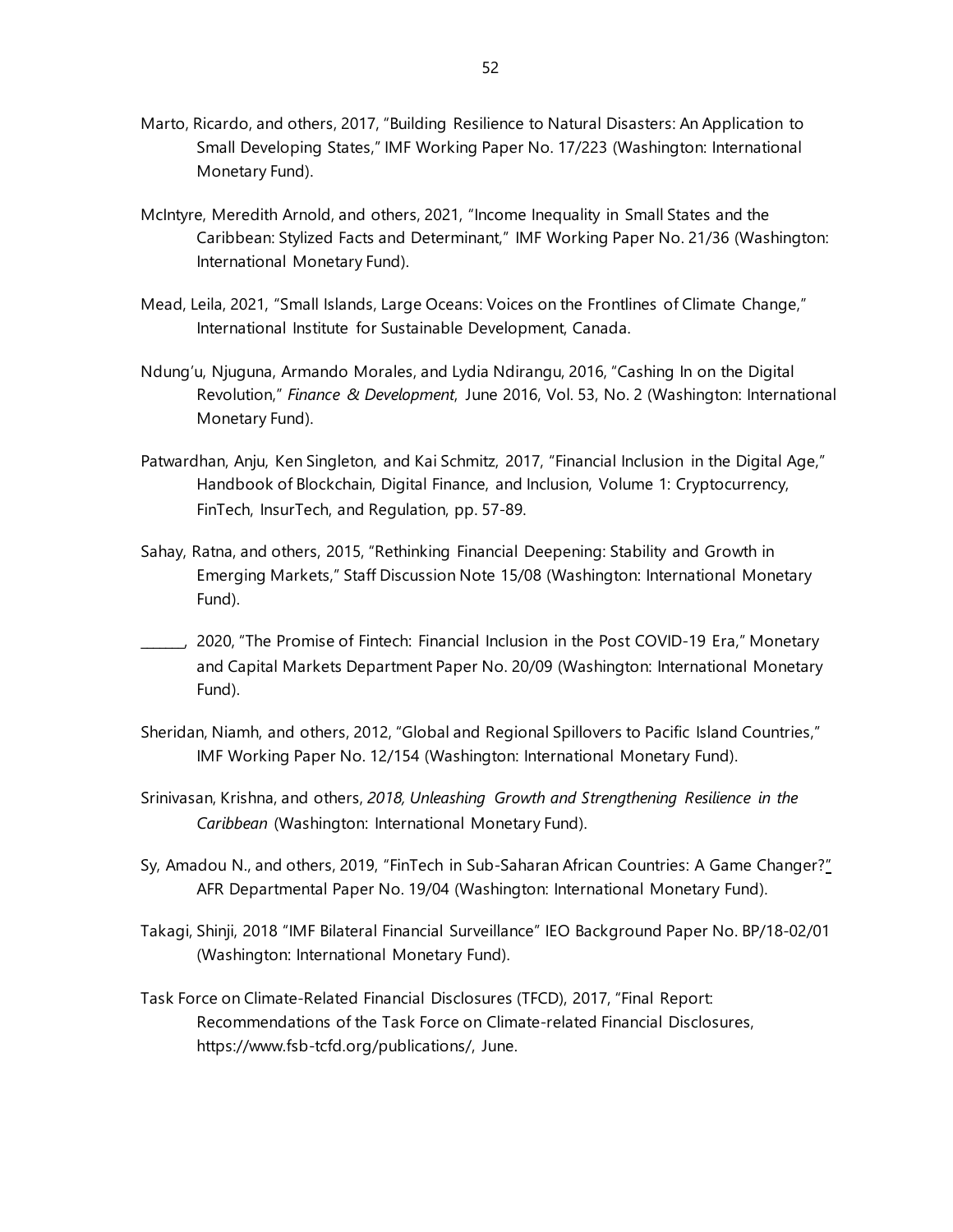Marto, Ricardo, and others, 2017, "Building Resilience to Natural Disasters: An Application to Small Developing States," IMF Working Paper No. 17/223 (Washington: International Monetary Fund).

McIntyre, Meredith Arnold, and others, 2021, "Income Inequality in Small States and the Caribbean: Stylized Facts and Determinant," IMF Working Paper No. 21/36 (Washington: International Monetary Fund).

Mead, Leila, 2021, "Small Islands, Large Oceans: Voices on the Frontlines of Climate Change," International Institute for Sustainable Development, Canada.

Ndung'u, Njuguna, Armando Morales, and Lydia Ndirangu, 2016, "Cashing In on the Digital Revolution," *Finance & Development*, June 2016, Vol. 53, No. 2 (Washington: International Monetary Fund).

Patwardhan, Anju, Ken Singleton, and Kai Schmitz, 2017, "Financial Inclusion in the Digital Age," Handbook of Blockchain, Digital Finance, and Inclusion, Volume 1: Cryptocurrency, FinTech, InsurTech, and Regulation, pp. 57-89.

Sahay, Ratna, and others, 2015, "Rethinking Financial Deepening: Stability and Growth in Emerging Markets," Staff Discussion Note 15/08 (Washington: International Monetary Fund).

______, 2020, "The Promise of Fintech: Financial Inclusion in the Post COVID-19 Era," Monetary and Capital Markets Department Paper No. 20/09 (Washington: International Monetary Fund).

Sheridan, Niamh, and others, 2012, "Global and Regional Spillovers to Pacific Island Countries," IMF Working Paper No. 12/154 (Washington: International Monetary Fund).

Srinivasan, Krishna, and others, *2018, Unleashing Growth and Strengthening Resilience in the Caribbean* (Washington: International Monetary Fund).

Sy, Amadou N., and others, 2019, "FinTech in Sub-Saharan African Countries: A Game Changer?" AFR Departmental Paper No. 19/04 (Washington: International Monetary Fund).

Takagi, Shinji, 2018 "IMF Bilateral Financial Surveillance" IEO Background Paper No. BP/18-02/01 (Washington: International Monetary Fund).

Task Force on Climate-Related Financial Disclosures (TFCD), 2017, "Final Report: Recommendations of the Task Force on Climate-related Financial Disclosures, https://www.fsb-tcfd.org/publications/, June.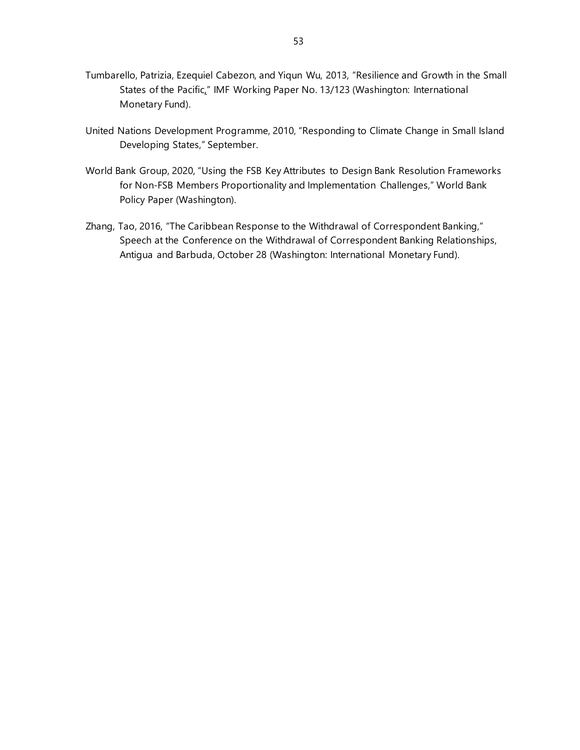Tumbarello, Patrizia, Ezequiel Cabezon, and Yiqun Wu, 2013, "Resilience and Growth in the Small States of the Pacific," IMF Working Paper No. 13/123 (Washington: International Monetary Fund).

United Nations Development Programme, 2010, "Responding to Climate Change in Small Island Developing States," September.

World Bank Group, 2020, "Using the FSB Key Attributes to Design Bank Resolution Frameworks for Non-FSB Members Proportionality and Implementation Challenges," World Bank Policy Paper (Washington).

Zhang, Tao, 2016, "The Caribbean Response to the Withdrawal of Correspondent Banking," Speech at the Conference on the Withdrawal of Correspondent Banking Relationships, Antigua and Barbuda, October 28 (Washington: International Monetary Fund).